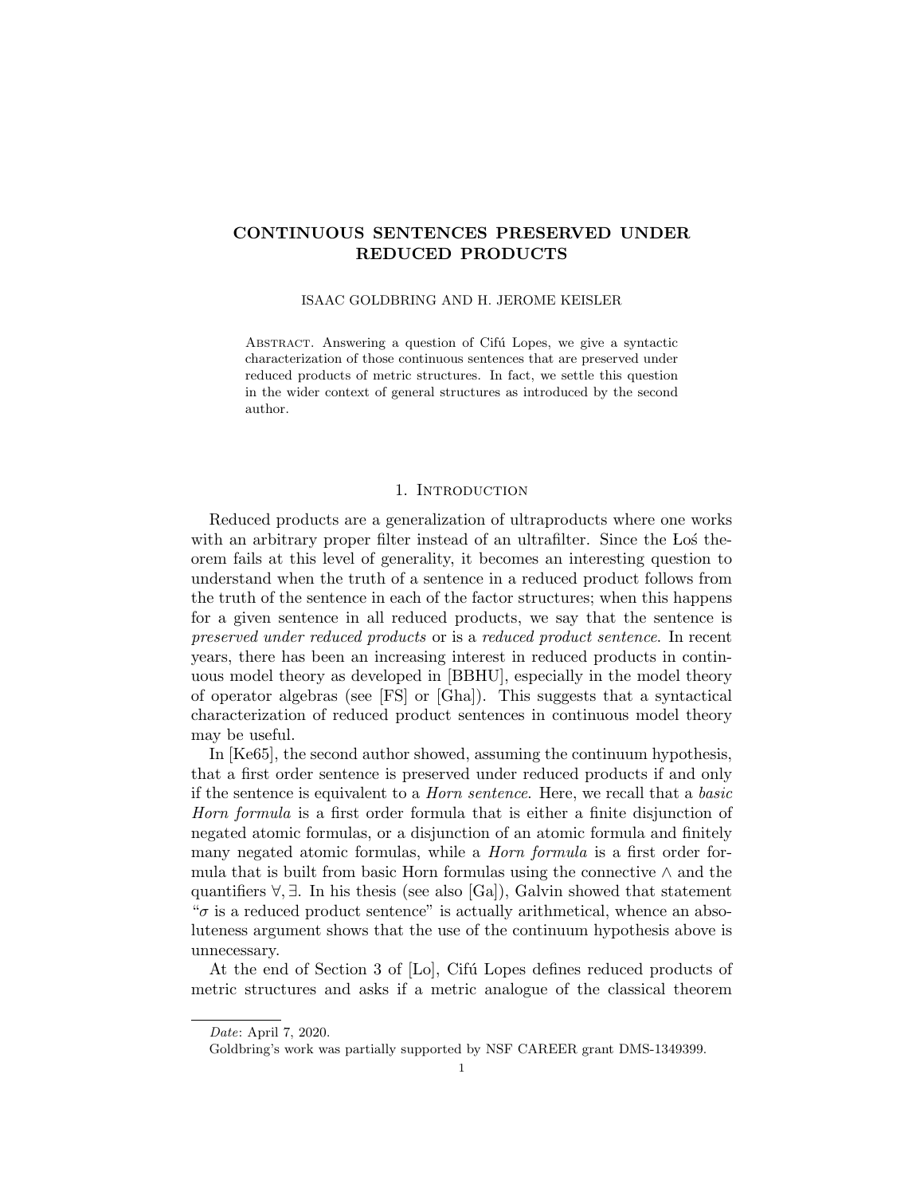# CONTINUOUS SENTENCES PRESERVED UNDER REDUCED PRODUCTS

ISAAC GOLDBRING AND H. JEROME KEISLER

Abstract. Answering a question of Cifú Lopes, we give a syntactic characterization of those continuous sentences that are preserved under reduced products of metric structures. In fact, we settle this question in the wider context of general structures as introduced by the second author.

## 1. Introduction

Reduced products are a generalization of ultraproducts where one works with an arbitrary proper filter instead of an ultrafilter. Since the Łoś theorem fails at this level of generality, it becomes an interesting question to understand when the truth of a sentence in a reduced product follows from the truth of the sentence in each of the factor structures; when this happens for a given sentence in all reduced products, we say that the sentence is *preserved under reduced products* or is a *reduced product sentence*. In recent years, there has been an increasing interest in reduced products in continuous model theory as developed in [BBHU], especially in the model theory of operator algebras (see [FS] or [Gha]). This suggests that a syntactical characterization of reduced product sentences in continuous model theory may be useful.

In [Ke65], the second author showed, assuming the continuum hypothesis, that a first order sentence is preserved under reduced products if and only if the sentence is equivalent to a *Horn sentence*. Here, we recall that a *basic Horn formula* is a first order formula that is either a finite disjunction of negated atomic formulas, or a disjunction of an atomic formula and finitely many negated atomic formulas, while a *Horn formula* is a first order formula that is built from basic Horn formulas using the connective $\wedge$ and the quantifiers $\forall, \exists$. In his thesis (see also [Ga]), Galvin showed that statement "$\sigma$ is a reduced product sentence" is actually arithmetical, whence an absoluteness argument shows that the use of the continuum hypothesis above is unnecessary.

At the end of Section 3 of [Lo], Cifú Lopes defines reduced products of metric structures and asks if a metric analogue of the classical theorem

*Date*: April 7, 2020.

Goldbring's work was partially supported by NSF CAREER grant DMS-1349399.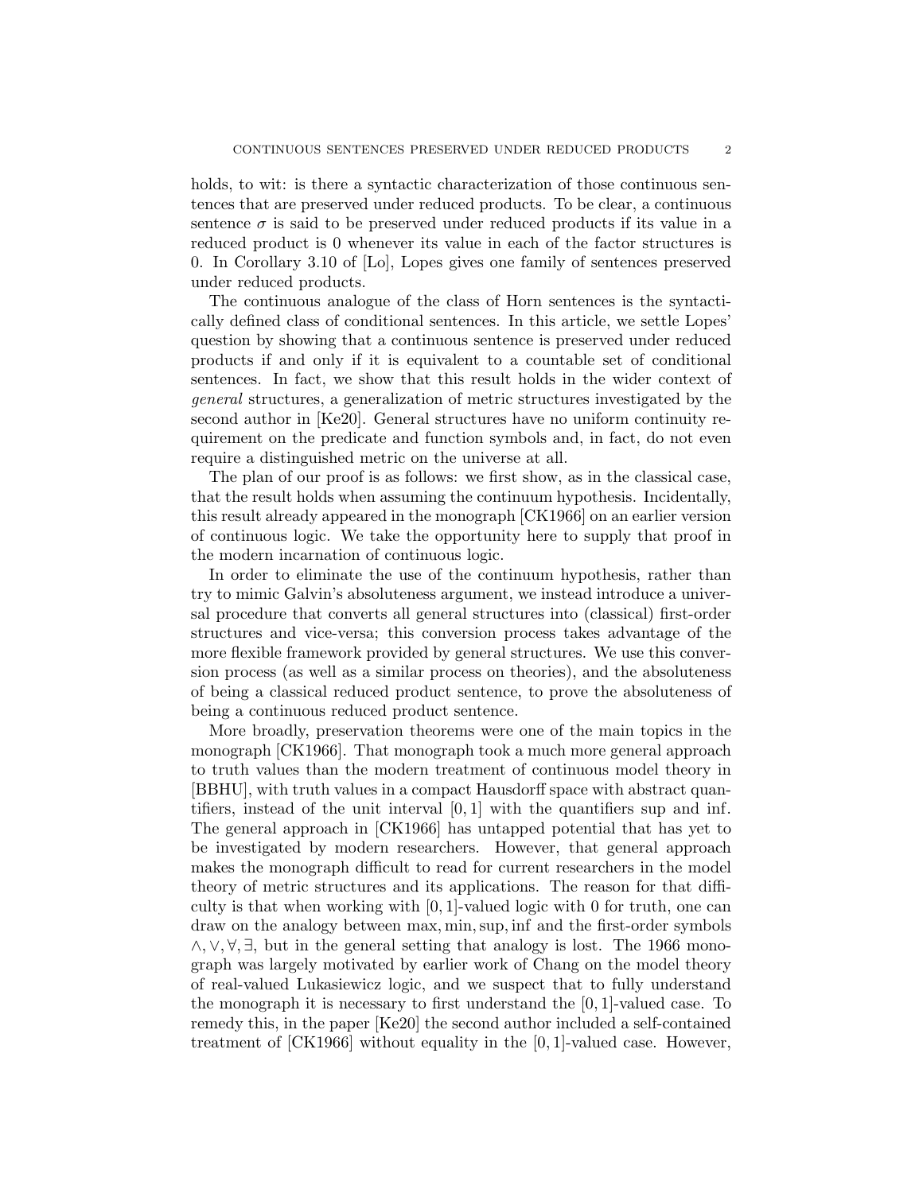holds, to wit: is there a syntactic characterization of those continuous sentences that are preserved under reduced products. To be clear, a continuous sentence $\sigma$ is said to be preserved under reduced products if its value in a reduced product is 0 whenever its value in each of the factor structures is 0. In Corollary 3.10 of [Lo], Lopes gives one family of sentences preserved under reduced products.

The continuous analogue of the class of Horn sentences is the syntactically defined class of conditional sentences. In this article, we settle Lopes' question by showing that a continuous sentence is preserved under reduced products if and only if it is equivalent to a countable set of conditional sentences. In fact, we show that this result holds in the wider context of *general* structures, a generalization of metric structures investigated by the second author in [Ke20]. General structures have no uniform continuity requirement on the predicate and function symbols and, in fact, do not even require a distinguished metric on the universe at all.

The plan of our proof is as follows: we first show, as in the classical case, that the result holds when assuming the continuum hypothesis. Incidentally, this result already appeared in the monograph [CK1966] on an earlier version of continuous logic. We take the opportunity here to supply that proof in the modern incarnation of continuous logic.

In order to eliminate the use of the continuum hypothesis, rather than try to mimic Galvin's absoluteness argument, we instead introduce a universal procedure that converts all general structures into (classical) first-order structures and vice-versa; this conversion process takes advantage of the more flexible framework provided by general structures. We use this conversion process (as well as a similar process on theories), and the absoluteness of being a classical reduced product sentence, to prove the absoluteness of being a continuous reduced product sentence.

More broadly, preservation theorems were one of the main topics in the monograph [CK1966]. That monograph took a much more general approach to truth values than the modern treatment of continuous model theory in [BBHU], with truth values in a compact Hausdorff space with abstract quantifiers, instead of the unit interval $[0, 1]$ with the quantifiers sup and inf. The general approach in [CK1966] has untapped potential that has yet to be investigated by modern researchers. However, that general approach makes the monograph difficult to read for current researchers in the model theory of metric structures and its applications. The reason for that difficulty is that when working with $[0, 1]$-valued logic with 0 for truth, one can draw on the analogy between max, min, sup, inf and the first-order symbols $\wedge, \vee, \forall, \exists$, but in the general setting that analogy is lost. The 1966 monograph was largely motivated by earlier work of Chang on the model theory of real-valued Lukasiewicz logic, and we suspect that to fully understand the monograph it is necessary to first understand the $[0, 1]$-valued case. To remedy this, in the paper [Ke20] the second author included a self-contained treatment of [CK1966] without equality in the $[0, 1]$-valued case. However,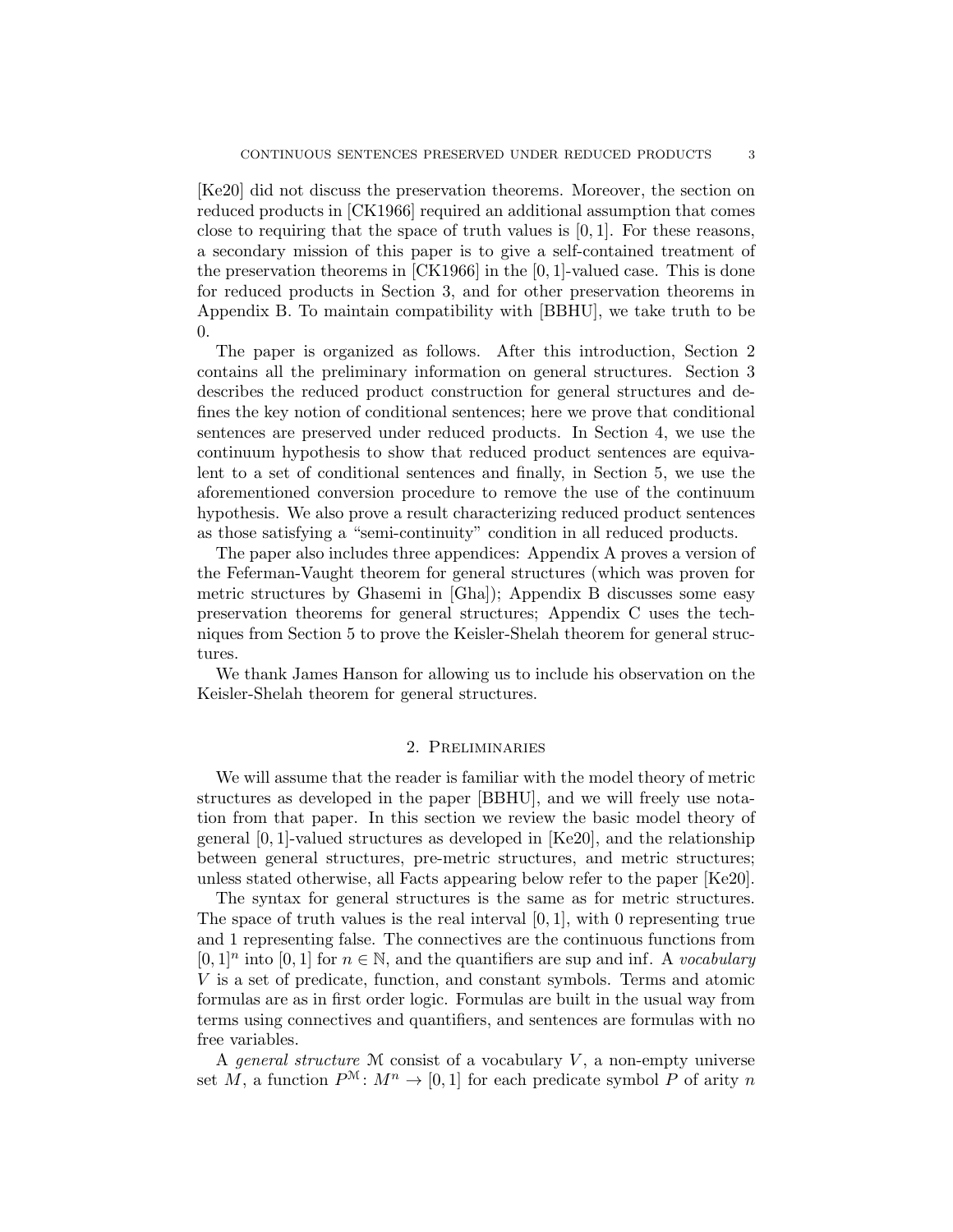[Ke20] did not discuss the preservation theorems. Moreover, the section on reduced products in [CK1966] required an additional assumption that comes close to requiring that the space of truth values is $[0,1]$. For these reasons, a secondary mission of this paper is to give a self-contained treatment of the preservation theorems in [CK1966] in the $[0,1]$-valued case. This is done for reduced products in Section 3, and for other preservation theorems in Appendix B. To maintain compatibility with [BBHU], we take truth to be 0.

The paper is organized as follows. After this introduction, Section 2 contains all the preliminary information on general structures. Section 3 describes the reduced product construction for general structures and defines the key notion of conditional sentences; here we prove that conditional sentences are preserved under reduced products. In Section 4, we use the continuum hypothesis to show that reduced product sentences are equivalent to a set of conditional sentences and finally, in Section 5, we use the aforementioned conversion procedure to remove the use of the continuum hypothesis. We also prove a result characterizing reduced product sentences as those satisfying a "semi-continuity" condition in all reduced products.

The paper also includes three appendices: Appendix A proves a version of the Feferman-Vaught theorem for general structures (which was proven for metric structures by Ghasemi in [Gha]); Appendix B discusses some easy preservation theorems for general structures; Appendix C uses the techniques from Section 5 to prove the Keisler-Shelah theorem for general structures.

We thank James Hanson for allowing us to include his observation on the Keisler-Shelah theorem for general structures.

## 2. Preliminaries

We will assume that the reader is familiar with the model theory of metric structures as developed in the paper [BBHU], and we will freely use notation from that paper. In this section we review the basic model theory of general $[0,1]$-valued structures as developed in [Ke20], and the relationship between general structures, pre-metric structures, and metric structures; unless stated otherwise, all Facts appearing below refer to the paper [Ke20].

The syntax for general structures is the same as for metric structures. The space of truth values is the real interval $[0,1]$, with 0 representing true and 1 representing false. The connectives are the continuous functions from $[0,1]^n$ into $[0,1]$ for $n \in \mathbb{N}$, and the quantifiers are sup and inf. A *vocabulary* $V$ is a set of predicate, function, and constant symbols. Terms and atomic formulas are as in first order logic. Formulas are built in the usual way from terms using connectives and quantifiers, and sentences are formulas with no free variables.

A *general structure* $\mathcal{M}$ consist of a vocabulary $V$, a non-empty universe set $M$, a function $P^{\mathcal{M}} \colon M^n \to [0,1]$ for each predicate symbol $P$ of arity $n$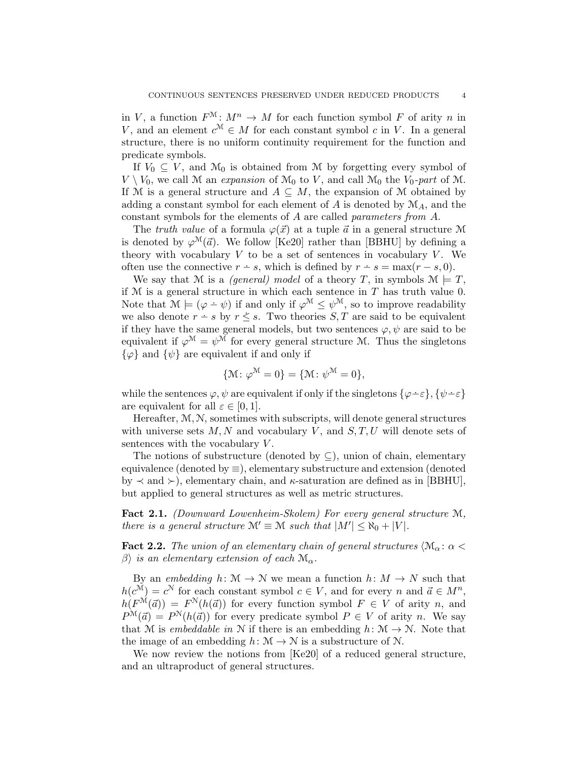in $V$, a function $F^{\mathcal{M}}: M^n \to M$ for each function symbol $F$ of arity $n$ in $V$, and an element $c^{\mathcal{M}} \in M$ for each constant symbol $c$ in $V$. In a general structure, there is no uniform continuity requirement for the function and predicate symbols.

If $V_0 \subseteq V$, and $\mathcal{M}_0$ is obtained from $\mathcal{M}$ by forgetting every symbol of $V \setminus V_0$, we call $\mathcal{M}$ an *expansion* of $\mathcal{M}_0$ to $V$, and call $\mathcal{M}_0$ the $V_0$*-part* of $\mathcal{M}$. If $\mathcal{M}$ is a general structure and $A \subseteq M$, the expansion of $\mathcal{M}$ obtained by adding a constant symbol for each element of $A$ is denoted by $\mathcal{M}_A$, and the constant symbols for the elements of $A$ are called *parameters from* $A$.

The *truth value* of a formula $\varphi(\vec{x})$ at a tuple $\vec{a}$ in a general structure $\mathcal{M}$ is denoted by $\varphi^{\mathcal{M}}(\vec{a})$. We follow [Ke20] rather than [BBHU] by defining a theory with vocabulary $V$ to be a set of sentences in vocabulary $V$. We often use the connective $r \dot{-} s$, which is defined by $r \dot{-} s = \max(r - s, 0)$.

We say that $\mathcal{M}$ is a *(general) model* of a theory $T$, in symbols $\mathcal{M} \models T$, if $\mathcal{M}$ is a general structure in which each sentence in $T$ has truth value 0. Note that $\mathcal{M} \models (\varphi \dot{-} \psi)$ if and only if $\varphi^{\mathcal{M}} \le \psi^{\mathcal{M}}$, so to improve readability we also denote $r \dot{-} s$ by $r \le s$. Two theories $S, T$ are said to be equivalent if they have the same general models, but two sentences $\varphi, \psi$ are said to be equivalent if $\varphi^{\mathcal{M}} = \psi^{\mathcal{M}}$ for every general structure $\mathcal{M}$. Thus the singletons $\{\varphi\}$ and $\{\psi\}$ are equivalent if and only if

$$\{\mathcal{M} : \varphi^{\mathcal{M}} = 0\} = \{\mathcal{M} : \psi^{\mathcal{M}} = 0\},$$

while the sentences $\varphi, \psi$ are equivalent if only if the singletons $\{\varphi \dot{-} \varepsilon\}, \{\psi \dot{-} \varepsilon\}$ are equivalent for all $\varepsilon \in [0, 1]$.

Hereafter, $\mathcal{M}, \mathcal{N}$, sometimes with subscripts, will denote general structures with universe sets $M, N$ and vocabulary $V$, and $S, T, U$ will denote sets of sentences with the vocabulary $V$.

The notions of substructure (denoted by $\subseteq$), union of chain, elementary equivalence (denoted by $\equiv$), elementary substructure and extension (denoted by $\prec$ and $\succ$), elementary chain, and $\kappa$-saturation are defined as in [BBHU], but applied to general structures as well as metric structures.

**Fact 2.1.** *(Downward Lowenheim-Skolem) For every general structure* $\mathcal{M}$*, there is a general structure* $\mathcal{M}' \equiv \mathcal{M}$ *such that* $|M'| \le \aleph_0 + |V|$.

**Fact 2.2.** *The union of an elementary chain of general structures* $\langle \mathcal{M}_\alpha : \alpha < \beta \rangle$ *is an elementary extension of each* $\mathcal{M}_\alpha$.

By an *embedding* $h: \mathcal{M} \to \mathcal{N}$ we mean a function $h: M \to N$ such that $h(c^{\mathcal{M}}) = c^{\mathcal{N}}$ for each constant symbol $c \in V$, and for every $n$ and $\vec{a} \in M^n$, $h(F^{\mathcal{M}}(\vec{a})) = F^{\mathcal{N}}(h(\vec{a}))$ for every function symbol $F \in V$ of arity $n$, and $P^{\mathcal{M}}(\vec{a}) = P^{\mathcal{N}}(h(\vec{a}))$ for every predicate symbol $P \in V$ of arity $n$. We say that $\mathcal{M}$ is *embeddable in* $\mathcal{N}$ if there is an embedding $h: \mathcal{M} \to \mathcal{N}$. Note that the image of an embedding $h: \mathcal{M} \to \mathcal{N}$ is a substructure of $\mathcal{N}$.

We now review the notions from [Ke20] of a reduced general structure, and an ultraproduct of general structures.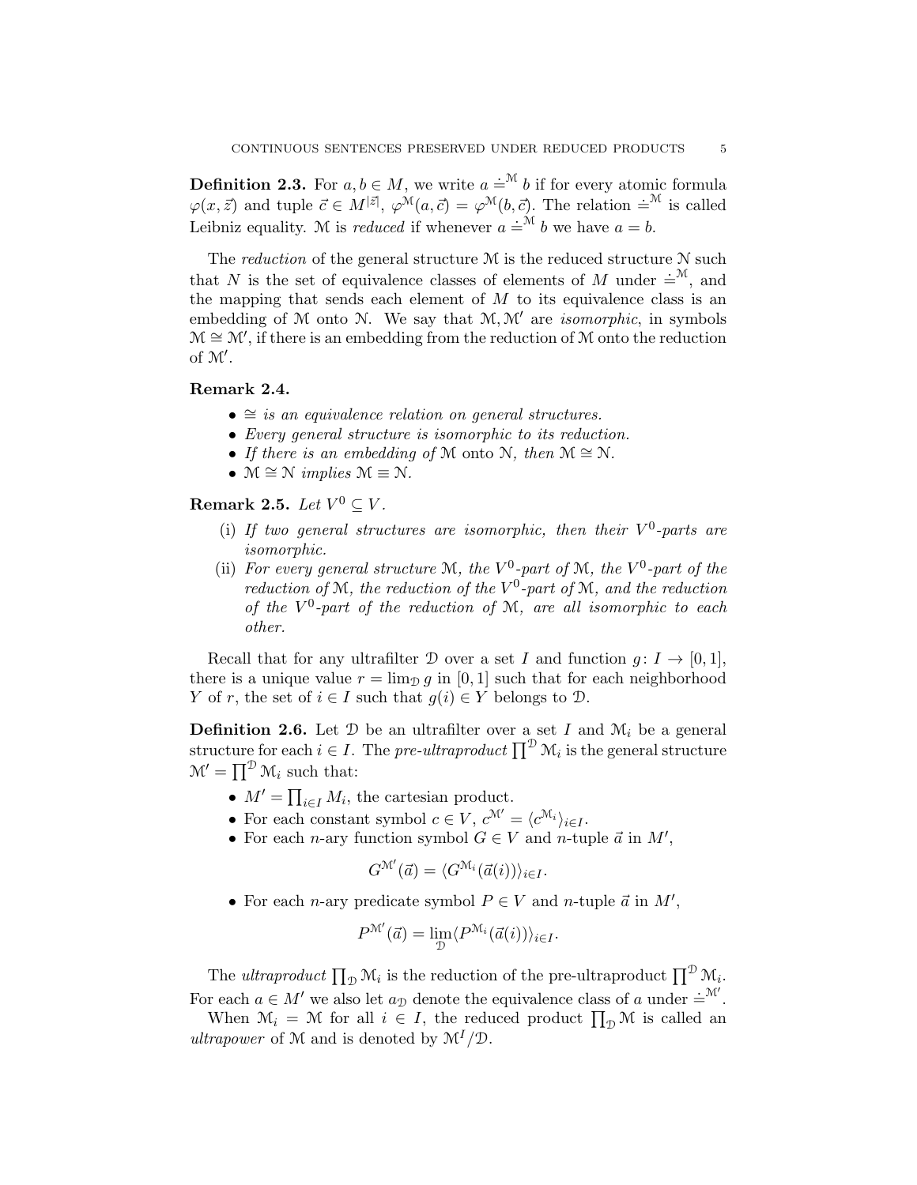**Definition 2.3.** For $a, b \in M$, we write $a \doteq^{\mathcal{M}} b$ if for every atomic formula $\varphi(x, \vec{z})$ and tuple $\vec{c} \in M^{|\vec{z}|}$, $\varphi^{\mathcal{M}}(a, \vec{c}) = \varphi^{\mathcal{M}}(b, \vec{c})$. The relation $\doteq^{\mathcal{M}}$ is called Leibniz equality. $\mathcal{M}$ is *reduced* if whenever $a \doteq^{\mathcal{M}} b$ we have $a = b$.

The *reduction* of the general structure $\mathcal{M}$ is the reduced structure $\mathcal{N}$ such that $N$ is the set of equivalence classes of elements of $M$ under $\doteq^{\mathcal{M}}$, and the mapping that sends each element of $M$ to its equivalence class is an embedding of $\mathcal{M}$ onto $\mathcal{N}$. We say that $\mathcal{M}, \mathcal{M}'$ are *isomorphic*, in symbols $\mathcal{M} \cong \mathcal{M}'$, if there is an embedding from the reduction of $\mathcal{M}$ onto the reduction of $\mathcal{M}'$.

**Remark 2.4.**

- *$\cong$ is an equivalence relation on general structures.*
- *Every general structure is isomorphic to its reduction.*
- *If there is an embedding of* $\mathcal{M}$ onto $\mathcal{N}$, *then* $\mathcal{M} \cong \mathcal{N}$.
- $\mathcal{M} \cong \mathcal{N}$ *implies* $\mathcal{M} \equiv \mathcal{N}$.

**Remark 2.5.** *Let $V^0 \subseteq V$.*

(i) *If two general structures are isomorphic, then their $V^0$-parts are isomorphic.*
(ii) *For every general structure $\mathcal{M}$, the $V^0$-part of $\mathcal{M}$, the $V^0$-part of the reduction of $\mathcal{M}$, the reduction of the $V^0$-part of $\mathcal{M}$, and the reduction of the $V^0$-part of the reduction of $\mathcal{M}$, are all isomorphic to each other.*

Recall that for any ultrafilter $\mathcal{D}$ over a set $I$ and function $g \colon I \to [0, 1]$, there is a unique value $r = \lim_{\mathcal{D}} g$ in $[0, 1]$ such that for each neighborhood $Y$ of $r$, the set of $i \in I$ such that $g(i) \in Y$ belongs to $\mathcal{D}$.

**Definition 2.6.** Let $\mathcal{D}$ be an ultrafilter over a set $I$ and $\mathcal{M}_i$ be a general structure for each $i \in I$. The *pre-ultraproduct* $\prod^{\mathcal{D}} \mathcal{M}_i$ is the general structure $\mathcal{M}' = \prod^{\mathcal{D}} \mathcal{M}_i$ such that:

- $M' = \prod_{i \in I} M_i$, the cartesian product.
- For each constant symbol $c \in V$, $c^{\mathcal{M}'} = \langle c^{\mathcal{M}_i} \rangle_{i \in I}$.
- For each $n$-ary function symbol $G \in V$ and $n$-tuple $\vec{a}$ in $M'$,
$$G^{\mathcal{M}'}(\vec{a}) = \langle G^{\mathcal{M}_i}(\vec{a}(i)) \rangle_{i \in I}.$$
- For each $n$-ary predicate symbol $P \in V$ and $n$-tuple $\vec{a}$ in $M'$,
$$P^{\mathcal{M}'}(\vec{a}) = \lim_{\mathcal{D}} \langle P^{\mathcal{M}_i}(\vec{a}(i)) \rangle_{i \in I}.$$

The *ultraproduct* $\prod_{\mathcal{D}} \mathcal{M}_i$ is the reduction of the pre-ultraproduct $\prod^{\mathcal{D}} \mathcal{M}_i$. For each $a \in M'$ we also let $a_{\mathcal{D}}$ denote the equivalence class of $a$ under $\doteq^{\mathcal{M}'}$.

When $\mathcal{M}_i = \mathcal{M}$ for all $i \in I$, the reduced product $\prod_{\mathcal{D}} \mathcal{M}$ is called an *ultrapower* of $\mathcal{M}$ and is denoted by $\mathcal{M}^I/\mathcal{D}$.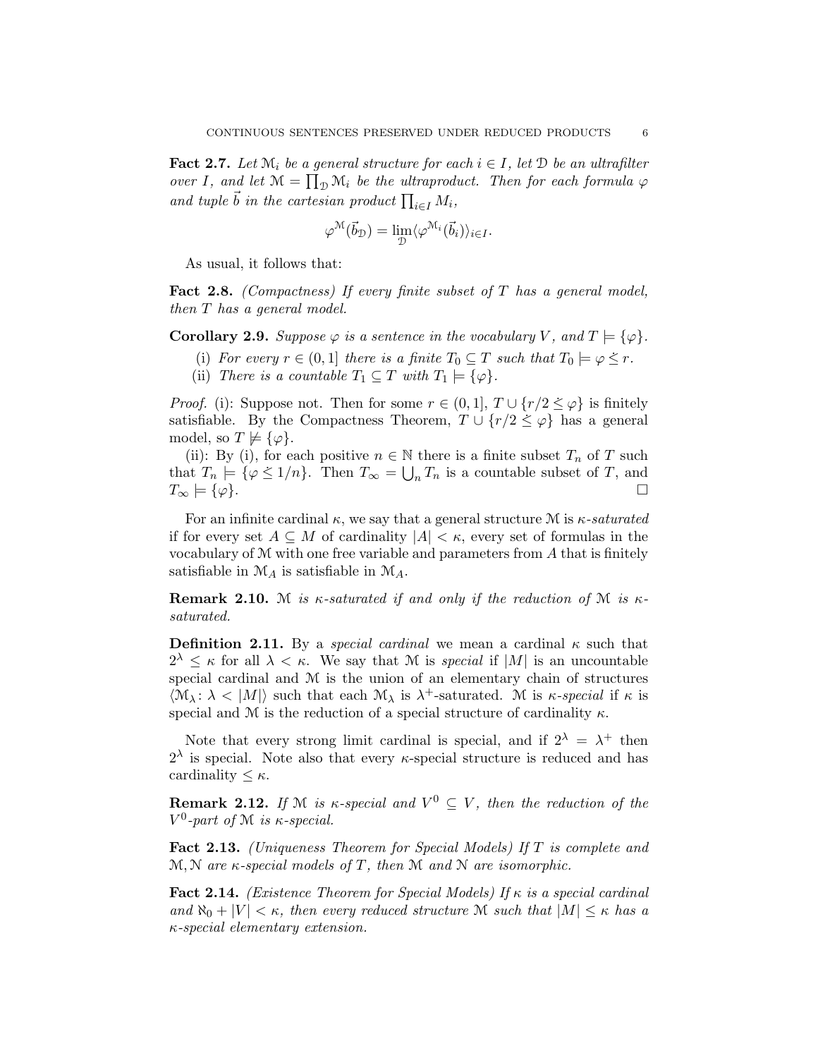**Fact 2.7.** *Let $\mathcal{M}_i$ be a general structure for each $i \in I$, let $\mathcal{D}$ be an ultrafilter over $I$, and let $\mathcal{M} = \prod_{\mathcal{D}} \mathcal{M}_i$ be the ultraproduct. Then for each formula $\varphi$ and tuple $\vec{b}$ in the cartesian product $\prod_{i \in I} M_i$,*

$$\varphi^{\mathcal{M}}(\vec{b}_{\mathcal{D}}) = \lim_{\mathcal{D}} \langle \varphi^{\mathcal{M}_i}(\vec{b}_i) \rangle_{i \in I}.$$

As usual, it follows that:

**Fact 2.8.** *(Compactness) If every finite subset of $T$ has a general model, then $T$ has a general model.*

**Corollary 2.9.** *Suppose $\varphi$ is a sentence in the vocabulary $V$, and $T \models \{\varphi\}$.*

(i) *For every $r \in (0, 1]$ there is a finite $T_0 \subseteq T$ such that $T_0 \models \varphi \precsim r$.*
(ii) *There is a countable $T_1 \subseteq T$ with $T_1 \models \{\varphi\}$.*

*Proof.* (i): Suppose not. Then for some $r \in (0, 1]$, $T \cup \{r/2 \precsim \varphi\}$ is finitely satisfiable. By the Compactness Theorem, $T \cup \{r/2 \precsim \varphi\}$ has a general model, so $T \not\models \{\varphi\}$.

(ii): By (i), for each positive $n \in \mathbb{N}$ there is a finite subset $T_n$ of $T$ such that $T_n \models \{\varphi \precsim 1/n\}$. Then $T_\infty = \bigcup_n T_n$ is a countable subset of $T$, and $T_\infty \models \{\varphi\}$. ∎

For an infinite cardinal $\kappa$, we say that a general structure $\mathcal{M}$ is *$\kappa$-saturated* if for every set $A \subseteq M$ of cardinality $|A| < \kappa$, every set of formulas in the vocabulary of $\mathcal{M}$ with one free variable and parameters from $A$ that is finitely satisfiable in $\mathcal{M}_A$ is satisfiable in $\mathcal{M}_A$.

**Remark 2.10.** *$\mathcal{M}$ is $\kappa$-saturated if and only if the reduction of $\mathcal{M}$ is $\kappa$-saturated.*

**Definition 2.11.** By a *special cardinal* we mean a cardinal $\kappa$ such that $2^\lambda \le \kappa$ for all $\lambda < \kappa$. We say that $\mathcal{M}$ is *special* if $|M|$ is an uncountable special cardinal and $\mathcal{M}$ is the union of an elementary chain of structures $\langle \mathcal{M}_\lambda \colon \lambda < |M| \rangle$ such that each $\mathcal{M}_\lambda$ is $\lambda^+$-saturated. $\mathcal{M}$ is *$\kappa$-special* if $\kappa$ is special and $\mathcal{M}$ is the reduction of a special structure of cardinality $\kappa$.

Note that every strong limit cardinal is special, and if $2^\lambda = \lambda^+$ then $2^\lambda$ is special. Note also that every $\kappa$-special structure is reduced and has cardinality $\le \kappa$.

**Remark 2.12.** *If $\mathcal{M}$ is $\kappa$-special and $V^0 \subseteq V$, then the reduction of the $V^0$-part of $\mathcal{M}$ is $\kappa$-special.*

**Fact 2.13.** *(Uniqueness Theorem for Special Models) If $T$ is complete and $\mathcal{M}, \mathcal{N}$ are $\kappa$-special models of $T$, then $\mathcal{M}$ and $\mathcal{N}$ are isomorphic.*

**Fact 2.14.** *(Existence Theorem for Special Models) If $\kappa$ is a special cardinal and $\aleph_0 + |V| < \kappa$, then every reduced structure $\mathcal{M}$ such that $|M| \le \kappa$ has a $\kappa$-special elementary extension.*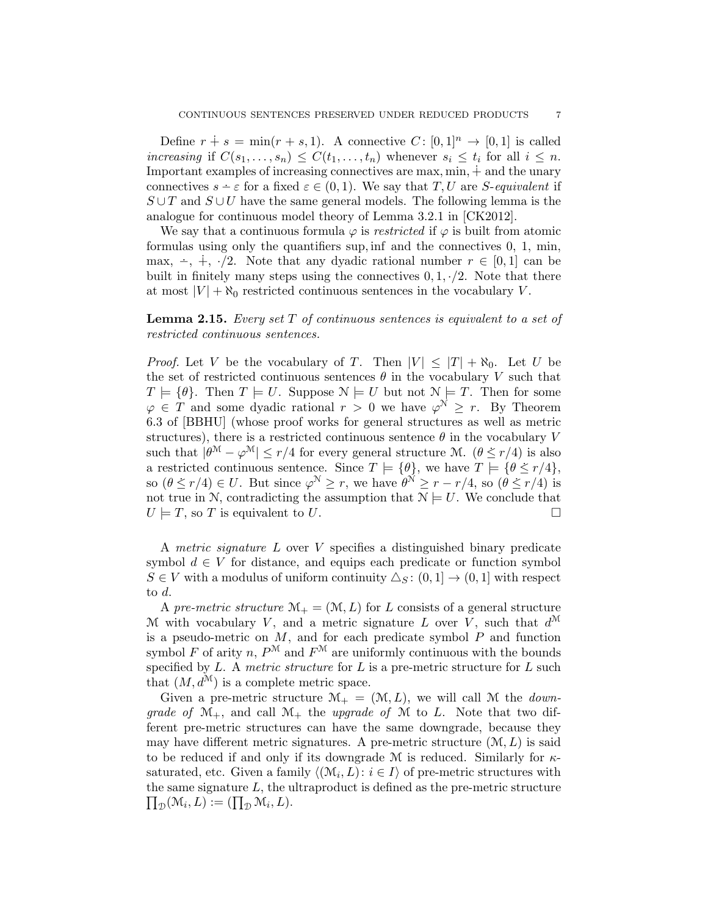Define $r \dotplus s = \min(r+s, 1)$. A connective $C\colon [0,1]^n \to [0,1]$ is called *increasing* if $C(s_1, \ldots, s_n) \le C(t_1, \ldots, t_n)$ whenever $s_i \le t_i$ for all $i \le n$. Important examples of increasing connectives are max, min, $\dotplus$ and the unary connectives $s \dot- \varepsilon$ for a fixed $\varepsilon \in (0,1)$. We say that $T, U$ are *$S$-equivalent* if $S \cup T$ and $S \cup U$ have the same general models. The following lemma is the analogue for continuous model theory of Lemma 3.2.1 in [CK2012].

We say that a continuous formula $\varphi$ is *restricted* if $\varphi$ is built from atomic formulas using only the quantifiers sup, inf and the connectives 0, 1, min, max, $\dot-$, $\dotplus$, $\cdot/2$. Note that any dyadic rational number $r \in [0,1]$ can be built in finitely many steps using the connectives $0, 1, \cdot/2$. Note that there at most $|V| + \aleph_0$ restricted continuous sentences in the vocabulary $V$.

**Lemma 2.15.** *Every set $T$ of continuous sentences is equivalent to a set of restricted continuous sentences.*

*Proof.* Let $V$ be the vocabulary of $T$. Then $|V| \le |T| + \aleph_0$. Let $U$ be the set of restricted continuous sentences $\theta$ in the vocabulary $V$ such that $T \models \{\theta\}$. Then $T \models U$. Suppose $\mathcal{N} \models U$ but not $\mathcal{N} \models T$. Then for some $\varphi \in T$ and some dyadic rational $r > 0$ we have $\varphi^{\mathcal{N}} \ge r$. By Theorem 6.3 of [BBHU] (whose proof works for general structures as well as metric structures), there is a restricted continuous sentence $\theta$ in the vocabulary $V$ such that $|\theta^{\mathcal{M}} - \varphi^{\mathcal{M}}| \le r/4$ for every general structure $\mathcal{M}$. $(\theta \dot\le r/4)$ is also a restricted continuous sentence. Since $T \models \{\theta\}$, we have $T \models \{\theta \dot\le r/4\}$, so $(\theta \dot\le r/4) \in U$. But since $\varphi^{\mathcal{N}} \ge r$, we have $\theta^{\mathcal{N}} \ge r - r/4$, so $(\theta \dot\le r/4)$ is not true in $\mathcal{N}$, contradicting the assumption that $\mathcal{N} \models U$. We conclude that $U \models T$, so $T$ is equivalent to $U$. $\square$

A *metric signature* $L$ over $V$ specifies a distinguished binary predicate symbol $d \in V$ for distance, and equips each predicate or function symbol $S \in V$ with a modulus of uniform continuity $\triangle_S\colon (0,1] \to (0,1]$ with respect to $d$.

A *pre-metric structure* $\mathcal{M}_+ = (\mathcal{M}, L)$ for $L$ consists of a general structure $\mathcal{M}$ with vocabulary $V$, and a metric signature $L$ over $V$, such that $d^{\mathcal{M}}$ is a pseudo-metric on $M$, and for each predicate symbol $P$ and function symbol $F$ of arity $n$, $P^{\mathcal{M}}$ and $F^{\mathcal{M}}$ are uniformly continuous with the bounds specified by $L$. A *metric structure* for $L$ is a pre-metric structure for $L$ such that $(M, d^{\mathcal{M}})$ is a complete metric space.

Given a pre-metric structure $\mathcal{M}_+ = (\mathcal{M}, L)$, we will call $\mathcal{M}$ the *downgrade of* $\mathcal{M}_+$, and call $\mathcal{M}_+$ the *upgrade of* $\mathcal{M}$ to $L$. Note that two different pre-metric structures can have the same downgrade, because they may have different metric signatures. A pre-metric structure $(\mathcal{M}, L)$ is said to be reduced if and only if its downgrade $\mathcal{M}$ is reduced. Similarly for $\kappa$-saturated, etc. Given a family $\langle(\mathcal{M}_i, L)\colon i \in I\rangle$ of pre-metric structures with the same signature $L$, the ultraproduct is defined as the pre-metric structure $\prod_{\mathcal{D}}(\mathcal{M}_i, L) := (\prod_{\mathcal{D}} \mathcal{M}_i, L)$.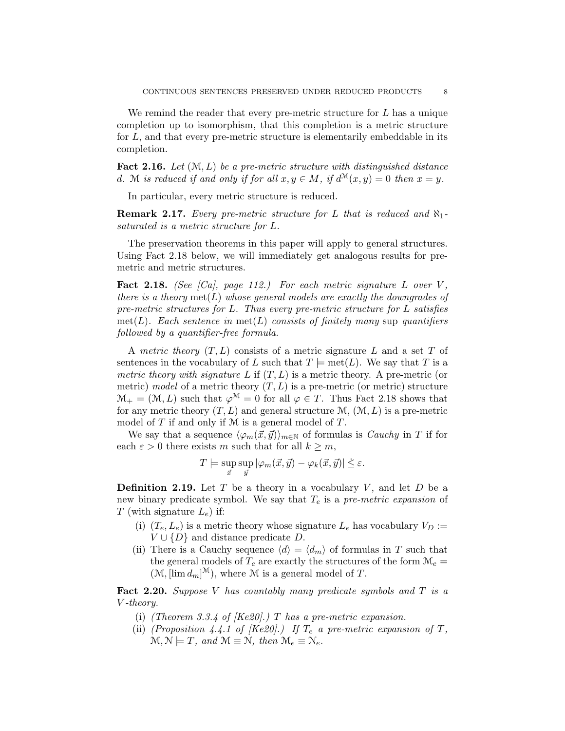We remind the reader that every pre-metric structure for $L$ has a unique completion up to isomorphism, that this completion is a metric structure for $L$, and that every pre-metric structure is elementarily embeddable in its completion.

**Fact 2.16.** *Let $(\mathcal{M}, L)$ be a pre-metric structure with distinguished distance $d$. $\mathcal{M}$ is reduced if and only if for all $x, y \in M$, if $d^{\mathcal{M}}(x, y) = 0$ then $x = y$.*

In particular, every metric structure is reduced.

**Remark 2.17.** *Every pre-metric structure for $L$ that is reduced and $\aleph_1$-saturated is a metric structure for $L$.*

The preservation theorems in this paper will apply to general structures. Using Fact 2.18 below, we will immediately get analogous results for pre-metric and metric structures.

**Fact 2.18.** *(See [Ca], page 112.) For each metric signature $L$ over $V$, there is a theory $\operatorname{met}(L)$ whose general models are exactly the downgrades of pre-metric structures for $L$. Thus every pre-metric structure for $L$ satisfies $\operatorname{met}(L)$. Each sentence in $\operatorname{met}(L)$ consists of finitely many $\sup$ quantifiers followed by a quantifier-free formula.*

A *metric theory* $(T, L)$ consists of a metric signature $L$ and a set $T$ of sentences in the vocabulary of $L$ such that $T \models \operatorname{met}(L)$. We say that $T$ is a *metric theory with signature* $L$ if $(T, L)$ is a metric theory. A pre-metric (or metric) *model* of a metric theory $(T, L)$ is a pre-metric (or metric) structure $\mathcal{M}_+ = (\mathcal{M}, L)$ such that $\varphi^{\mathcal{M}} = 0$ for all $\varphi \in T$. Thus Fact 2.18 shows that for any metric theory $(T, L)$ and general structure $\mathcal{M}$, $(\mathcal{M}, L)$ is a pre-metric model of $T$ if and only if $\mathcal{M}$ is a general model of $T$.

We say that a sequence $\langle \varphi_m(\vec{x}, \vec{y}) \rangle_{m \in \mathbb{N}}$ of formulas is *Cauchy* in $T$ if for each $\varepsilon > 0$ there exists $m$ such that for all $k \geq m$,

$$T \models \sup_{\vec{x}} \sup_{\vec{y}} |\varphi_m(\vec{x}, \vec{y}) - \varphi_k(\vec{x}, \vec{y})| \lesssim \varepsilon.$$

**Definition 2.19.** Let $T$ be a theory in a vocabulary $V$, and let $D$ be a new binary predicate symbol. We say that $T_e$ is a *pre-metric expansion* of $T$ (with signature $L_e$) if:

(i) $(T_e, L_e)$ is a metric theory whose signature $L_e$ has vocabulary $V_D := V \cup \{D\}$ and distance predicate $D$.

(ii) There is a Cauchy sequence $\langle d \rangle = \langle d_m \rangle$ of formulas in $T$ such that the general models of $T_e$ are exactly the structures of the form $\mathcal{M}_e = (\mathcal{M}, [\lim d_m]^{\mathcal{M}})$, where $\mathcal{M}$ is a general model of $T$.

**Fact 2.20.** *Suppose $V$ has countably many predicate symbols and $T$ is a $V$-theory.*

(i) *(Theorem 3.3.4 of [Ke20].) $T$ has a pre-metric expansion.*

(ii) *(Proposition 4.4.1 of [Ke20].) If $T_e$ a pre-metric expansion of $T$, $\mathcal{M}, \mathcal{N} \models T$, and $\mathcal{M} \equiv \mathcal{N}$, then $\mathcal{M}_e \equiv \mathcal{N}_e$.*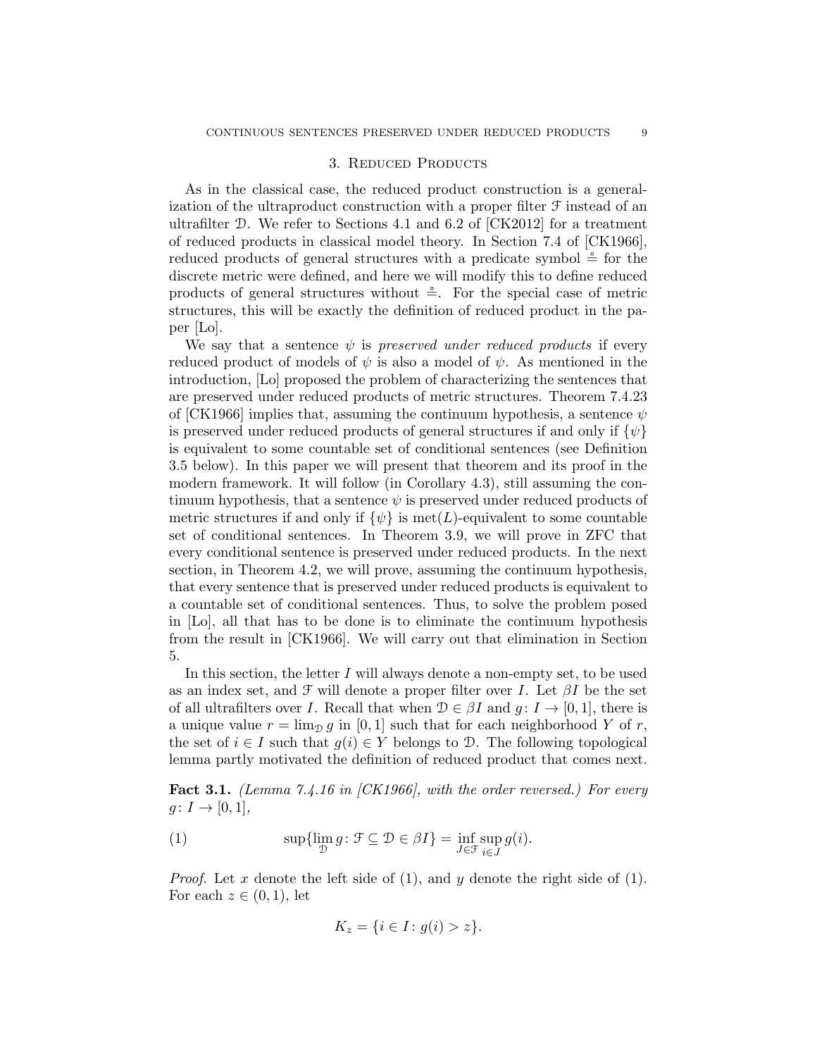## 3. Reduced Products

As in the classical case, the reduced product construction is a generalization of the ultraproduct construction with a proper filter $\mathcal{F}$ instead of an ultrafilter $\mathcal{D}$. We refer to Sections 4.1 and 6.2 of [CK2012] for a treatment of reduced products in classical model theory. In Section 7.4 of [CK1966], reduced products of general structures with a predicate symbol $\mathring{=}$ for the discrete metric were defined, and here we will modify this to define reduced products of general structures without $\mathring{=}$. For the special case of metric structures, this will be exactly the definition of reduced product in the paper [Lo].

We say that a sentence $\psi$ is *preserved under reduced products* if every reduced product of models of $\psi$ is also a model of $\psi$. As mentioned in the introduction, [Lo] proposed the problem of characterizing the sentences that are preserved under reduced products of metric structures. Theorem 7.4.23 of [CK1966] implies that, assuming the continuum hypothesis, a sentence $\psi$ is preserved under reduced products of general structures if and only if $\{\psi\}$ is equivalent to some countable set of conditional sentences (see Definition 3.5 below). In this paper we will present that theorem and its proof in the modern framework. It will follow (in Corollary 4.3), still assuming the continuum hypothesis, that a sentence $\psi$ is preserved under reduced products of metric structures if and only if $\{\psi\}$ is $\mathrm{met}(L)$-equivalent to some countable set of conditional sentences. In Theorem 3.9, we will prove in ZFC that every conditional sentence is preserved under reduced products. In the next section, in Theorem 4.2, we will prove, assuming the continuum hypothesis, that every sentence that is preserved under reduced products is equivalent to a countable set of conditional sentences. Thus, to solve the problem posed in [Lo], all that has to be done is to eliminate the continuum hypothesis from the result in [CK1966]. We will carry out that elimination in Section 5.

In this section, the letter $I$ will always denote a non-empty set, to be used as an index set, and $\mathcal{F}$ will denote a proper filter over $I$. Let $\beta I$ be the set of all ultrafilters over $I$. Recall that when $\mathcal{D} \in \beta I$ and $g\colon I \to [0,1]$, there is a unique value $r = \lim_{\mathcal{D}} g$ in $[0,1]$ such that for each neighborhood $Y$ of $r$, the set of $i \in I$ such that $g(i) \in Y$ belongs to $\mathcal{D}$. The following topological lemma partly motivated the definition of reduced product that comes next.

**Fact 3.1.** *(Lemma 7.4.16 in [CK1966], with the order reversed.) For every $g\colon I \to [0,1]$,*

$$\sup\{\lim_{\mathcal{D}} g \colon \mathcal{F} \subseteq \mathcal{D} \in \beta I\} = \inf_{J \in \mathcal{F}} \sup_{i \in J} g(i). \tag{1}$$

*Proof.* Let $x$ denote the left side of (1), and $y$ denote the right side of (1). For each $z \in (0,1)$, let

$$K_z = \{i \in I \colon g(i) > z\}.$$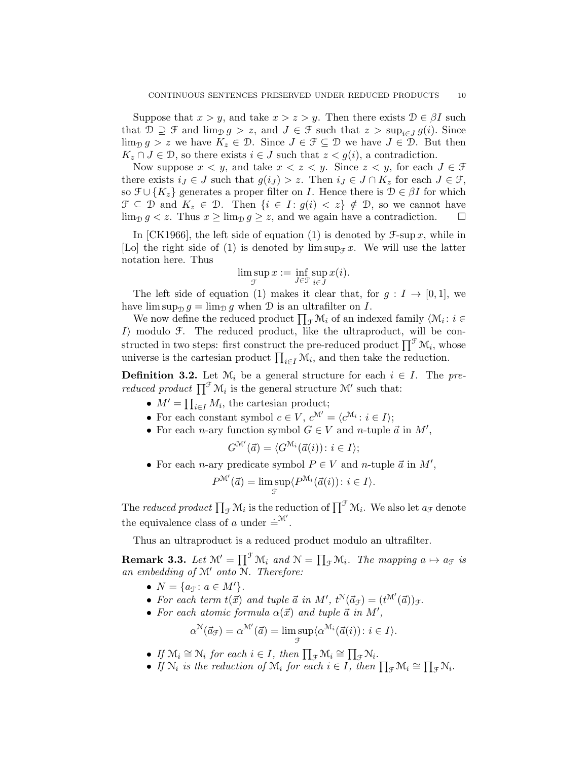Suppose that $x > y$, and take $x > z > y$. Then there exists $\mathcal{D} \in \beta I$ such that $\mathcal{D} \supseteq \mathcal{F}$ and $\lim_{\mathcal{D}} g > z$, and $J \in \mathcal{F}$ such that $z > \sup_{i \in J} g(i)$. Since $\lim_{\mathcal{D}} g > z$ we have $K_z \in \mathcal{D}$. Since $J \in \mathcal{F} \subseteq \mathcal{D}$ we have $J \in \mathcal{D}$. But then $K_z \cap J \in \mathcal{D}$, so there exists $i \in J$ such that $z < g(i)$, a contradiction.

Now suppose $x < y$, and take $x < z < y$. Since $z < y$, for each $J \in \mathcal{F}$ there exists $i_J \in J$ such that $g(i_J) > z$. Then $i_J \in J \cap K_z$ for each $J \in \mathcal{F}$, so $\mathcal{F} \cup \{K_z\}$ generates a proper filter on $I$. Hence there is $\mathcal{D} \in \beta I$ for which $\mathcal{F} \subseteq \mathcal{D}$ and $K_z \in \mathcal{D}$. Then $\{i \in I \colon g(i) < z\} \notin \mathcal{D}$, so we cannot have $\lim_{\mathcal{D}} g < z$. Thus $x \geq \lim_{\mathcal{D}} g \geq z$, and we again have a contradiction. $\square$

In [CK1966], the left side of equation (1) is denoted by $\mathcal{F}$-$\sup x$, while in [Lo] the right side of (1) is denoted by $\limsup_{\mathcal{F}} x$. We will use the latter notation here. Thus

$$\limsup_{\mathcal{F}} x := \inf_{J \in \mathcal{F}} \sup_{i \in J} x(i).$$

The left side of equation (1) makes it clear that, for $g : I \to [0,1]$, we have $\limsup_{\mathcal{D}} g = \lim_{\mathcal{D}} g$ when $\mathcal{D}$ is an ultrafilter on $I$.

We now define the reduced product $\prod_{\mathcal{F}} \mathcal{M}_i$ of an indexed family $\langle \mathcal{M}_i \colon i \in I\rangle$ modulo $\mathcal{F}$. The reduced product, like the ultraproduct, will be constructed in two steps: first construct the pre-reduced product $\prod^{\mathcal{F}} \mathcal{M}_i$, whose universe is the cartesian product $\prod_{i \in I} \mathcal{M}_i$, and then take the reduction.

**Definition 3.2.** Let $\mathcal{M}_i$ be a general structure for each $i \in I$. The *pre-reduced product* $\prod^{\mathcal{F}} \mathcal{M}_i$ is the general structure $\mathcal{M}'$ such that:

- $M' = \prod_{i \in I} M_i$, the cartesian product;
- For each constant symbol $c \in V$, $c^{\mathcal{M}'} = \langle c^{\mathcal{M}_i} \colon i \in I\rangle$;
- For each $n$-ary function symbol $G \in V$ and $n$-tuple $\vec{a}$ in $M'$,
$$G^{\mathcal{M}'}(\vec{a}) = \langle G^{\mathcal{M}_i}(\vec{a}(i)) \colon i \in I\rangle;$$
- For each $n$-ary predicate symbol $P \in V$ and $n$-tuple $\vec{a}$ in $M'$,
$$P^{\mathcal{M}'}(\vec{a}) = \limsup_{\mathcal{F}} \langle P^{\mathcal{M}_i}(\vec{a}(i)) \colon i \in I\rangle.$$

The *reduced product* $\prod_{\mathcal{F}} \mathcal{M}_i$ is the reduction of $\prod^{\mathcal{F}} \mathcal{M}_i$. We also let $a_{\mathcal{F}}$ denote the equivalence class of $a$ under $\doteq^{\mathcal{M}'}$.

Thus an ultraproduct is a reduced product modulo an ultrafilter.

**Remark 3.3.** *Let $\mathcal{M}' = \prod^{\mathcal{F}} \mathcal{M}_i$ and $\mathcal{N} = \prod_{\mathcal{F}} \mathcal{M}_i$. The mapping $a \mapsto a_{\mathcal{F}}$ is an embedding of $\mathcal{M}'$ onto $\mathcal{N}$. Therefore:*

- *$N = \{a_{\mathcal{F}} \colon a \in M'\}$.*
- *For each term $t(\vec{x})$ and tuple $\vec{a}$ in $M'$, $t^{\mathcal{N}}(\vec{a}_{\mathcal{F}}) = (t^{\mathcal{M}'}(\vec{a}))_{\mathcal{F}}$.*
- *For each atomic formula $\alpha(\vec{x})$ and tuple $\vec{a}$ in $M'$,*
$$\alpha^{\mathcal{N}}(\vec{a}_{\mathcal{F}}) = \alpha^{\mathcal{M}'}(\vec{a}) = \limsup_{\mathcal{F}} \langle \alpha^{\mathcal{M}_i}(\vec{a}(i)) \colon i \in I\rangle.$$
- *If $\mathcal{M}_i \cong \mathcal{N}_i$ for each $i \in I$, then $\prod_{\mathcal{F}} \mathcal{M}_i \cong \prod_{\mathcal{F}} \mathcal{N}_i$.*
- *If $\mathcal{N}_i$ is the reduction of $\mathcal{M}_i$ for each $i \in I$, then $\prod_{\mathcal{F}} \mathcal{M}_i \cong \prod_{\mathcal{F}} \mathcal{N}_i$.*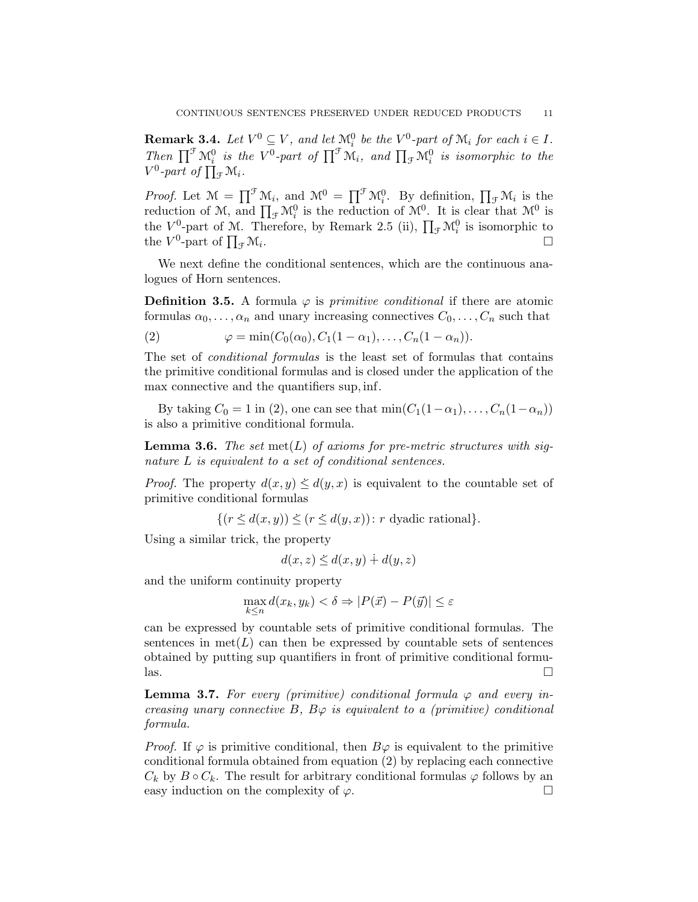**Remark 3.4.** *Let $V^0 \subseteq V$, and let $\mathcal{M}_i^0$ be the $V^0$-part of $\mathcal{M}_i$ for each $i \in I$. Then $\prod^{\mathcal{F}} \mathcal{M}_i^0$ is the $V^0$-part of $\prod^{\mathcal{F}} \mathcal{M}_i$, and $\prod_{\mathcal{F}} \mathcal{M}_i^0$ is isomorphic to the $V^0$-part of $\prod_{\mathcal{F}} \mathcal{M}_i$.*

*Proof.* Let $\mathcal{M} = \prod^{\mathcal{F}} \mathcal{M}_i$, and $\mathcal{M}^0 = \prod^{\mathcal{F}} \mathcal{M}_i^0$. By definition, $\prod_{\mathcal{F}} \mathcal{M}_i$ is the reduction of $\mathcal{M}$, and $\prod_{\mathcal{F}} \mathcal{M}_i^0$ is the reduction of $\mathcal{M}^0$. It is clear that $\mathcal{M}^0$ is the $V^0$-part of $\mathcal{M}$. Therefore, by Remark 2.5 (ii), $\prod_{\mathcal{F}} \mathcal{M}_i^0$ is isomorphic to the $V^0$-part of $\prod_{\mathcal{F}} \mathcal{M}_i$. $\square$

We next define the conditional sentences, which are the continuous analogues of Horn sentences.

**Definition 3.5.** A formula $\varphi$ is *primitive conditional* if there are atomic formulas $\alpha_0, \ldots, \alpha_n$ and unary increasing connectives $C_0, \ldots, C_n$ such that

$$\varphi = \min(C_0(\alpha_0), C_1(1 - \alpha_1), \ldots, C_n(1 - \alpha_n)). \tag{2}$$

The set of *conditional formulas* is the least set of formulas that contains the primitive conditional formulas and is closed under the application of the max connective and the quantifiers sup, inf.

By taking $C_0 = 1$ in (2), one can see that $\min(C_1(1-\alpha_1), \ldots, C_n(1-\alpha_n))$ is also a primitive conditional formula.

**Lemma 3.6.** *The set* $\mathrm{met}(L)$ *of axioms for pre-metric structures with signature* $L$ *is equivalent to a set of conditional sentences.*

*Proof.* The property $d(x, y) \leq d(y, x)$ is equivalent to the countable set of primitive conditional formulas

$$\{(r \leq d(x, y)) \leq (r \leq d(y, x)) \colon r \text{ dyadic rational}\}.$$

Using a similar trick, the property

$$d(x, z) \leq d(x, y) \dot{+} d(y, z)$$

and the uniform continuity property

$$\max_{k \leq n} d(x_k, y_k) < \delta \Rightarrow |P(\vec{x}) - P(\vec{y})| \leq \varepsilon$$

can be expressed by countable sets of primitive conditional formulas. The sentences in $\mathrm{met}(L)$ can then be expressed by countable sets of sentences obtained by putting sup quantifiers in front of primitive conditional formulas. $\square$

**Lemma 3.7.** *For every (primitive) conditional formula $\varphi$ and every increasing unary connective $B$, $B\varphi$ is equivalent to a (primitive) conditional formula.*

*Proof.* If $\varphi$ is primitive conditional, then $B\varphi$ is equivalent to the primitive conditional formula obtained from equation (2) by replacing each connective $C_k$ by $B \circ C_k$. The result for arbitrary conditional formulas $\varphi$ follows by an easy induction on the complexity of $\varphi$. $\square$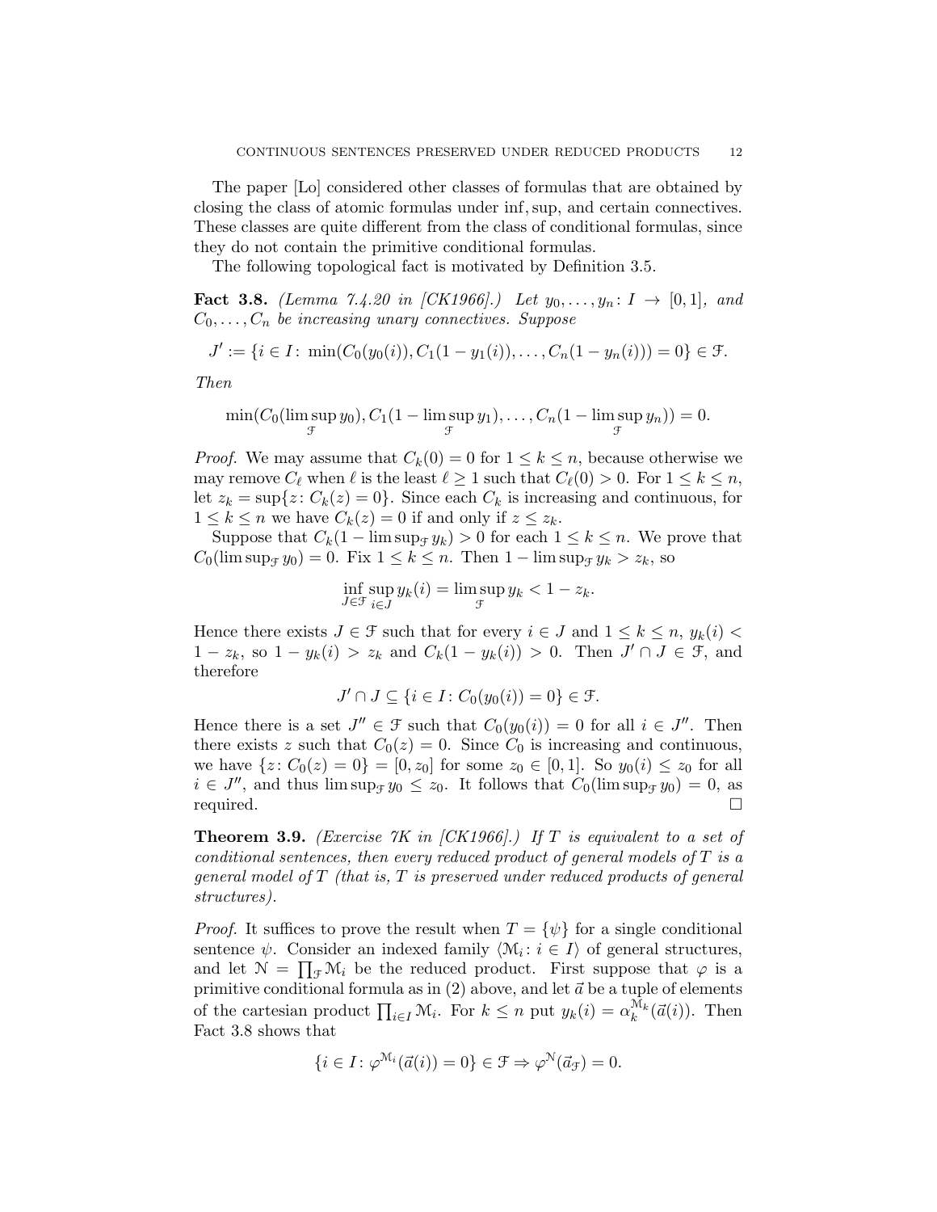The paper [Lo] considered other classes of formulas that are obtained by closing the class of atomic formulas under inf, sup, and certain connectives. These classes are quite different from the class of conditional formulas, since they do not contain the primitive conditional formulas.

The following topological fact is motivated by Definition 3.5.

**Fact 3.8.** *(Lemma 7.4.20 in [CK1966].) Let $y_0, \ldots, y_n \colon I \to [0,1]$, and $C_0, \ldots, C_n$ be increasing unary connectives. Suppose*

$$J' := \{i \in I \colon \min(C_0(y_0(i)), C_1(1 - y_1(i)), \ldots, C_n(1 - y_n(i))) = 0\} \in \mathcal{F}.$$

*Then*

$$\min(C_0(\limsup_{\mathcal{F}} y_0), C_1(1 - \limsup_{\mathcal{F}} y_1), \ldots, C_n(1 - \limsup_{\mathcal{F}} y_n)) = 0.$$

*Proof.* We may assume that $C_k(0) = 0$ for $1 \le k \le n$, because otherwise we may remove $C_\ell$ when $\ell$ is the least $\ell \ge 1$ such that $C_\ell(0) > 0$. For $1 \le k \le n$, let $z_k = \sup\{z \colon C_k(z) = 0\}$. Since each $C_k$ is increasing and continuous, for $1 \le k \le n$ we have $C_k(z) = 0$ if and only if $z \le z_k$.

Suppose that $C_k(1 - \limsup_{\mathcal{F}} y_k) > 0$ for each $1 \le k \le n$. We prove that $C_0(\limsup_{\mathcal{F}} y_0) = 0$. Fix $1 \le k \le n$. Then $1 - \limsup_{\mathcal{F}} y_k > z_k$, so

$$\inf_{J \in \mathcal{F}} \sup_{i \in J} y_k(i) = \limsup_{\mathcal{F}} y_k < 1 - z_k.$$

Hence there exists $J \in \mathcal{F}$ such that for every $i \in J$ and $1 \le k \le n$, $y_k(i) < 1 - z_k$, so $1 - y_k(i) > z_k$ and $C_k(1 - y_k(i)) > 0$. Then $J' \cap J \in \mathcal{F}$, and therefore

$$J' \cap J \subseteq \{i \in I \colon C_0(y_0(i)) = 0\} \in \mathcal{F}.$$

Hence there is a set $J'' \in \mathcal{F}$ such that $C_0(y_0(i)) = 0$ for all $i \in J''$. Then there exists $z$ such that $C_0(z) = 0$. Since $C_0$ is increasing and continuous, we have $\{z \colon C_0(z) = 0\} = [0, z_0]$ for some $z_0 \in [0,1]$. So $y_0(i) \le z_0$ for all $i \in J''$, and thus $\limsup_{\mathcal{F}} y_0 \le z_0$. It follows that $C_0(\limsup_{\mathcal{F}} y_0) = 0$, as required. $\square$

**Theorem 3.9.** *(Exercise 7K in [CK1966].) If $T$ is equivalent to a set of conditional sentences, then every reduced product of general models of $T$ is a general model of $T$ (that is, $T$ is preserved under reduced products of general structures).*

*Proof.* It suffices to prove the result when $T = \{\psi\}$ for a single conditional sentence $\psi$. Consider an indexed family $\langle \mathcal{M}_i \colon i \in I\rangle$ of general structures, and let $\mathcal{N} = \prod_{\mathcal{F}} \mathcal{M}_i$ be the reduced product. First suppose that $\varphi$ is a primitive conditional formula as in (2) above, and let $\vec{a}$ be a tuple of elements of the cartesian product $\prod_{i \in I} \mathcal{M}_i$. For $k \le n$ put $y_k(i) = \alpha_k^{\mathcal{M}_k}(\vec{a}(i))$. Then Fact 3.8 shows that

$$\{i \in I \colon \varphi^{\mathcal{M}_i}(\vec{a}(i)) = 0\} \in \mathcal{F} \Rightarrow \varphi^{\mathcal{N}}(\vec{a}_{\mathcal{F}}) = 0.$$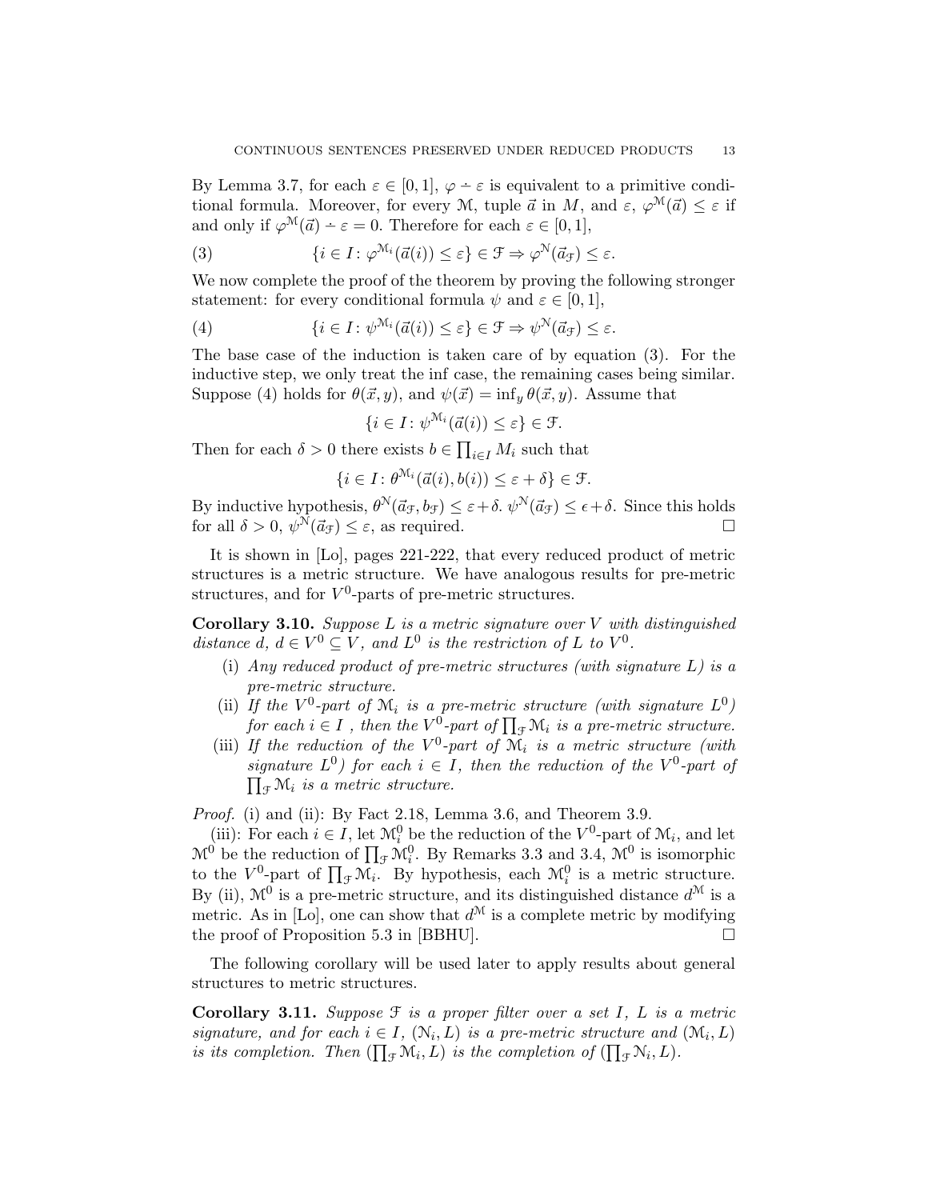By Lemma 3.7, for each $\varepsilon \in [0,1]$, $\varphi \dot- \varepsilon$ is equivalent to a primitive conditional formula. Moreover, for every $\mathcal{M}$, tuple $\vec{a}$ in $M$, and $\varepsilon$, $\varphi^{\mathcal{M}}(\vec{a}) \leq \varepsilon$ if and only if $\varphi^{\mathcal{M}}(\vec{a}) \dot- \varepsilon = 0$. Therefore for each $\varepsilon \in [0,1]$,

$$\{i \in I \colon \varphi^{\mathcal{M}_i}(\vec{a}(i)) \leq \varepsilon\} \in \mathcal{F} \Rightarrow \varphi^{\mathcal{N}}(\vec{a}_{\mathcal{F}}) \leq \varepsilon. \tag{3}$$

We now complete the proof of the theorem by proving the following stronger statement: for every conditional formula $\psi$ and $\varepsilon \in [0,1]$,

$$\{i \in I \colon \psi^{\mathcal{M}_i}(\vec{a}(i)) \leq \varepsilon\} \in \mathcal{F} \Rightarrow \psi^{\mathcal{N}}(\vec{a}_{\mathcal{F}}) \leq \varepsilon. \tag{4}$$

The base case of the induction is taken care of by equation (3). For the inductive step, we only treat the inf case, the remaining cases being similar. Suppose (4) holds for $\theta(\vec{x}, y)$, and $\psi(\vec{x}) = \inf_y \theta(\vec{x}, y)$. Assume that

$$\{i \in I \colon \psi^{\mathcal{M}_i}(\vec{a}(i)) \leq \varepsilon\} \in \mathcal{F}.$$

Then for each $\delta > 0$ there exists $b \in \prod_{i \in I} M_i$ such that

$$\{i \in I \colon \theta^{\mathcal{M}_i}(\vec{a}(i), b(i)) \leq \varepsilon + \delta\} \in \mathcal{F}.$$

By inductive hypothesis, $\theta^{\mathcal{N}}(\vec{a}_{\mathcal{F}}, b_{\mathcal{F}}) \leq \varepsilon + \delta$. $\psi^{\mathcal{N}}(\vec{a}_{\mathcal{F}}) \leq \epsilon + \delta$. Since this holds for all $\delta > 0$, $\psi^{\mathcal{N}}(\vec{a}_{\mathcal{F}}) \leq \varepsilon$, as required. □

It is shown in [Lo], pages 221-222, that every reduced product of metric structures is a metric structure. We have analogous results for pre-metric structures, and for $V^0$-parts of pre-metric structures.

**Corollary 3.10.** *Suppose $L$ is a metric signature over $V$ with distinguished distance $d$, $d \in V^0 \subseteq V$, and $L^0$ is the restriction of $L$ to $V^0$.*

- (i) *Any reduced product of pre-metric structures (with signature $L$) is a pre-metric structure.*
- (ii) *If the $V^0$-part of $\mathcal{M}_i$ is a pre-metric structure (with signature $L^0$) for each $i \in I$ , then the $V^0$-part of $\prod_{\mathcal{F}} \mathcal{M}_i$ is a pre-metric structure.*
- (iii) *If the reduction of the $V^0$-part of $\mathcal{M}_i$ is a metric structure (with signature $L^0$) for each $i \in I$, then the reduction of the $V^0$-part of $\prod_{\mathcal{F}} \mathcal{M}_i$ is a metric structure.*

*Proof.* (i) and (ii): By Fact 2.18, Lemma 3.6, and Theorem 3.9.

(iii): For each $i \in I$, let $\mathcal{M}_i^0$ be the reduction of the $V^0$-part of $\mathcal{M}_i$, and let $\mathcal{M}^0$ be the reduction of $\prod_{\mathcal{F}} \mathcal{M}_i^0$. By Remarks 3.3 and 3.4, $\mathcal{M}^0$ is isomorphic to the $V^0$-part of $\prod_{\mathcal{F}} \mathcal{M}_i$. By hypothesis, each $\mathcal{M}_i^0$ is a metric structure. By (ii), $\mathcal{M}^0$ is a pre-metric structure, and its distinguished distance $d^{\mathcal{M}}$ is a metric. As in [Lo], one can show that $d^{\mathcal{M}}$ is a complete metric by modifying the proof of Proposition 5.3 in [BBHU]. □

The following corollary will be used later to apply results about general structures to metric structures.

**Corollary 3.11.** *Suppose $\mathcal{F}$ is a proper filter over a set $I$, $L$ is a metric signature, and for each $i \in I$, $(\mathcal{N}_i, L)$ is a pre-metric structure and $(\mathcal{M}_i, L)$ is its completion. Then $(\prod_{\mathcal{F}} \mathcal{M}_i, L)$ is the completion of $(\prod_{\mathcal{F}} \mathcal{N}_i, L)$.*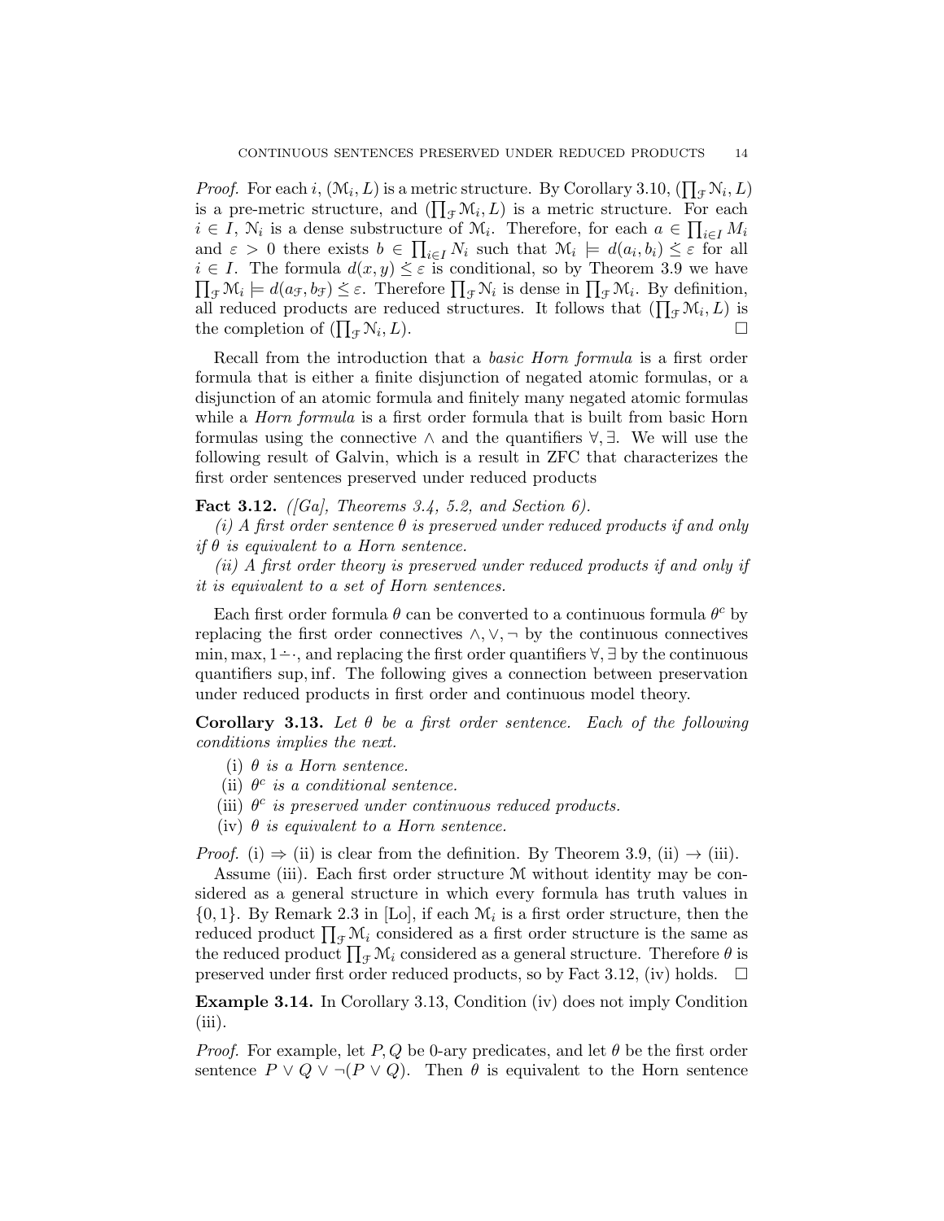*Proof.* For each $i$, $(\mathcal{M}_i, L)$ is a metric structure. By Corollary 3.10, $(\prod_{\mathcal{F}} \mathcal{N}_i, L)$ is a pre-metric structure, and $(\prod_{\mathcal{F}} \mathcal{M}_i, L)$ is a metric structure. For each $i \in I$, $\mathcal{N}_i$ is a dense substructure of $\mathcal{M}_i$. Therefore, for each $a \in \prod_{i\in I} M_i$ and $\varepsilon > 0$ there exists $b \in \prod_{i\in I} N_i$ such that $\mathcal{M}_i \models d(a_i, b_i) \leq \varepsilon$ for all $i \in I$. The formula $d(x, y) \leq \varepsilon$ is conditional, so by Theorem 3.9 we have $\prod_{\mathcal{F}} \mathcal{M}_i \models d(a_{\mathcal{F}}, b_{\mathcal{F}}) \leq \varepsilon$. Therefore $\prod_{\mathcal{F}} \mathcal{N}_i$ is dense in $\prod_{\mathcal{F}} \mathcal{M}_i$. By definition, all reduced products are reduced structures. It follows that $(\prod_{\mathcal{F}} \mathcal{M}_i, L)$ is the completion of $(\prod_{\mathcal{F}} \mathcal{N}_i, L)$. □

Recall from the introduction that a *basic Horn formula* is a first order formula that is either a finite disjunction of negated atomic formulas, or a disjunction of an atomic formula and finitely many negated atomic formulas while a *Horn formula* is a first order formula that is built from basic Horn formulas using the connective $\wedge$ and the quantifiers $\forall, \exists$. We will use the following result of Galvin, which is a result in ZFC that characterizes the first order sentences preserved under reduced products

**Fact 3.12.** *([Ga], Theorems 3.4, 5.2, and Section 6).*

*(i) A first order sentence $\theta$ is preserved under reduced products if and only if $\theta$ is equivalent to a Horn sentence.*

*(ii) A first order theory is preserved under reduced products if and only if it is equivalent to a set of Horn sentences.*

Each first order formula $\theta$ can be converted to a continuous formula $\theta^c$ by replacing the first order connectives $\wedge, \vee, \neg$ by the continuous connectives $\min, \max, 1 \dot{-} \cdot$, and replacing the first order quantifiers $\forall, \exists$ by the continuous quantifiers $\sup, \inf$. The following gives a connection between preservation under reduced products in first order and continuous model theory.

**Corollary 3.13.** *Let $\theta$ be a first order sentence. Each of the following conditions implies the next.*

(i) *$\theta$ is a Horn sentence.*

(ii) *$\theta^c$ is a conditional sentence.*

(iii) *$\theta^c$ is preserved under continuous reduced products.*

(iv) *$\theta$ is equivalent to a Horn sentence.*

*Proof.* (i) $\Rightarrow$ (ii) is clear from the definition. By Theorem 3.9, (ii) $\rightarrow$ (iii).

Assume (iii). Each first order structure $\mathcal{M}$ without identity may be considered as a general structure in which every formula has truth values in $\{0, 1\}$. By Remark 2.3 in [Lo], if each $\mathcal{M}_i$ is a first order structure, then the reduced product $\prod_{\mathcal{F}} \mathcal{M}_i$ considered as a first order structure is the same as the reduced product $\prod_{\mathcal{F}} \mathcal{M}_i$ considered as a general structure. Therefore $\theta$ is preserved under first order reduced products, so by Fact 3.12, (iv) holds. □

**Example 3.14.** In Corollary 3.13, Condition (iv) does not imply Condition (iii).

*Proof.* For example, let $P, Q$ be 0-ary predicates, and let $\theta$ be the first order sentence $P \vee Q \vee \neg(P \vee Q)$. Then $\theta$ is equivalent to the Horn sentence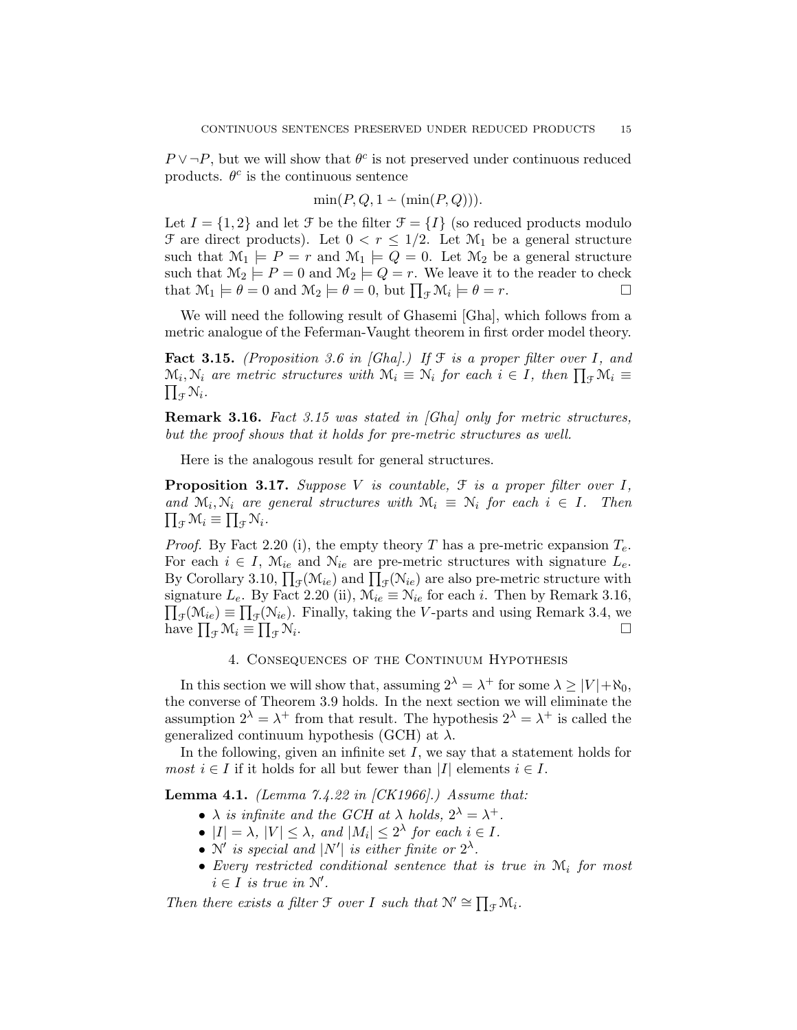$P \vee \neg P$, but we will show that $\theta^c$ is not preserved under continuous reduced products. $\theta^c$ is the continuous sentence

$$\min(P, Q, 1 \dot{-} (\min(P, Q))).$$

Let $I = \{1, 2\}$ and let $\mathcal{F}$ be the filter $\mathcal{F} = \{I\}$ (so reduced products modulo $\mathcal{F}$ are direct products). Let $0 < r \leq 1/2$. Let $\mathcal{M}_1$ be a general structure such that $\mathcal{M}_1 \models P = r$ and $\mathcal{M}_1 \models Q = 0$. Let $\mathcal{M}_2$ be a general structure such that $\mathcal{M}_2 \models P = 0$ and $\mathcal{M}_2 \models Q = r$. We leave it to the reader to check that $\mathcal{M}_1 \models \theta = 0$ and $\mathcal{M}_2 \models \theta = 0$, but $\prod_{\mathcal{F}} \mathcal{M}_i \models \theta = r$. □

We will need the following result of Ghasemi [Gha], which follows from a metric analogue of the Feferman-Vaught theorem in first order model theory.

**Fact 3.15.** *(Proposition 3.6 in [Gha].) If $\mathcal{F}$ is a proper filter over $I$, and $\mathcal{M}_i, \mathcal{N}_i$ are metric structures with $\mathcal{M}_i \equiv \mathcal{N}_i$ for each $i \in I$, then $\prod_{\mathcal{F}} \mathcal{M}_i \equiv \prod_{\mathcal{F}} \mathcal{N}_i$.*

**Remark 3.16.** *Fact 3.15 was stated in [Gha] only for metric structures, but the proof shows that it holds for pre-metric structures as well.*

Here is the analogous result for general structures.

**Proposition 3.17.** *Suppose $V$ is countable, $\mathcal{F}$ is a proper filter over $I$, and $\mathcal{M}_i, \mathcal{N}_i$ are general structures with $\mathcal{M}_i \equiv \mathcal{N}_i$ for each $i \in I$. Then $\prod_{\mathcal{F}} \mathcal{M}_i \equiv \prod_{\mathcal{F}} \mathcal{N}_i$.*

*Proof.* By Fact 2.20 (i), the empty theory $T$ has a pre-metric expansion $T_e$. For each $i \in I$, $\mathcal{M}_{ie}$ and $\mathcal{N}_{ie}$ are pre-metric structures with signature $L_e$. By Corollary 3.10, $\prod_{\mathcal{F}}(\mathcal{M}_{ie})$ and $\prod_{\mathcal{F}}(\mathcal{N}_{ie})$ are also pre-metric structure with signature $L_e$. By Fact 2.20 (ii), $\mathcal{M}_{ie} \equiv \mathcal{N}_{ie}$ for each $i$. Then by Remark 3.16, $\prod_{\mathcal{F}}(\mathcal{M}_{ie}) \equiv \prod_{\mathcal{F}}(\mathcal{N}_{ie})$. Finally, taking the $V$-parts and using Remark 3.4, we have $\prod_{\mathcal{F}} \mathcal{M}_i \equiv \prod_{\mathcal{F}} \mathcal{N}_i$. □

## 4. Consequences of the Continuum Hypothesis

In this section we will show that, assuming $2^\lambda = \lambda^+$ for some $\lambda \geq |V| + \aleph_0$, the converse of Theorem 3.9 holds. In the next section we will eliminate the assumption $2^\lambda = \lambda^+$ from that result. The hypothesis $2^\lambda = \lambda^+$ is called the generalized continuum hypothesis (GCH) at $\lambda$.

In the following, given an infinite set $I$, we say that a statement holds for *most* $i \in I$ if it holds for all but fewer than $|I|$ elements $i \in I$.

**Lemma 4.1.** *(Lemma 7.4.22 in [CK1966].) Assume that:*

- *$\lambda$ is infinite and the GCH at $\lambda$ holds, $2^\lambda = \lambda^+$.*
- *$|I| = \lambda$, $|V| \leq \lambda$, and $|M_i| \leq 2^\lambda$ for each $i \in I$.*
- *$\mathcal{N}'$ is special and $|N'|$ is either finite or $2^\lambda$.*
- *Every restricted conditional sentence that is true in $\mathcal{M}_i$ for most $i \in I$ is true in $\mathcal{N}'$.*

*Then there exists a filter $\mathcal{F}$ over $I$ such that $\mathcal{N}' \cong \prod_{\mathcal{F}} \mathcal{M}_i$.*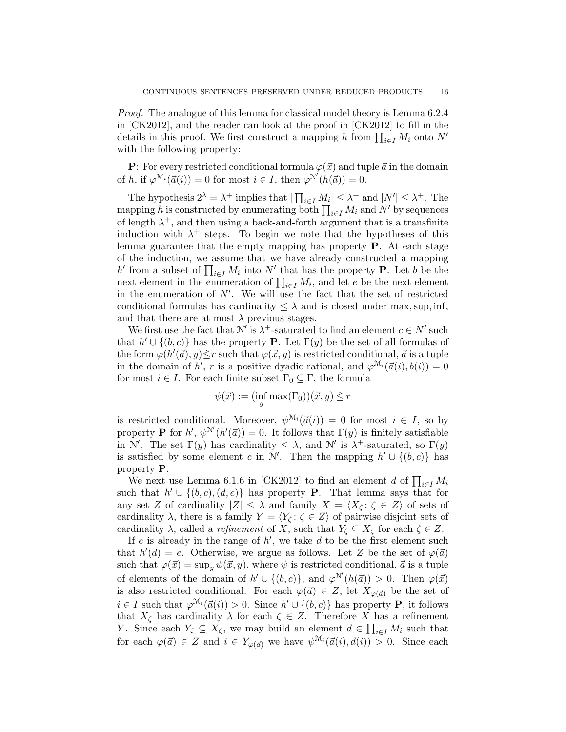*Proof.* The analogue of this lemma for classical model theory is Lemma 6.2.4 in [CK2012], and the reader can look at the proof in [CK2012] to fill in the details in this proof. We first construct a mapping $h$ from $\prod_{i\in I} M_i$ onto $N'$ with the following property:

**P**: For every restricted conditional formula $\varphi(\vec{x})$ and tuple $\vec{a}$ in the domain of $h$, if $\varphi^{\mathcal{M}_i}(\vec{a}(i)) = 0$ for most $i \in I$, then $\varphi^{\mathcal{N}'}(h(\vec{a})) = 0$.

The hypothesis $2^\lambda = \lambda^+$ implies that $|\prod_{i\in I} M_i| \le \lambda^+$ and $|N'| \le \lambda^+$. The mapping $h$ is constructed by enumerating both $\prod_{i\in I} M_i$ and $N'$ by sequences of length $\lambda^+$, and then using a back-and-forth argument that is a transfinite induction with $\lambda^+$ steps. To begin we note that the hypotheses of this lemma guarantee that the empty mapping has property **P**. At each stage of the induction, we assume that we have already constructed a mapping $h'$ from a subset of $\prod_{i\in I} M_i$ into $N'$ that has the property **P**. Let $b$ be the next element in the enumeration of $\prod_{i\in I} M_i$, and let $e$ be the next element in the enumeration of $N'$. We will use the fact that the set of restricted conditional formulas has cardinality $\le \lambda$ and is closed under max, sup, inf, and that there are at most $\lambda$ previous stages.

We first use the fact that $\mathcal{N}'$ is $\lambda^+$-saturated to find an element $c \in N'$ such that $h' \cup \{(b, c)\}$ has the property **P**. Let $\Gamma(y)$ be the set of all formulas of the form $\varphi(h'(\vec{a}), y) \dot{\le} r$ such that $\varphi(\vec{x}, y)$ is restricted conditional, $\vec{a}$ is a tuple in the domain of $h'$, $r$ is a positive dyadic rational, and $\varphi^{\mathcal{M}_i}(\vec{a}(i), b(i)) = 0$ for most $i \in I$. For each finite subset $\Gamma_0 \subseteq \Gamma$, the formula

$$\psi(\vec{x}) := (\inf_y \max(\Gamma_0))(\vec{x}, y) \dot{\le} r$$

is restricted conditional. Moreover, $\psi^{\mathcal{M}_i}(\vec{a}(i)) = 0$ for most $i \in I$, so by property **P** for $h'$, $\psi^{\mathcal{N}'}(h'(\vec{a})) = 0$. It follows that $\Gamma(y)$ is finitely satisfiable in $\mathcal{N}'$. The set $\Gamma(y)$ has cardinality $\le \lambda$, and $\mathcal{N}'$ is $\lambda^+$-saturated, so $\Gamma(y)$ is satisfied by some element $c$ in $\mathcal{N}'$. Then the mapping $h' \cup \{(b, c)\}$ has property **P**.

We next use Lemma 6.1.6 in [CK2012] to find an element $d$ of $\prod_{i\in I} M_i$ such that $h' \cup \{(b, c), (d, e)\}$ has property **P**. That lemma says that for any set $Z$ of cardinality $|Z| \le \lambda$ and family $X = \langle X_\zeta : \zeta \in Z\rangle$ of sets of cardinality $\lambda$, there is a family $Y = \langle Y_\zeta : \zeta \in Z\rangle$ of pairwise disjoint sets of cardinality $\lambda$, called a *refinement* of $X$, such that $Y_\zeta \subseteq X_\zeta$ for each $\zeta \in Z$.

If $e$ is already in the range of $h'$, we take $d$ to be the first element such that $h'(d) = e$. Otherwise, we argue as follows. Let $Z$ be the set of $\varphi(\vec{a})$ such that $\varphi(\vec{x}) = \sup_y \psi(\vec{x}, y)$, where $\psi$ is restricted conditional, $\vec{a}$ is a tuple of elements of the domain of $h' \cup \{(b, c)\}$, and $\varphi^{\mathcal{N}'}(h(\vec{a})) > 0$. Then $\varphi(\vec{x})$ is also restricted conditional. For each $\varphi(\vec{a}) \in Z$, let $X_{\varphi(\vec{a})}$ be the set of $i \in I$ such that $\varphi^{\mathcal{M}_i}(\vec{a}(i)) > 0$. Since $h' \cup \{(b, c)\}$ has property **P**, it follows that $X_\zeta$ has cardinality $\lambda$ for each $\zeta \in Z$. Therefore $X$ has a refinement $Y$. Since each $Y_\zeta \subseteq X_\zeta$, we may build an element $d \in \prod_{i\in I} M_i$ such that for each $\varphi(\vec{a}) \in Z$ and $i \in Y_{\varphi(\vec{a})}$ we have $\psi^{\mathcal{M}_i}(\vec{a}(i), d(i)) > 0$. Since each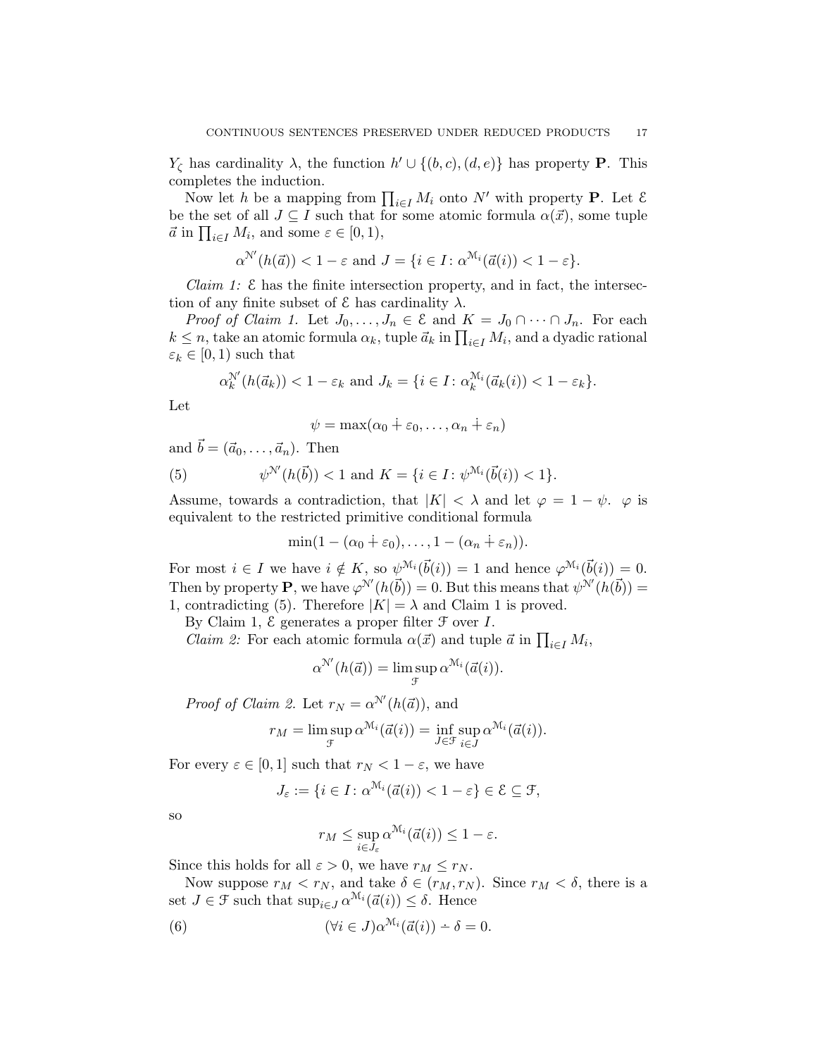$Y_\zeta$ has cardinality $\lambda$, the function $h' \cup \{(b,c),(d,e)\}$ has property **P**. This completes the induction.

Now let $h$ be a mapping from $\prod_{i\in I} M_i$ onto $N'$ with property **P**. Let $\mathcal{E}$ be the set of all $J \subseteq I$ such that for some atomic formula $\alpha(\vec{x})$, some tuple $\vec{a}$ in $\prod_{i\in I} M_i$, and some $\varepsilon \in [0,1)$,

$$\alpha^{\mathcal{N}'}(h(\vec{a})) < 1 - \varepsilon \text{ and } J = \{i \in I \colon \alpha^{\mathcal{M}_i}(\vec{a}(i)) < 1 - \varepsilon\}.$$

*Claim 1:* $\mathcal{E}$ has the finite intersection property, and in fact, the intersection of any finite subset of $\mathcal{E}$ has cardinality $\lambda$.

*Proof of Claim 1.* Let $J_0, \ldots, J_n \in \mathcal{E}$ and $K = J_0 \cap \cdots \cap J_n$. For each $k \le n$, take an atomic formula $\alpha_k$, tuple $\vec{a}_k$ in $\prod_{i\in I} M_i$, and a dyadic rational $\varepsilon_k \in [0,1)$ such that

$$\alpha_k^{\mathcal{N}'}(h(\vec{a}_k)) < 1 - \varepsilon_k \text{ and } J_k = \{i \in I \colon \alpha_k^{\mathcal{M}_i}(\vec{a}_k(i)) < 1 - \varepsilon_k\}.$$

Let

$$\psi = \max(\alpha_0 \dot{+} \varepsilon_0, \ldots, \alpha_n \dot{+} \varepsilon_n)$$

and $\vec{b} = (\vec{a}_0, \ldots, \vec{a}_n)$. Then

$$\psi^{\mathcal{N}'}(h(\vec{b})) < 1 \text{ and } K = \{i \in I \colon \psi^{\mathcal{M}_i}(\vec{b}(i)) < 1\}. \tag{5}$$

Assume, towards a contradiction, that $|K| < \lambda$ and let $\varphi = 1 - \psi$. $\varphi$ is equivalent to the restricted primitive conditional formula

$$\min(1 - (\alpha_0 \dot{+} \varepsilon_0), \ldots, 1 - (\alpha_n \dot{+} \varepsilon_n)).$$

For most $i \in I$ we have $i \notin K$, so $\psi^{\mathcal{M}_i}(\vec{b}(i)) = 1$ and hence $\varphi^{\mathcal{M}_i}(\vec{b}(i)) = 0$. Then by property **P**, we have $\varphi^{\mathcal{N}'}(h(\vec{b})) = 0$. But this means that $\psi^{\mathcal{N}'}(h(\vec{b})) = 1$, contradicting (5). Therefore $|K| = \lambda$ and Claim 1 is proved.

By Claim 1, $\mathcal{E}$ generates a proper filter $\mathcal{F}$ over $I$.

*Claim 2:* For each atomic formula $\alpha(\vec{x})$ and tuple $\vec{a}$ in $\prod_{i\in I} M_i$,

$$\alpha^{\mathcal{N}'}(h(\vec{a})) = \limsup_{\mathcal{F}} \alpha^{\mathcal{M}_i}(\vec{a}(i)).$$

*Proof of Claim 2.* Let $r_N = \alpha^{\mathcal{N}'}(h(\vec{a}))$, and

$$r_M = \limsup_{\mathcal{F}} \alpha^{\mathcal{M}_i}(\vec{a}(i)) = \inf_{J\in\mathcal{F}} \sup_{i\in J} \alpha^{\mathcal{M}_i}(\vec{a}(i)).$$

For every $\varepsilon \in [0,1]$ such that $r_N < 1 - \varepsilon$, we have

$$J_\varepsilon := \{i \in I \colon \alpha^{\mathcal{M}_i}(\vec{a}(i)) < 1 - \varepsilon\} \in \mathcal{E} \subseteq \mathcal{F},$$

so

$$r_M \le \sup_{i\in J_\varepsilon} \alpha^{\mathcal{M}_i}(\vec{a}(i)) \le 1 - \varepsilon.$$

Since this holds for all $\varepsilon > 0$, we have $r_M \le r_N$.

Now suppose $r_M < r_N$, and take $\delta \in (r_M, r_N)$. Since $r_M < \delta$, there is a set $J \in \mathcal{F}$ such that $\sup_{i\in J} \alpha^{\mathcal{M}_i}(\vec{a}(i)) \le \delta$. Hence

$$(\forall i \in J) \alpha^{\mathcal{M}_i}(\vec{a}(i)) \dot{-} \delta = 0. \tag{6}$$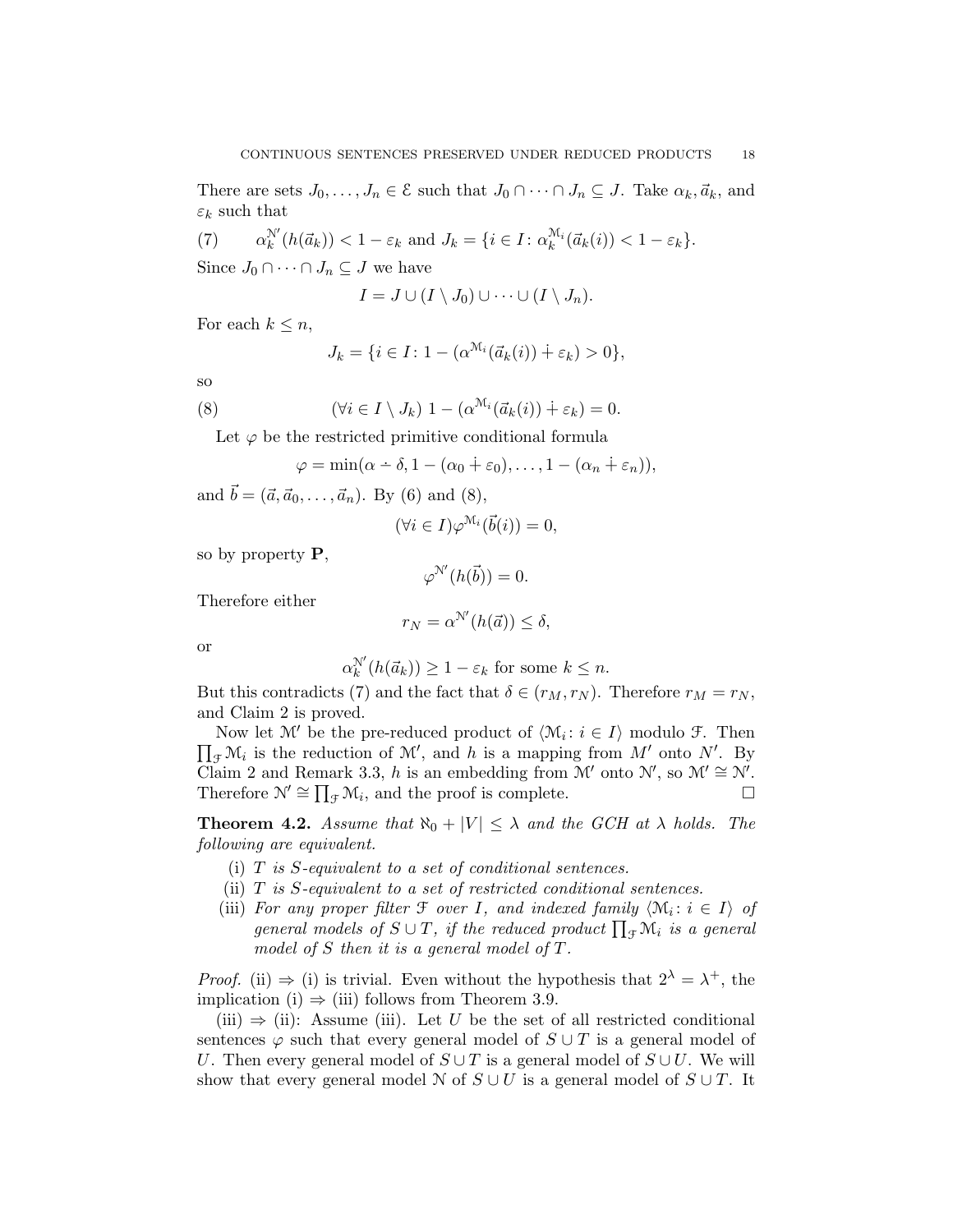There are sets $J_0, \ldots, J_n \in \mathcal{E}$ such that $J_0 \cap \cdots \cap J_n \subseteq J$. Take $\alpha_k, \vec{a}_k$, and $\varepsilon_k$ such that

$$\alpha_k^{\mathcal{N}'}(h(\vec{a}_k)) < 1 - \varepsilon_k \text{ and } J_k = \{i \in I \colon \alpha_k^{\mathcal{M}_i}(\vec{a}_k(i)) < 1 - \varepsilon_k\}. \tag{7}$$

Since $J_0 \cap \cdots \cap J_n \subseteq J$ we have

$$I = J \cup (I \setminus J_0) \cup \cdots \cup (I \setminus J_n).$$

For each $k \leq n$,

$$J_k = \{i \in I \colon 1 - (\alpha^{\mathcal{M}_i}(\vec{a}_k(i)) \dotplus \varepsilon_k) > 0\},$$

so

$$(\forall i \in I \setminus J_k)\ 1 - (\alpha^{\mathcal{M}_i}(\vec{a}_k(i)) \dotplus \varepsilon_k) = 0. \tag{8}$$

Let $\varphi$ be the restricted primitive conditional formula

$$\varphi = \min(\alpha \dot{-} \delta, 1 - (\alpha_0 \dotplus \varepsilon_0), \ldots, 1 - (\alpha_n \dotplus \varepsilon_n)),$$

and $\vec{b} = (\vec{a}, \vec{a}_0, \ldots, \vec{a}_n)$. By (6) and (8),

$$(\forall i \in I)\varphi^{\mathcal{M}_i}(\vec{b}(i)) = 0,$$

so by property **P**,

$$\varphi^{\mathcal{N}'}(h(\vec{b})) = 0.$$

Therefore either

$$r_N = \alpha^{\mathcal{N}'}(h(\vec{a})) \leq \delta,$$

or

$$\alpha_k^{\mathcal{N}'}(h(\vec{a}_k)) \geq 1 - \varepsilon_k \text{ for some } k \leq n.$$

But this contradicts (7) and the fact that $\delta \in (r_M, r_N)$. Therefore $r_M = r_N$, and Claim 2 is proved.

Now let $\mathcal{M}'$ be the pre-reduced product of $\langle \mathcal{M}_i \colon i \in I\rangle$ modulo $\mathcal{F}$. Then $\prod_{\mathcal{F}} \mathcal{M}_i$ is the reduction of $\mathcal{M}'$, and $h$ is a mapping from $M'$ onto $N'$. By Claim 2 and Remark 3.3, $h$ is an embedding from $\mathcal{M}'$ onto $\mathcal{N}'$, so $\mathcal{M}' \cong \mathcal{N}'$. Therefore $\mathcal{N}' \cong \prod_{\mathcal{F}} \mathcal{M}_i$, and the proof is complete. □

**Theorem 4.2.** *Assume that $\aleph_0 + |V| \leq \lambda$ and the GCH at $\lambda$ holds. The following are equivalent.*

- (i) *$T$ is $S$-equivalent to a set of conditional sentences.*
- (ii) *$T$ is $S$-equivalent to a set of restricted conditional sentences.*
- (iii) *For any proper filter $\mathcal{F}$ over $I$, and indexed family $\langle \mathcal{M}_i \colon i \in I\rangle$ of general models of $S \cup T$, if the reduced product $\prod_{\mathcal{F}} \mathcal{M}_i$ is a general model of $S$ then it is a general model of $T$.*

*Proof.* (ii) $\Rightarrow$ (i) is trivial. Even without the hypothesis that $2^\lambda = \lambda^+$, the implication (i) $\Rightarrow$ (iii) follows from Theorem 3.9.

(iii) $\Rightarrow$ (ii): Assume (iii). Let $U$ be the set of all restricted conditional sentences $\varphi$ such that every general model of $S \cup T$ is a general model of $U$. Then every general model of $S \cup T$ is a general model of $S \cup U$. We will show that every general model $\mathcal{N}$ of $S \cup U$ is a general model of $S \cup T$. It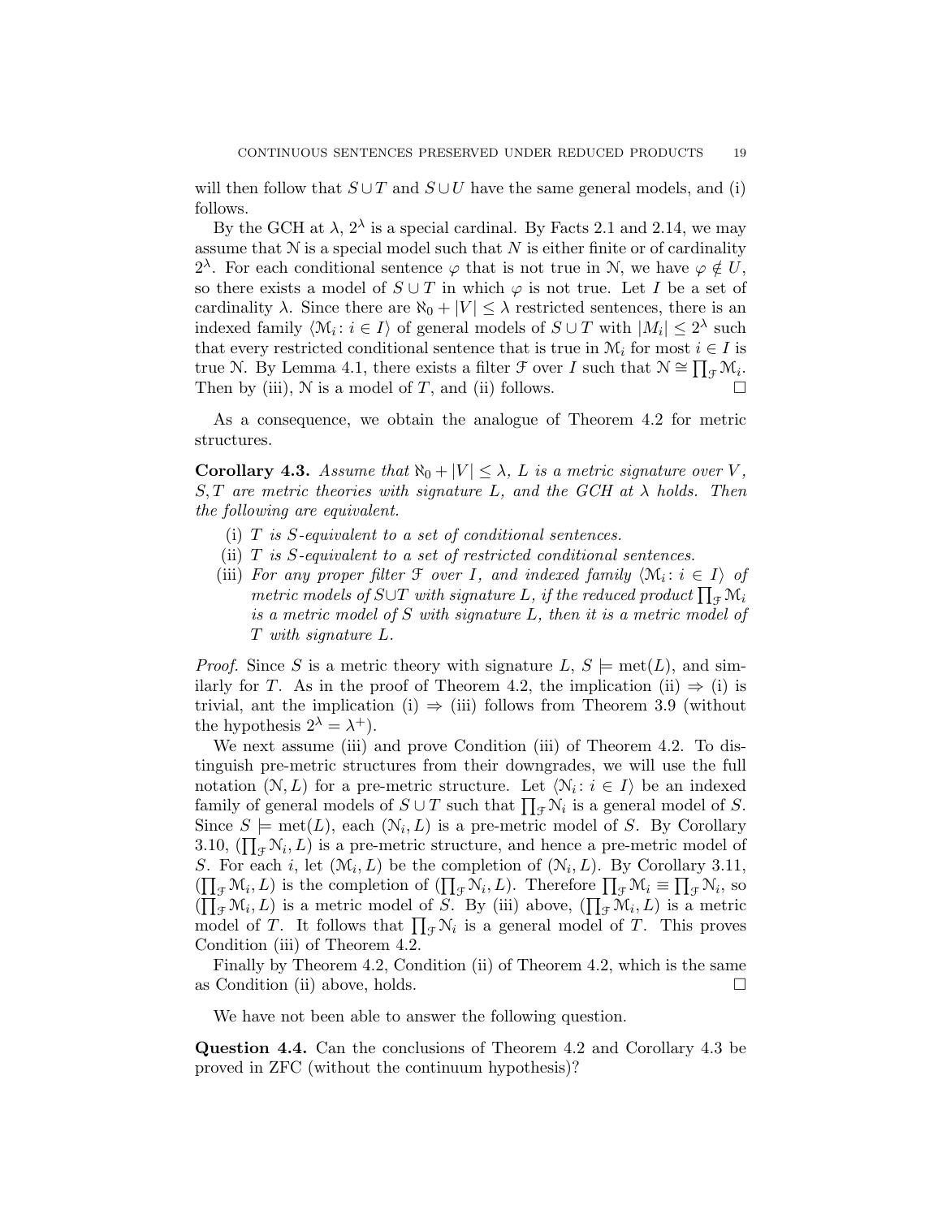will then follow that $S \cup T$ and $S \cup U$ have the same general models, and (i) follows.

By the GCH at $\lambda$, $2^\lambda$ is a special cardinal. By Facts 2.1 and 2.14, we may assume that $\mathcal{N}$ is a special model such that $N$ is either finite or of cardinality $2^\lambda$. For each conditional sentence $\varphi$ that is not true in $\mathcal{N}$, we have $\varphi \notin U$, so there exists a model of $S \cup T$ in which $\varphi$ is not true. Let $I$ be a set of cardinality $\lambda$. Since there are $\aleph_0 + |V| \leq \lambda$ restricted sentences, there is an indexed family $\langle \mathcal{M}_i \colon i \in I\rangle$ of general models of $S \cup T$ with $|M_i| \leq 2^\lambda$ such that every restricted conditional sentence that is true in $\mathcal{M}_i$ for most $i \in I$ is true $\mathcal{N}$. By Lemma 4.1, there exists a filter $\mathcal{F}$ over $I$ such that $\mathcal{N} \cong \prod_{\mathcal{F}} \mathcal{M}_i$. Then by (iii), $\mathcal{N}$ is a model of $T$, and (ii) follows. $\square$

As a consequence, we obtain the analogue of Theorem 4.2 for metric structures.

**Corollary 4.3.** *Assume that $\aleph_0 + |V| \leq \lambda$, $L$ is a metric signature over $V$, $S, T$ are metric theories with signature $L$, and the GCH at $\lambda$ holds. Then the following are equivalent.*

(i) *$T$ is $S$-equivalent to a set of conditional sentences.*
(ii) *$T$ is $S$-equivalent to a set of restricted conditional sentences.*
(iii) *For any proper filter $\mathcal{F}$ over $I$, and indexed family $\langle \mathcal{M}_i \colon i \in I\rangle$ of metric models of $S \cup T$ with signature $L$, if the reduced product $\prod_{\mathcal{F}} \mathcal{M}_i$ is a metric model of $S$ with signature $L$, then it is a metric model of $T$ with signature $L$.*

*Proof.* Since $S$ is a metric theory with signature $L$, $S \models \mathrm{met}(L)$, and similarly for $T$. As in the proof of Theorem 4.2, the implication (ii) $\Rightarrow$ (i) is trivial, ant the implication (i) $\Rightarrow$ (iii) follows from Theorem 3.9 (without the hypothesis $2^\lambda = \lambda^+$).

We next assume (iii) and prove Condition (iii) of Theorem 4.2. To distinguish pre-metric structures from their downgrades, we will use the full notation $(\mathcal{N}, L)$ for a pre-metric structure. Let $\langle \mathcal{N}_i \colon i \in I\rangle$ be an indexed family of general models of $S \cup T$ such that $\prod_{\mathcal{F}} \mathcal{N}_i$ is a general model of $S$. Since $S \models \mathrm{met}(L)$, each $(\mathcal{N}_i, L)$ is a pre-metric model of $S$. By Corollary 3.10, $(\prod_{\mathcal{F}} \mathcal{N}_i, L)$ is a pre-metric structure, and hence a pre-metric model of $S$. For each $i$, let $(\mathcal{M}_i, L)$ be the completion of $(\mathcal{N}_i, L)$. By Corollary 3.11, $(\prod_{\mathcal{F}} \mathcal{M}_i, L)$ is the completion of $(\prod_{\mathcal{F}} \mathcal{N}_i, L)$. Therefore $\prod_{\mathcal{F}} \mathcal{M}_i \equiv \prod_{\mathcal{F}} \mathcal{N}_i$, so $(\prod_{\mathcal{F}} \mathcal{M}_i, L)$ is a metric model of $S$. By (iii) above, $(\prod_{\mathcal{F}} \mathcal{M}_i, L)$ is a metric model of $T$. It follows that $\prod_{\mathcal{F}} \mathcal{N}_i$ is a general model of $T$. This proves Condition (iii) of Theorem 4.2.

Finally by Theorem 4.2, Condition (ii) of Theorem 4.2, which is the same as Condition (ii) above, holds. $\square$

We have not been able to answer the following question.

**Question 4.4.** Can the conclusions of Theorem 4.2 and Corollary 4.3 be proved in ZFC (without the continuum hypothesis)?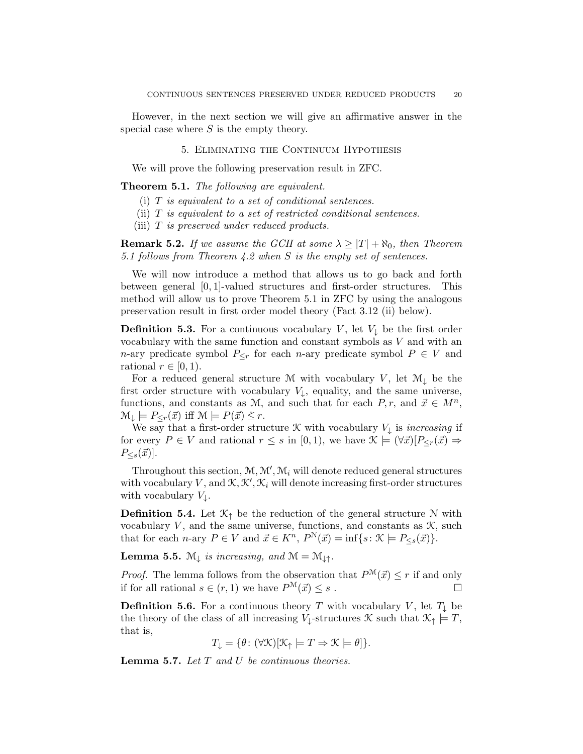However, in the next section we will give an affirmative answer in the special case where $S$ is the empty theory.

## 5. Eliminating the Continuum Hypothesis

We will prove the following preservation result in ZFC.

**Theorem 5.1.** *The following are equivalent.*

(i) *$T$ is equivalent to a set of conditional sentences.*
(ii) *$T$ is equivalent to a set of restricted conditional sentences.*
(iii) *$T$ is preserved under reduced products.*

**Remark 5.2.** *If we assume the GCH at some $\lambda \geq |T| + \aleph_0$, then Theorem 5.1 follows from Theorem 4.2 when $S$ is the empty set of sentences.*

We will now introduce a method that allows us to go back and forth between general $[0,1]$-valued structures and first-order structures. This method will allow us to prove Theorem 5.1 in ZFC by using the analogous preservation result in first order model theory (Fact 3.12 (ii) below).

**Definition 5.3.** For a continuous vocabulary $V$, let $V_\downarrow$ be the first order vocabulary with the same function and constant symbols as $V$ and with an $n$-ary predicate symbol $P_{\leq r}$ for each $n$-ary predicate symbol $P \in V$ and rational $r \in [0,1)$.

For a reduced general structure $\mathcal{M}$ with vocabulary $V$, let $\mathcal{M}_\downarrow$ be the first order structure with vocabulary $V_\downarrow$, equality, and the same universe, functions, and constants as $\mathcal{M}$, and such that for each $P, r$, and $\vec{x} \in M^n$, $\mathcal{M}_\downarrow \models P_{\leq r}(\vec{x})$ iff $\mathcal{M} \models P(\vec{x}) \leq r$.

We say that a first-order structure $\mathcal{K}$ with vocabulary $V_\downarrow$ is *increasing* if for every $P \in V$ and rational $r \leq s$ in $[0,1)$, we have $\mathcal{K} \models (\forall \vec{x})[P_{\leq r}(\vec{x}) \Rightarrow P_{\leq s}(\vec{x})]$.

Throughout this section, $\mathcal{M}, \mathcal{M}', \mathcal{M}_i$ will denote reduced general structures with vocabulary $V$, and $\mathcal{K}, \mathcal{K}', \mathcal{K}_i$ will denote increasing first-order structures with vocabulary $V_\downarrow$.

**Definition 5.4.** Let $\mathcal{K}_\uparrow$ be the reduction of the general structure $\mathcal{N}$ with vocabulary $V$, and the same universe, functions, and constants as $\mathcal{K}$, such that for each $n$-ary $P \in V$ and $\vec{x} \in K^n$, $P^{\mathcal{N}}(\vec{x}) = \inf\{s : \mathcal{K} \models P_{\leq s}(\vec{x})\}$.

**Lemma 5.5.** *$\mathcal{M}_\downarrow$ is increasing, and $\mathcal{M} = \mathcal{M}_{\downarrow\uparrow}$.*

*Proof.* The lemma follows from the observation that $P^{\mathcal{M}}(\vec{x}) \leq r$ if and only if for all rational $s \in (r, 1)$ we have $P^{\mathcal{M}}(\vec{x}) \leq s$ . □

**Definition 5.6.** For a continuous theory $T$ with vocabulary $V$, let $T_\downarrow$ be the theory of the class of all increasing $V_\downarrow$-structures $\mathcal{K}$ such that $\mathcal{K}_\uparrow \models T$, that is,

$$T_\downarrow = \{\theta : (\forall \mathcal{K})[\mathcal{K}_\uparrow \models T \Rightarrow \mathcal{K} \models \theta]\}.$$

**Lemma 5.7.** *Let $T$ and $U$ be continuous theories.*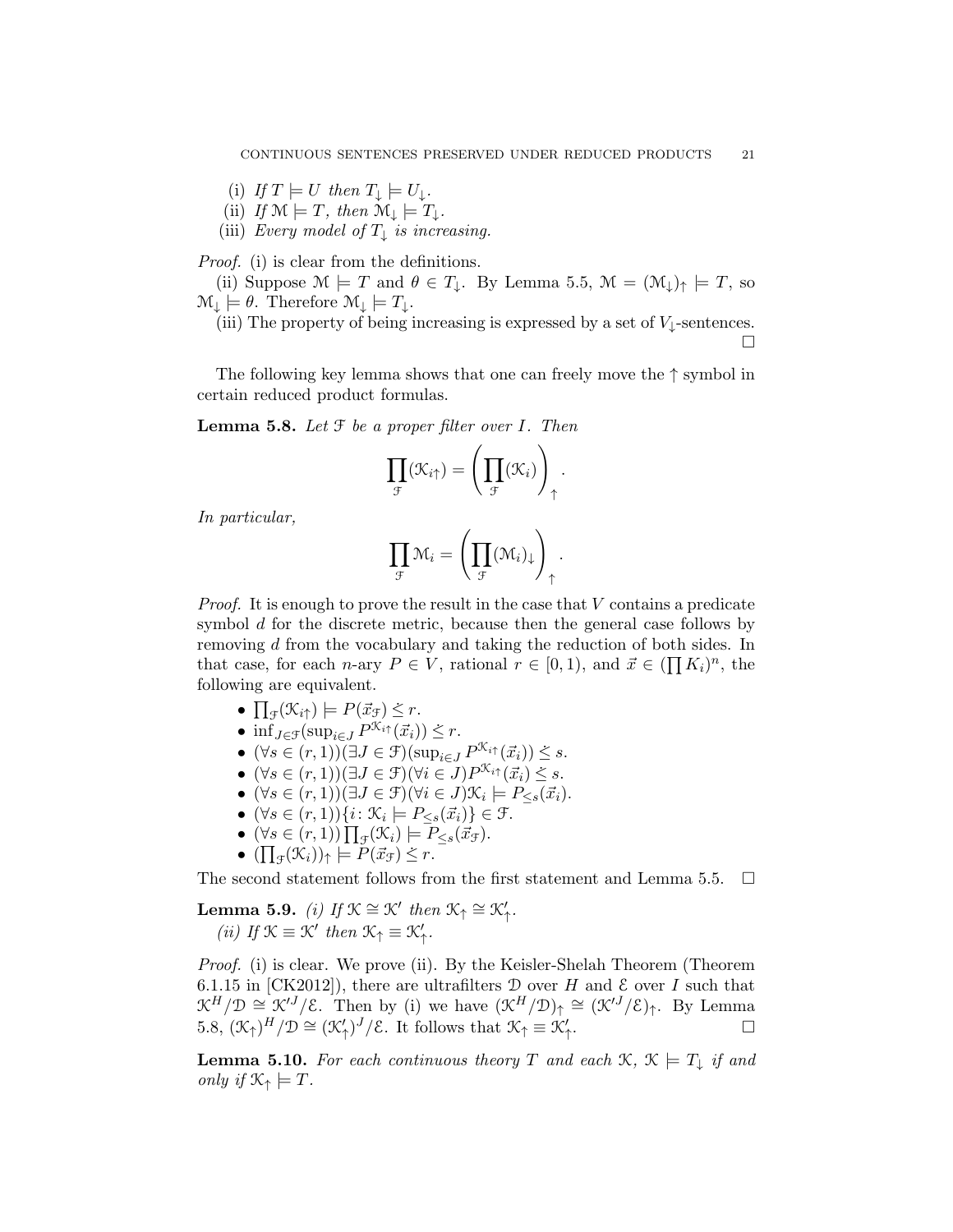(i) *If* $T \models U$ *then* $T_\downarrow \models U_\downarrow$.

(ii) *If* $\mathcal{M} \models T$, *then* $\mathcal{M}_\downarrow \models T_\downarrow$.

(iii) *Every model of* $T_\downarrow$ *is increasing.*

*Proof.* (i) is clear from the definitions.

(ii) Suppose $\mathcal{M} \models T$ and $\theta \in T_\downarrow$. By Lemma 5.5, $\mathcal{M} = (\mathcal{M}_\downarrow)_\uparrow \models T$, so $\mathcal{M}_\downarrow \models \theta$. Therefore $\mathcal{M}_\downarrow \models T_\downarrow$.

(iii) The property of being increasing is expressed by a set of $V_\downarrow$-sentences. $\square$

The following key lemma shows that one can freely move the $\uparrow$ symbol in certain reduced product formulas.

**Lemma 5.8.** *Let* $\mathcal{F}$ *be a proper filter over* $I$. *Then*

$$\prod_{\mathcal{F}}(\mathcal{K}_{i\uparrow}) = \left(\prod_{\mathcal{F}}(\mathcal{K}_i)\right)_\uparrow.$$

*In particular,*

$$\prod_{\mathcal{F}}\mathcal{M}_i = \left(\prod_{\mathcal{F}}(\mathcal{M}_i)_\downarrow\right)_\uparrow.$$

*Proof.* It is enough to prove the result in the case that $V$ contains a predicate symbol $d$ for the discrete metric, because then the general case follows by removing $d$ from the vocabulary and taking the reduction of both sides. In that case, for each $n$-ary $P \in V$, rational $r \in [0,1)$, and $\vec{x} \in (\prod K_i)^n$, the following are equivalent.

- $\prod_{\mathcal{F}}(\mathcal{K}_{i\uparrow}) \models P(\vec{x}_{\mathcal{F}}) \le r$.
- $\inf_{J\in\mathcal{F}}(\sup_{i\in J} P^{\mathcal{K}_{i\uparrow}}(\vec{x}_i)) \le r$.
- $(\forall s \in (r,1))(\exists J \in \mathcal{F})(\sup_{i\in J} P^{\mathcal{K}_{i\uparrow}}(\vec{x}_i)) \le s$.
- $(\forall s \in (r,1))(\exists J \in \mathcal{F})(\forall i \in J)P^{\mathcal{K}_{i\uparrow}}(\vec{x}_i) \le s$.
- $(\forall s \in (r,1))(\exists J \in \mathcal{F})(\forall i \in J)\mathcal{K}_i \models P_{\le s}(\vec{x}_i)$.
- $(\forall s \in (r,1))\{i \colon \mathcal{K}_i \models P_{\le s}(\vec{x}_i)\} \in \mathcal{F}$.
- $(\forall s \in (r,1))\prod_{\mathcal{F}}(\mathcal{K}_i) \models P_{\le s}(\vec{x}_{\mathcal{F}})$.
- $(\prod_{\mathcal{F}}(\mathcal{K}_i))_\uparrow \models P(\vec{x}_{\mathcal{F}}) \le r$.

The second statement follows from the first statement and Lemma 5.5. $\square$

**Lemma 5.9.** *(i) If* $\mathcal{K} \cong \mathcal{K}'$ *then* $\mathcal{K}_\uparrow \cong \mathcal{K}'_\uparrow$.

*(ii) If* $\mathcal{K} \equiv \mathcal{K}'$ *then* $\mathcal{K}_\uparrow \equiv \mathcal{K}'_\uparrow$.

*Proof.* (i) is clear. We prove (ii). By the Keisler-Shelah Theorem (Theorem 6.1.15 in [CK2012]), there are ultrafilters $\mathcal{D}$ over $H$ and $\mathcal{E}$ over $I$ such that $\mathcal{K}^H/\mathcal{D} \cong \mathcal{K}'^J/\mathcal{E}$. Then by (i) we have $(\mathcal{K}^H/\mathcal{D})_\uparrow \cong (\mathcal{K}'^J/\mathcal{E})_\uparrow$. By Lemma 5.8, $(\mathcal{K}_\uparrow)^H/\mathcal{D} \cong (\mathcal{K}'_\uparrow)^J/\mathcal{E}$. It follows that $\mathcal{K}_\uparrow \equiv \mathcal{K}'_\uparrow$. $\square$

**Lemma 5.10.** *For each continuous theory* $T$ *and each* $\mathcal{K}$, $\mathcal{K} \models T_\downarrow$ *if and only if* $\mathcal{K}_\uparrow \models T$.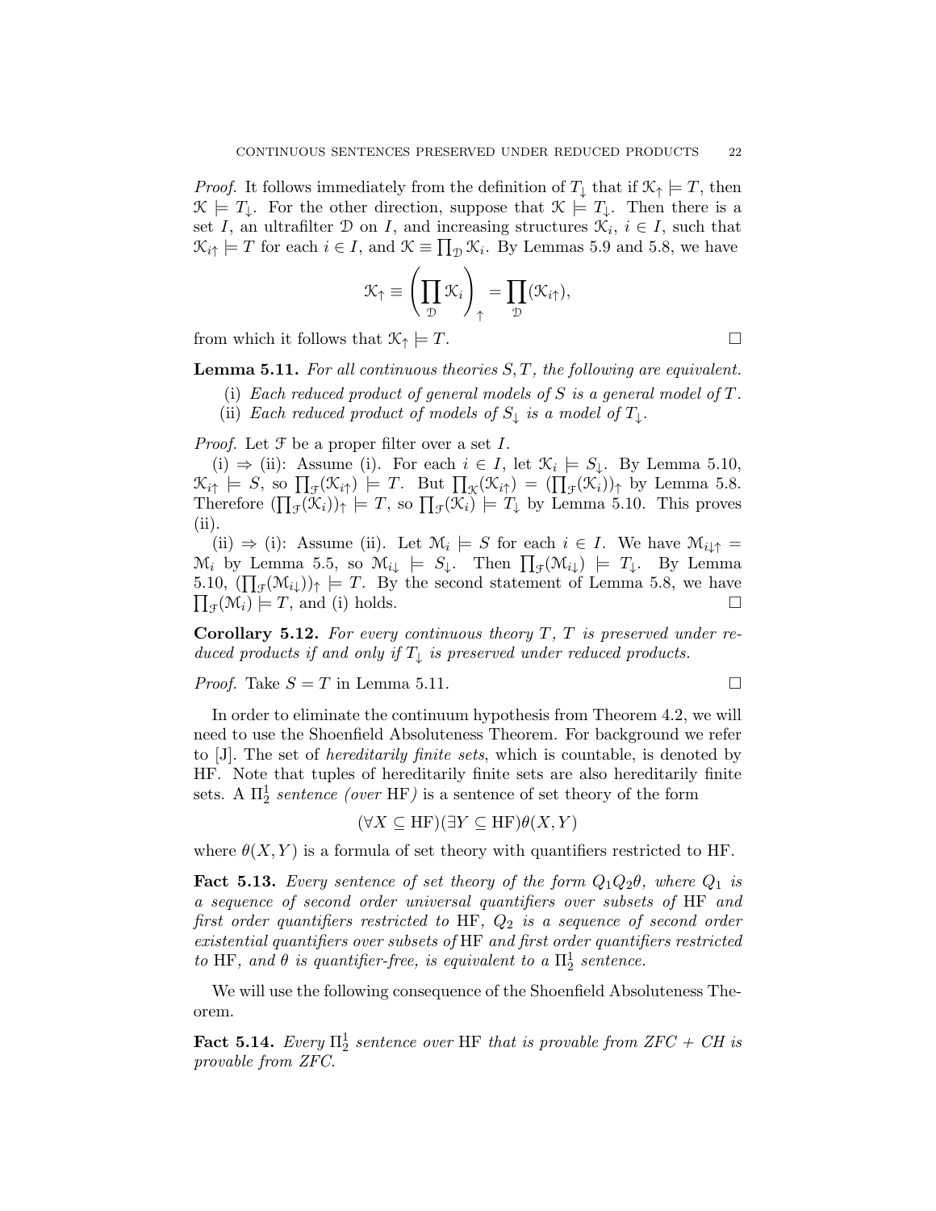*Proof.* It follows immediately from the definition of $T_\downarrow$ that if $\mathcal{K}_\uparrow \models T$, then $\mathcal{K} \models T_\downarrow$. For the other direction, suppose that $\mathcal{K} \models T_\downarrow$. Then there is a set $I$, an ultrafilter $\mathcal{D}$ on $I$, and increasing structures $\mathcal{K}_i$, $i \in I$, such that $\mathcal{K}_{i\uparrow} \models T$ for each $i \in I$, and $\mathcal{K} \equiv \prod_{\mathcal{D}} \mathcal{K}_i$. By Lemmas 5.9 and 5.8, we have

$$\mathcal{K}_\uparrow \equiv \left(\prod_{\mathcal{D}} \mathcal{K}_i\right)_\uparrow = \prod_{\mathcal{D}} (\mathcal{K}_{i\uparrow}),$$

from which it follows that $\mathcal{K}_\uparrow \models T$. $\square$

**Lemma 5.11.** *For all continuous theories $S, T$, the following are equivalent.*

(i) *Each reduced product of general models of $S$ is a general model of $T$.*

(ii) *Each reduced product of models of $S_\downarrow$ is a model of $T_\downarrow$.*

*Proof.* Let $\mathcal{F}$ be a proper filter over a set $I$.

(i) $\Rightarrow$ (ii): Assume (i). For each $i \in I$, let $\mathcal{K}_i \models S_\downarrow$. By Lemma 5.10, $\mathcal{K}_{i\uparrow} \models S$, so $\prod_{\mathcal{F}}(\mathcal{K}_{i\uparrow}) \models T$. But $\prod_{\mathcal{K}}(\mathcal{K}_{i\uparrow}) = (\prod_{\mathcal{F}}(\mathcal{K}_i))_\uparrow$ by Lemma 5.8. Therefore $(\prod_{\mathcal{F}}(\mathcal{K}_i))_\uparrow \models T$, so $\prod_{\mathcal{F}}(\mathcal{K}_i) \models T_\downarrow$ by Lemma 5.10. This proves (ii).

(ii) $\Rightarrow$ (i): Assume (ii). Let $\mathcal{M}_i \models S$ for each $i \in I$. We have $\mathcal{M}_{i\downarrow\uparrow} = \mathcal{M}_i$ by Lemma 5.5, so $\mathcal{M}_{i\downarrow} \models S_\downarrow$. Then $\prod_{\mathcal{F}}(\mathcal{M}_{i\downarrow}) \models T_\downarrow$. By Lemma 5.10, $(\prod_{\mathcal{F}}(\mathcal{M}_{i\downarrow}))_\uparrow \models T$. By the second statement of Lemma 5.8, we have $\prod_{\mathcal{F}}(\mathcal{M}_i) \models T$, and (i) holds. $\square$

**Corollary 5.12.** *For every continuous theory $T$, $T$ is preserved under reduced products if and only if $T_\downarrow$ is preserved under reduced products.*

*Proof.* Take $S = T$ in Lemma 5.11. $\square$

In order to eliminate the continuum hypothesis from Theorem 4.2, we will need to use the Shoenfield Absoluteness Theorem. For background we refer to [J]. The set of *hereditarily finite sets*, which is countable, is denoted by HF. Note that tuples of hereditarily finite sets are also hereditarily finite sets. A $\Pi^1_2$ *sentence (over* HF*)* is a sentence of set theory of the form

$$(\forall X \subseteq \mathrm{HF})(\exists Y \subseteq \mathrm{HF})\theta(X, Y)$$

where $\theta(X, Y)$ is a formula of set theory with quantifiers restricted to HF.

**Fact 5.13.** *Every sentence of set theory of the form $Q_1 Q_2 \theta$, where $Q_1$ is a sequence of second order universal quantifiers over subsets of* HF *and first order quantifiers restricted to* HF*, $Q_2$ is a sequence of second order existential quantifiers over subsets of* HF *and first order quantifiers restricted to* HF*, and $\theta$ is quantifier-free, is equivalent to a $\Pi^1_2$ sentence.*

We will use the following consequence of the Shoenfield Absoluteness Theorem.

**Fact 5.14.** *Every $\Pi^1_2$ sentence over* HF *that is provable from ZFC + CH is provable from ZFC.*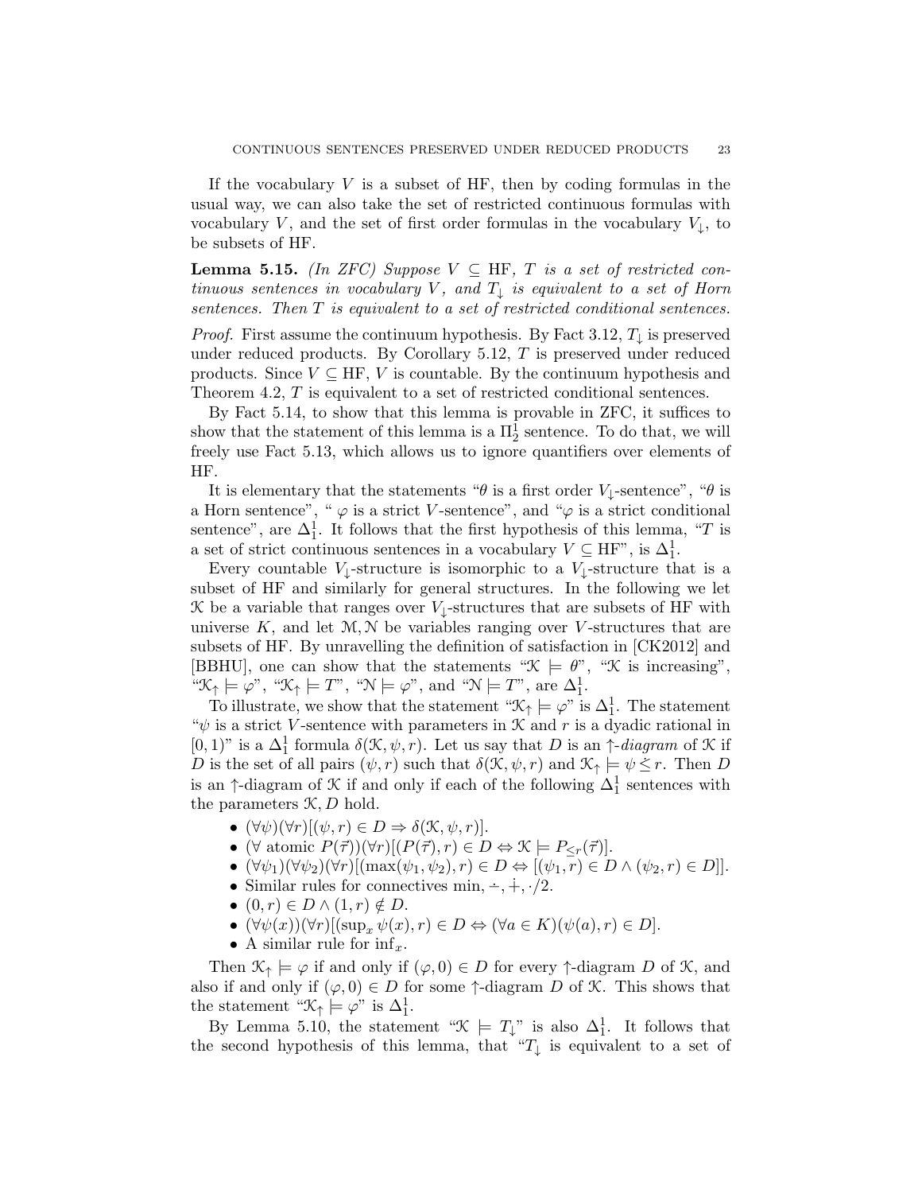If the vocabulary $V$ is a subset of HF, then by coding formulas in the usual way, we can also take the set of restricted continuous formulas with vocabulary $V$, and the set of first order formulas in the vocabulary $V_\downarrow$, to be subsets of HF.

**Lemma 5.15.** *(In ZFC) Suppose $V \subseteq$ HF, $T$ is a set of restricted continuous sentences in vocabulary $V$, and $T_\downarrow$ is equivalent to a set of Horn sentences. Then $T$ is equivalent to a set of restricted conditional sentences.*

*Proof.* First assume the continuum hypothesis. By Fact 3.12, $T_\downarrow$ is preserved under reduced products. By Corollary 5.12, $T$ is preserved under reduced products. Since $V \subseteq$ HF, $V$ is countable. By the continuum hypothesis and Theorem 4.2, $T$ is equivalent to a set of restricted conditional sentences.

By Fact 5.14, to show that this lemma is provable in ZFC, it suffices to show that the statement of this lemma is a $\Pi^1_2$ sentence. To do that, we will freely use Fact 5.13, which allows us to ignore quantifiers over elements of HF.

It is elementary that the statements "$\theta$ is a first order $V_\downarrow$-sentence", "$\theta$ is a Horn sentence", " $\varphi$ is a strict $V$-sentence", and "$\varphi$ is a strict conditional sentence", are $\Delta^1_1$. It follows that the first hypothesis of this lemma, "$T$ is a set of strict continuous sentences in a vocabulary $V \subseteq$ HF", is $\Delta^1_1$.

Every countable $V_\downarrow$-structure is isomorphic to a $V_\downarrow$-structure that is a subset of HF and similarly for general structures. In the following we let $\mathcal{K}$ be a variable that ranges over $V_\downarrow$-structures that are subsets of HF with universe $K$, and let $\mathcal{M}, \mathcal{N}$ be variables ranging over $V$-structures that are subsets of HF. By unravelling the definition of satisfaction in [CK2012] and [BBHU], one can show that the statements "$\mathcal{K} \models \theta$", "$\mathcal{K}$ is increasing", "$\mathcal{K}_\uparrow \models \varphi$", "$\mathcal{K}_\uparrow \models T$", "$\mathcal{N} \models \varphi$", and "$\mathcal{N} \models T$", are $\Delta^1_1$.

To illustrate, we show that the statement "$\mathcal{K}_\uparrow \models \varphi$" is $\Delta^1_1$. The statement "$\psi$ is a strict $V$-sentence with parameters in $\mathcal{K}$ and $r$ is a dyadic rational in $[0, 1)$" is a $\Delta^1_1$ formula $\delta(\mathcal{K}, \psi, r)$. Let us say that $D$ is an $\uparrow$*-diagram* of $\mathcal{K}$ if $D$ is the set of all pairs $(\psi, r)$ such that $\delta(\mathcal{K}, \psi, r)$ and $\mathcal{K}_\uparrow \models \psi \lesssim r$. Then $D$ is an $\uparrow$-diagram of $\mathcal{K}$ if and only if each of the following $\Delta^1_1$ sentences with the parameters $\mathcal{K}, D$ hold.

- $(\forall \psi)(\forall r)[(\psi, r) \in D \Rightarrow \delta(\mathcal{K}, \psi, r)]$.
- $(\forall \text{ atomic } P(\vec{\tau}))(\forall r)[(P(\vec{\tau}), r) \in D \Leftrightarrow \mathcal{K} \models P_{\leq r}(\vec{\tau})]$.
- $(\forall \psi_1)(\forall \psi_2)(\forall r)[(\max(\psi_1, \psi_2), r) \in D \Leftrightarrow [(\psi_1, r) \in D \wedge (\psi_2, r) \in D]]$.
- Similar rules for connectives $\min, \dot{-}, \dot{+}, \cdot/2$.
- $(0, r) \in D \wedge (1, r) \notin D$.
- $(\forall \psi(x))(\forall r)[(\sup_x \psi(x), r) \in D \Leftrightarrow (\forall a \in K)(\psi(a), r) \in D]$.
- A similar rule for $\inf_x$.

Then $\mathcal{K}_\uparrow \models \varphi$ if and only if $(\varphi, 0) \in D$ for every $\uparrow$-diagram $D$ of $\mathcal{K}$, and also if and only if $(\varphi, 0) \in D$ for some $\uparrow$-diagram $D$ of $\mathcal{K}$. This shows that the statement "$\mathcal{K}_\uparrow \models \varphi$" is $\Delta^1_1$.

By Lemma 5.10, the statement "$\mathcal{K} \models T_\downarrow$" is also $\Delta^1_1$. It follows that the second hypothesis of this lemma, that "$T_\downarrow$ is equivalent to a set of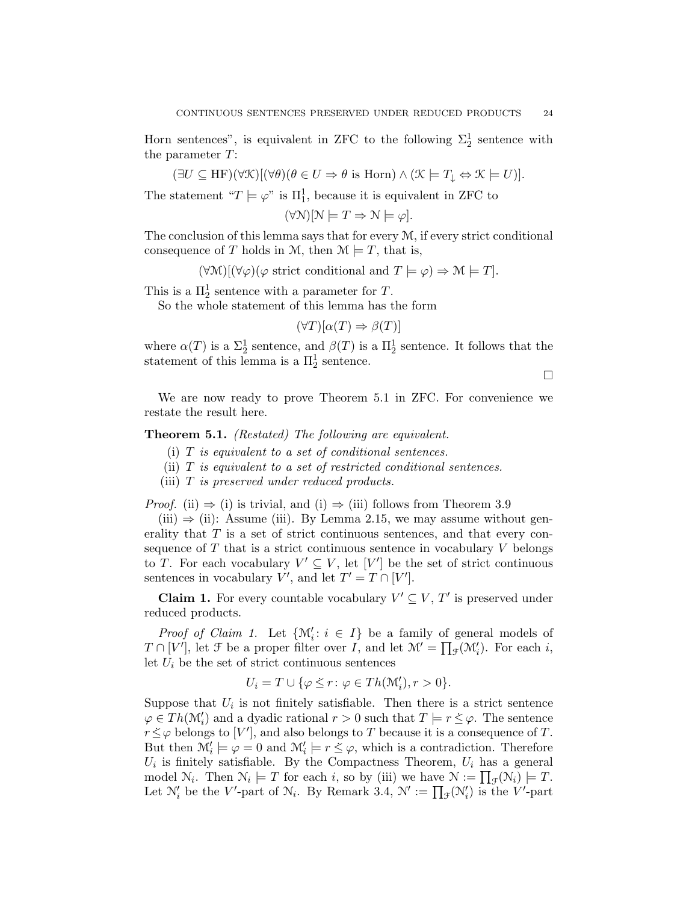Horn sentences", is equivalent in ZFC to the following $\Sigma^1_2$ sentence with the parameter $T$:

$$(\exists U \subseteq \mathrm{HF})(\forall \mathcal{K})[(\forall \theta)(\theta \in U \Rightarrow \theta \text{ is Horn}) \wedge (\mathcal{K} \models T_\downarrow \Leftrightarrow \mathcal{K} \models U)].$$

The statement "$T \models \varphi$" is $\Pi^1_1$, because it is equivalent in ZFC to

$$(\forall \mathcal{N})[\mathcal{N} \models T \Rightarrow \mathcal{N} \models \varphi].$$

The conclusion of this lemma says that for every $\mathcal{M}$, if every strict conditional consequence of $T$ holds in $\mathcal{M}$, then $\mathcal{M} \models T$, that is,

$$(\forall \mathcal{M})[(\forall \varphi)(\varphi \text{ strict conditional and } T \models \varphi) \Rightarrow \mathcal{M} \models T].$$

This is a $\Pi^1_2$ sentence with a parameter for $T$.

So the whole statement of this lemma has the form

$$(\forall T)[\alpha(T) \Rightarrow \beta(T)]$$

where $\alpha(T)$ is a $\Sigma^1_2$ sentence, and $\beta(T)$ is a $\Pi^1_2$ sentence. It follows that the statement of this lemma is a $\Pi^1_2$ sentence.

□

We are now ready to prove Theorem 5.1 in ZFC. For convenience we restate the result here.

**Theorem 5.1.** *(Restated) The following are equivalent.*

- (i) *$T$ is equivalent to a set of conditional sentences.*
- (ii) *$T$ is equivalent to a set of restricted conditional sentences.*
- (iii) *$T$ is preserved under reduced products.*

*Proof.* (ii) $\Rightarrow$ (i) is trivial, and (i) $\Rightarrow$ (iii) follows from Theorem 3.9

(iii) $\Rightarrow$ (ii): Assume (iii). By Lemma 2.15, we may assume without generality that $T$ is a set of strict continuous sentences, and that every consequence of $T$ that is a strict continuous sentence in vocabulary $V$ belongs to $T$. For each vocabulary $V' \subseteq V$, let $[V']$ be the set of strict continuous sentences in vocabulary $V'$, and let $T' = T \cap [V']$.

**Claim 1.** For every countable vocabulary $V' \subseteq V$, $T'$ is preserved under reduced products.

*Proof of Claim 1.* Let $\{\mathcal{M}'_i : i \in I\}$ be a family of general models of $T \cap [V']$, let $\mathcal{F}$ be a proper filter over $I$, and let $\mathcal{M}' = \prod_{\mathcal{F}}(\mathcal{M}'_i)$. For each $i$, let $U_i$ be the set of strict continuous sentences

$$U_i = T \cup \{\varphi \dot{\le} r : \varphi \in Th(\mathcal{M}'_i), r > 0\}.$$

Suppose that $U_i$ is not finitely satisfiable. Then there is a strict sentence $\varphi \in Th(\mathcal{M}'_i)$ and a dyadic rational $r > 0$ such that $T \models r \dot{\le} \varphi$. The sentence $r \dot{\le} \varphi$ belongs to $[V']$, and also belongs to $T$ because it is a consequence of $T$. But then $\mathcal{M}'_i \models \varphi = 0$ and $\mathcal{M}'_i \models r \dot{\le} \varphi$, which is a contradiction. Therefore $U_i$ is finitely satisfiable. By the Compactness Theorem, $U_i$ has a general model $\mathcal{N}_i$. Then $\mathcal{N}_i \models T$ for each $i$, so by (iii) we have $\mathcal{N} := \prod_{\mathcal{F}}(\mathcal{N}_i) \models T$. Let $\mathcal{N}'_i$ be the $V'$-part of $\mathcal{N}_i$. By Remark 3.4, $\mathcal{N}' := \prod_{\mathcal{F}}(\mathcal{N}'_i)$ is the $V'$-part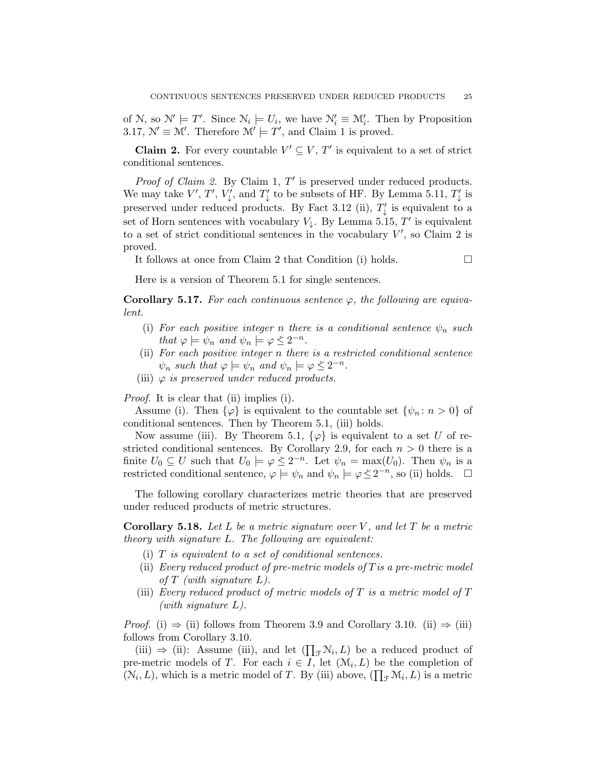of $\mathcal{N}$, so $\mathcal{N}' \models T'$. Since $\mathcal{N}_i \models U_i$, we have $\mathcal{N}_i' \equiv \mathcal{M}_i'$. Then by Proposition 3.17, $\mathcal{N}' \equiv \mathcal{M}'$. Therefore $\mathcal{M}' \models T'$, and Claim 1 is proved.

**Claim 2.** For every countable $V' \subseteq V$, $T'$ is equivalent to a set of strict conditional sentences.

*Proof of Claim 2.* By Claim 1, $T'$ is preserved under reduced products. We may take $V'$, $T'$, $V'_{\downarrow}$, and $T'_{\downarrow}$ to be subsets of HF. By Lemma 5.11, $T'_{\downarrow}$ is preserved under reduced products. By Fact 3.12 (ii), $T'_{\downarrow}$ is equivalent to a set of Horn sentences with vocabulary $V_{\downarrow}$. By Lemma 5.15, $T'$ is equivalent to a set of strict conditional sentences in the vocabulary $V'$, so Claim 2 is proved.

It follows at once from Claim 2 that Condition (i) holds. $\square$

Here is a version of Theorem 5.1 for single sentences.

**Corollary 5.17.** *For each continuous sentence $\varphi$, the following are equivalent.*

(i) *For each positive integer $n$ there is a conditional sentence $\psi_n$ such that $\varphi \models \psi_n$ and $\psi_n \models \varphi \dot{\leq} 2^{-n}$.*

(ii) *For each positive integer $n$ there is a restricted conditional sentence $\psi_n$ such that $\varphi \models \psi_n$ and $\psi_n \models \varphi \dot{\leq} 2^{-n}$.*

(iii) *$\varphi$ is preserved under reduced products.*

*Proof.* It is clear that (ii) implies (i).

Assume (i). Then $\{\varphi\}$ is equivalent to the countable set $\{\psi_n : n > 0\}$ of conditional sentences. Then by Theorem 5.1, (iii) holds.

Now assume (iii). By Theorem 5.1, $\{\varphi\}$ is equivalent to a set $U$ of restricted conditional sentences. By Corollary 2.9, for each $n > 0$ there is a finite $U_0 \subseteq U$ such that $U_0 \models \varphi \dot{\leq} 2^{-n}$. Let $\psi_n = \max(U_0)$. Then $\psi_n$ is a restricted conditional sentence, $\varphi \models \psi_n$ and $\psi_n \models \varphi \dot{\leq} 2^{-n}$, so (ii) holds. $\square$

The following corollary characterizes metric theories that are preserved under reduced products of metric structures.

**Corollary 5.18.** *Let $L$ be a metric signature over $V$, and let $T$ be a metric theory with signature $L$. The following are equivalent:*

(i) *$T$ is equivalent to a set of conditional sentences.*

(ii) *Every reduced product of pre-metric models of $T$ is a pre-metric model of $T$ (with signature $L$).*

(iii) *Every reduced product of metric models of $T$ is a metric model of $T$ (with signature $L$).*

*Proof.* (i) $\Rightarrow$ (ii) follows from Theorem 3.9 and Corollary 3.10. (ii) $\Rightarrow$ (iii) follows from Corollary 3.10.

(iii) $\Rightarrow$ (ii): Assume (iii), and let $(\prod_{\mathcal{F}} \mathcal{N}_i, L)$ be a reduced product of pre-metric models of $T$. For each $i \in I$, let $(\mathcal{M}_i, L)$ be the completion of $(\mathcal{N}_i, L)$, which is a metric model of $T$. By (iii) above, $(\prod_{\mathcal{F}} \mathcal{M}_i, L)$ is a metric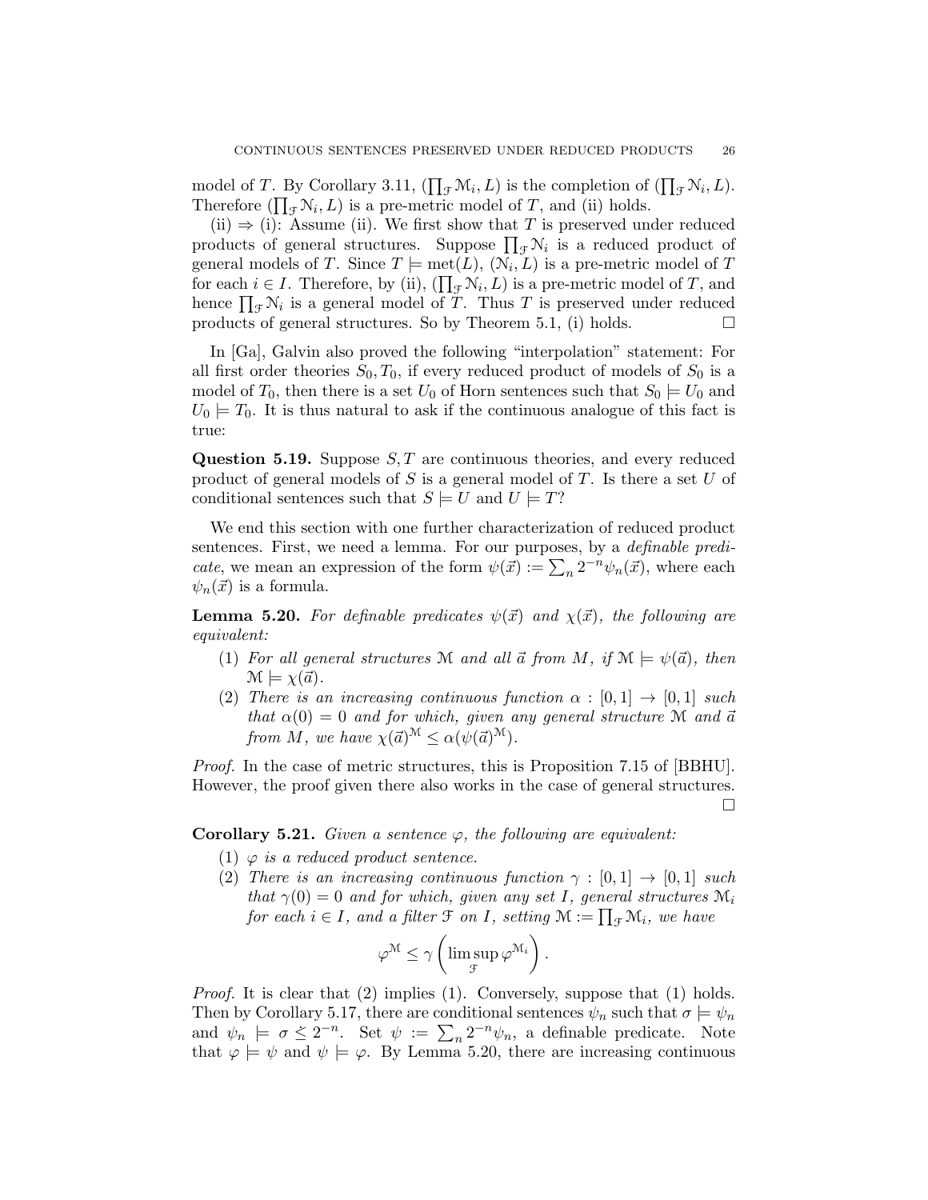model of $T$. By Corollary 3.11, $(\prod_{\mathcal{F}} \mathcal{M}_i, L)$ is the completion of $(\prod_{\mathcal{F}} \mathcal{N}_i, L)$. Therefore $(\prod_{\mathcal{F}} \mathcal{N}_i, L)$ is a pre-metric model of $T$, and (ii) holds.

(ii) $\Rightarrow$ (i): Assume (ii). We first show that $T$ is preserved under reduced products of general structures. Suppose $\prod_{\mathcal{F}} \mathcal{N}_i$ is a reduced product of general models of $T$. Since $T \models \mathrm{met}(L)$, $(\mathcal{N}_i, L)$ is a pre-metric model of $T$ for each $i \in I$. Therefore, by (ii), $(\prod_{\mathcal{F}} \mathcal{N}_i, L)$ is a pre-metric model of $T$, and hence $\prod_{\mathcal{F}} \mathcal{N}_i$ is a general model of $T$. Thus $T$ is preserved under reduced products of general structures. So by Theorem 5.1, (i) holds. $\square$

In [Ga], Galvin also proved the following "interpolation" statement: For all first order theories $S_0, T_0$, if every reduced product of models of $S_0$ is a model of $T_0$, then there is a set $U_0$ of Horn sentences such that $S_0 \models U_0$ and $U_0 \models T_0$. It is thus natural to ask if the continuous analogue of this fact is true:

**Question 5.19.** Suppose $S, T$ are continuous theories, and every reduced product of general models of $S$ is a general model of $T$. Is there a set $U$ of conditional sentences such that $S \models U$ and $U \models T$?

We end this section with one further characterization of reduced product sentences. First, we need a lemma. For our purposes, by a *definable predicate*, we mean an expression of the form $\psi(\vec{x}) := \sum_n 2^{-n} \psi_n(\vec{x})$, where each $\psi_n(\vec{x})$ is a formula.

**Lemma 5.20.** *For definable predicates $\psi(\vec{x})$ and $\chi(\vec{x})$, the following are equivalent:*

1. *For all general structures $\mathcal{M}$ and all $\vec{a}$ from $M$, if $\mathcal{M} \models \psi(\vec{a})$, then $\mathcal{M} \models \chi(\vec{a})$.*
2. *There is an increasing continuous function $\alpha : [0,1] \to [0,1]$ such that $\alpha(0) = 0$ and for which, given any general structure $\mathcal{M}$ and $\vec{a}$ from $M$, we have $\chi(\vec{a})^{\mathcal{M}} \leq \alpha(\psi(\vec{a})^{\mathcal{M}})$.*

*Proof.* In the case of metric structures, this is Proposition 7.15 of [BBHU]. However, the proof given there also works in the case of general structures. $\square$

**Corollary 5.21.** *Given a sentence $\varphi$, the following are equivalent:*

1. *$\varphi$ is a reduced product sentence.*
2. *There is an increasing continuous function $\gamma : [0,1] \to [0,1]$ such that $\gamma(0) = 0$ and for which, given any set $I$, general structures $\mathcal{M}_i$ for each $i \in I$, and a filter $\mathcal{F}$ on $I$, setting $\mathcal{M} := \prod_{\mathcal{F}} \mathcal{M}_i$, we have*

$$\varphi^{\mathcal{M}} \leq \gamma\left(\limsup_{\mathcal{F}} \varphi^{\mathcal{M}_i}\right).$$

*Proof.* It is clear that (2) implies (1). Conversely, suppose that (1) holds. Then by Corollary 5.17, there are conditional sentences $\psi_n$ such that $\sigma \models \psi_n$ and $\psi_n \models \sigma \lesssim 2^{-n}$. Set $\psi := \sum_n 2^{-n} \psi_n$, a definable predicate. Note that $\varphi \models \psi$ and $\psi \models \varphi$. By Lemma 5.20, there are increasing continuous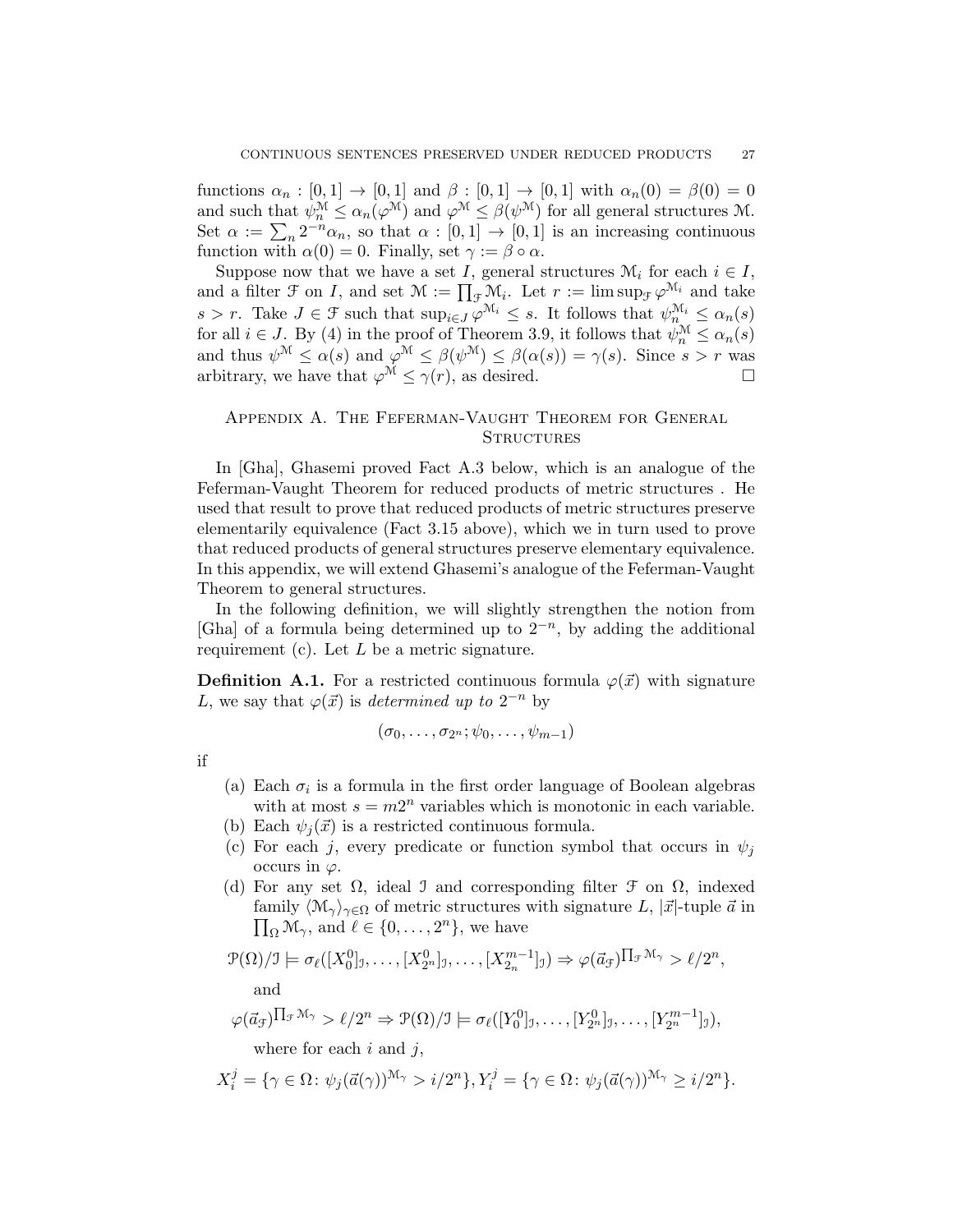functions $\alpha_n : [0,1] \to [0,1]$ and $\beta : [0,1] \to [0,1]$ with $\alpha_n(0) = \beta(0) = 0$ and such that $\psi_n^{\mathcal{M}} \leq \alpha_n(\varphi^{\mathcal{M}})$ and $\varphi^{\mathcal{M}} \leq \beta(\psi^{\mathcal{M}})$ for all general structures $\mathcal{M}$. Set $\alpha := \sum_n 2^{-n}\alpha_n$, so that $\alpha : [0,1] \to [0,1]$ is an increasing continuous function with $\alpha(0) = 0$. Finally, set $\gamma := \beta \circ \alpha$.

Suppose now that we have a set $I$, general structures $\mathcal{M}_i$ for each $i \in I$, and a filter $\mathcal{F}$ on $I$, and set $\mathcal{M} := \prod_{\mathcal{F}} \mathcal{M}_i$. Let $r := \limsup_{\mathcal{F}} \varphi^{\mathcal{M}_i}$ and take $s > r$. Take $J \in \mathcal{F}$ such that $\sup_{i \in J} \varphi^{\mathcal{M}_i} \leq s$. It follows that $\psi_n^{\mathcal{M}_i} \leq \alpha_n(s)$ for all $i \in J$. By (4) in the proof of Theorem 3.9, it follows that $\psi_n^{\mathcal{M}} \leq \alpha_n(s)$ and thus $\psi^{\mathcal{M}} \leq \alpha(s)$ and $\varphi^{\mathcal{M}} \leq \beta(\psi^{\mathcal{M}}) \leq \beta(\alpha(s)) = \gamma(s)$. Since $s > r$ was arbitrary, we have that $\varphi^{\mathcal{M}} \leq \gamma(r)$, as desired. □

## Appendix A. The Feferman-Vaught Theorem for General Structures

In [Gha], Ghasemi proved Fact A.3 below, which is an analogue of the Feferman-Vaught Theorem for reduced products of metric structures . He used that result to prove that reduced products of metric structures preserve elementarily equivalence (Fact 3.15 above), which we in turn used to prove that reduced products of general structures preserve elementary equivalence. In this appendix, we will extend Ghasemi's analogue of the Feferman-Vaught Theorem to general structures.

In the following definition, we will slightly strengthen the notion from [Gha] of a formula being determined up to $2^{-n}$, by adding the additional requirement (c). Let $L$ be a metric signature.

**Definition A.1.** For a restricted continuous formula $\varphi(\vec{x})$ with signature $L$, we say that $\varphi(\vec{x})$ is *determined up to* $2^{-n}$ by

$$(\sigma_0, \ldots, \sigma_{2^n}; \psi_0, \ldots, \psi_{m-1})$$

if

(a) Each $\sigma_i$ is a formula in the first order language of Boolean algebras with at most $s = m2^n$ variables which is monotonic in each variable.
(b) Each $\psi_j(\vec{x})$ is a restricted continuous formula.
(c) For each $j$, every predicate or function symbol that occurs in $\psi_j$ occurs in $\varphi$.
(d) For any set $\Omega$, ideal $\mathcal{I}$ and corresponding filter $\mathcal{F}$ on $\Omega$, indexed family $\langle \mathcal{M}_\gamma \rangle_{\gamma \in \Omega}$ of metric structures with signature $L$, $|\vec{x}|$-tuple $\vec{a}$ in $\prod_\Omega \mathcal{M}_\gamma$, and $\ell \in \{0, \ldots, 2^n\}$, we have

$$\mathcal{P}(\Omega)/\mathcal{I} \models \sigma_\ell([X_0^0]_{\mathcal{I}}, \ldots, [X_{2^n}^0]_{\mathcal{I}}, \ldots, [X_{2_n}^{m-1}]_{\mathcal{I}}) \Rightarrow \varphi(\vec{a}_{\mathcal{F}})^{\prod_{\mathcal{F}} \mathcal{M}_\gamma} > \ell/2^n,$$

and

$$\varphi(\vec{a}_{\mathcal{F}})^{\prod_{\mathcal{F}} \mathcal{M}_\gamma} > \ell/2^n \Rightarrow \mathcal{P}(\Omega)/\mathcal{I} \models \sigma_\ell([Y_0^0]_{\mathcal{I}}, \ldots, [Y_{2^n}^0]_{\mathcal{I}}, \ldots, [Y_{2^n}^{m-1}]_{\mathcal{I}}),$$

where for each $i$ and $j$,

$$X_i^j = \{\gamma \in \Omega \colon \psi_j(\vec{a}(\gamma))^{\mathcal{M}_\gamma} > i/2^n\}, Y_i^j = \{\gamma \in \Omega \colon \psi_j(\vec{a}(\gamma))^{\mathcal{M}_\gamma} \geq i/2^n\}.$$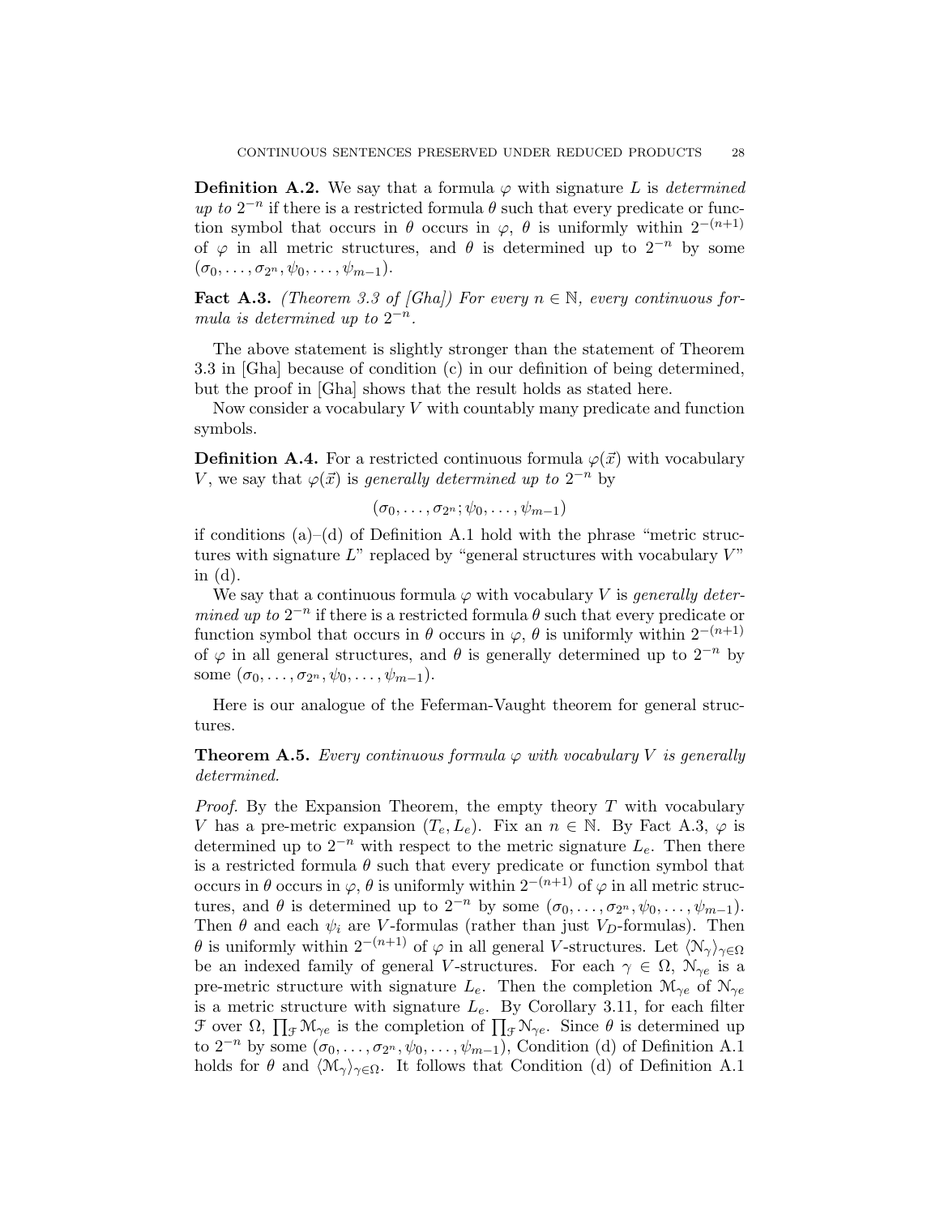**Definition A.2.** We say that a formula $\varphi$ with signature $L$ is *determined up to* $2^{-n}$ if there is a restricted formula $\theta$ such that every predicate or function symbol that occurs in $\theta$ occurs in $\varphi$, $\theta$ is uniformly within $2^{-(n+1)}$ of $\varphi$ in all metric structures, and $\theta$ is determined up to $2^{-n}$ by some $(\sigma_0, \ldots, \sigma_{2^n}, \psi_0, \ldots, \psi_{m-1})$.

**Fact A.3.** *(Theorem 3.3 of [Gha]) For every $n \in \mathbb{N}$, every continuous formula is determined up to $2^{-n}$.*

The above statement is slightly stronger than the statement of Theorem 3.3 in [Gha] because of condition (c) in our definition of being determined, but the proof in [Gha] shows that the result holds as stated here.

Now consider a vocabulary $V$ with countably many predicate and function symbols.

**Definition A.4.** For a restricted continuous formula $\varphi(\vec{x})$ with vocabulary $V$, we say that $\varphi(\vec{x})$ is *generally determined up to* $2^{-n}$ by

$$(\sigma_0, \ldots, \sigma_{2^n}; \psi_0, \ldots, \psi_{m-1})$$

if conditions (a)–(d) of Definition A.1 hold with the phrase "metric structures with signature $L$" replaced by "general structures with vocabulary $V$" in (d).

We say that a continuous formula $\varphi$ with vocabulary $V$ is *generally determined up to* $2^{-n}$ if there is a restricted formula $\theta$ such that every predicate or function symbol that occurs in $\theta$ occurs in $\varphi$, $\theta$ is uniformly within $2^{-(n+1)}$ of $\varphi$ in all general structures, and $\theta$ is generally determined up to $2^{-n}$ by some $(\sigma_0, \ldots, \sigma_{2^n}, \psi_0, \ldots, \psi_{m-1})$.

Here is our analogue of the Feferman-Vaught theorem for general structures.

**Theorem A.5.** *Every continuous formula $\varphi$ with vocabulary $V$ is generally determined.*

*Proof.* By the Expansion Theorem, the empty theory $T$ with vocabulary $V$ has a pre-metric expansion $(T_e, L_e)$. Fix an $n \in \mathbb{N}$. By Fact A.3, $\varphi$ is determined up to $2^{-n}$ with respect to the metric signature $L_e$. Then there is a restricted formula $\theta$ such that every predicate or function symbol that occurs in $\theta$ occurs in $\varphi$, $\theta$ is uniformly within $2^{-(n+1)}$ of $\varphi$ in all metric structures, and $\theta$ is determined up to $2^{-n}$ by some $(\sigma_0, \ldots, \sigma_{2^n}, \psi_0, \ldots, \psi_{m-1})$. Then $\theta$ and each $\psi_i$ are $V$-formulas (rather than just $V_D$-formulas). Then $\theta$ is uniformly within $2^{-(n+1)}$ of $\varphi$ in all general $V$-structures. Let $\langle \mathcal{N}_\gamma \rangle_{\gamma \in \Omega}$ be an indexed family of general $V$-structures. For each $\gamma \in \Omega$, $\mathcal{N}_{\gamma e}$ is a pre-metric structure with signature $L_e$. Then the completion $\mathcal{M}_{\gamma e}$ of $\mathcal{N}_{\gamma e}$ is a metric structure with signature $L_e$. By Corollary 3.11, for each filter $\mathcal{F}$ over $\Omega$, $\prod_{\mathcal{F}} \mathcal{M}_{\gamma e}$ is the completion of $\prod_{\mathcal{F}} \mathcal{N}_{\gamma e}$. Since $\theta$ is determined up to $2^{-n}$ by some $(\sigma_0, \ldots, \sigma_{2^n}, \psi_0, \ldots, \psi_{m-1})$, Condition (d) of Definition A.1 holds for $\theta$ and $\langle \mathcal{M}_\gamma \rangle_{\gamma \in \Omega}$. It follows that Condition (d) of Definition A.1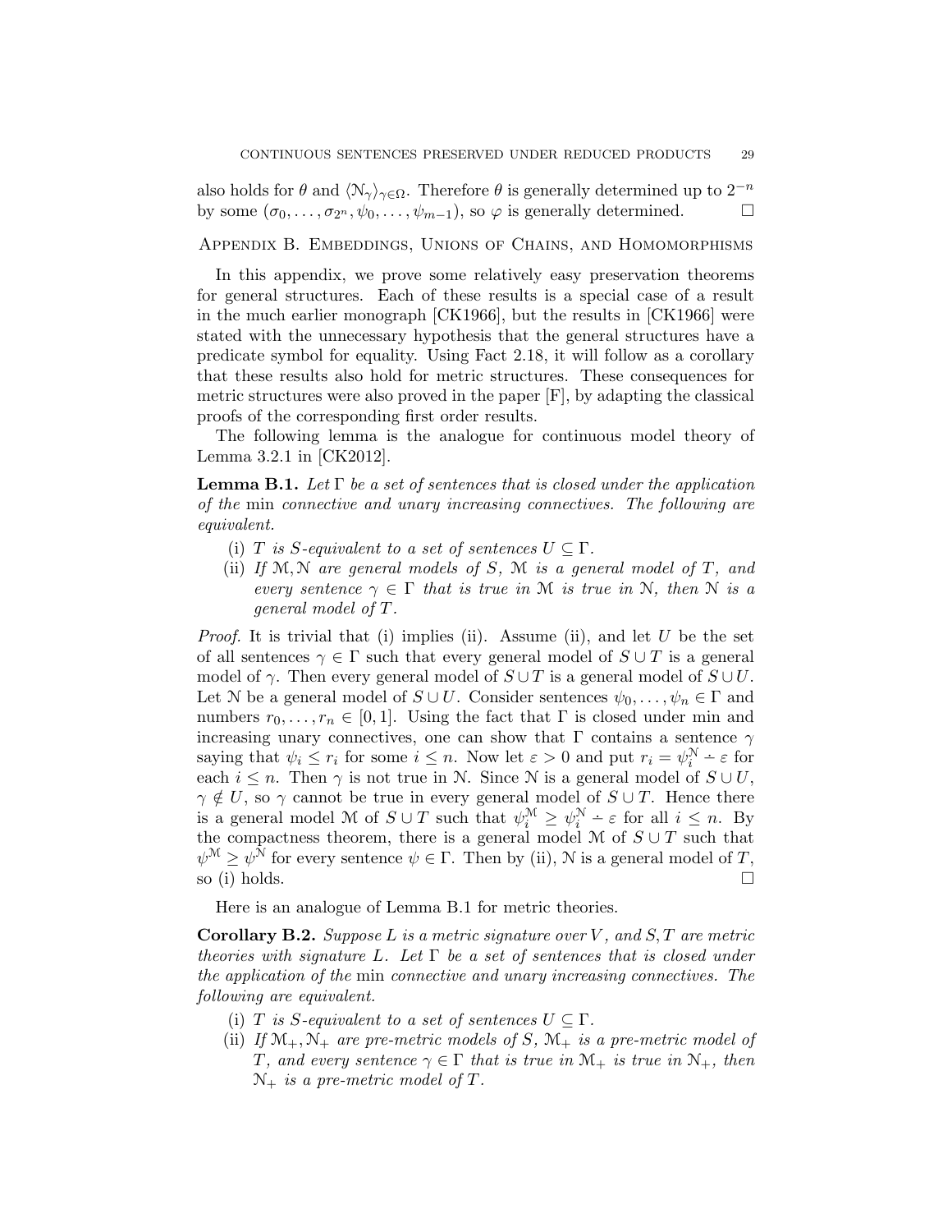also holds for $\theta$ and $\langle \mathcal{N}_\gamma \rangle_{\gamma \in \Omega}$. Therefore $\theta$ is generally determined up to $2^{-n}$ by some $(\sigma_0, \ldots, \sigma_{2^n}, \psi_0, \ldots, \psi_{m-1})$, so $\varphi$ is generally determined. $\square$

## Appendix B. Embeddings, Unions of Chains, and Homomorphisms

In this appendix, we prove some relatively easy preservation theorems for general structures. Each of these results is a special case of a result in the much earlier monograph [CK1966], but the results in [CK1966] were stated with the unnecessary hypothesis that the general structures have a predicate symbol for equality. Using Fact 2.18, it will follow as a corollary that these results also hold for metric structures. These consequences for metric structures were also proved in the paper [F], by adapting the classical proofs of the corresponding first order results.

The following lemma is the analogue for continuous model theory of Lemma 3.2.1 in [CK2012].

**Lemma B.1.** *Let $\Gamma$ be a set of sentences that is closed under the application of the* min *connective and unary increasing connectives. The following are equivalent.*

(i) *$T$ is $S$-equivalent to a set of sentences $U \subseteq \Gamma$.*

(ii) *If $\mathcal{M}, \mathcal{N}$ are general models of $S$, $\mathcal{M}$ is a general model of $T$, and every sentence $\gamma \in \Gamma$ that is true in $\mathcal{M}$ is true in $\mathcal{N}$, then $\mathcal{N}$ is a general model of $T$.*

*Proof.* It is trivial that (i) implies (ii). Assume (ii), and let $U$ be the set of all sentences $\gamma \in \Gamma$ such that every general model of $S \cup T$ is a general model of $\gamma$. Then every general model of $S \cup T$ is a general model of $S \cup U$. Let $\mathcal{N}$ be a general model of $S \cup U$. Consider sentences $\psi_0, \ldots, \psi_n \in \Gamma$ and numbers $r_0, \ldots, r_n \in [0,1]$. Using the fact that $\Gamma$ is closed under min and increasing unary connectives, one can show that $\Gamma$ contains a sentence $\gamma$ saying that $\psi_i \le r_i$ for some $i \le n$. Now let $\varepsilon > 0$ and put $r_i = \psi_i^{\mathcal{N}} \dot{-} \varepsilon$ for each $i \le n$. Then $\gamma$ is not true in $\mathcal{N}$. Since $\mathcal{N}$ is a general model of $S \cup U$, $\gamma \notin U$, so $\gamma$ cannot be true in every general model of $S \cup T$. Hence there is a general model $\mathcal{M}$ of $S \cup T$ such that $\psi_i^{\mathcal{M}} \ge \psi_i^{\mathcal{N}} \dot{-} \varepsilon$ for all $i \le n$. By the compactness theorem, there is a general model $\mathcal{M}$ of $S \cup T$ such that $\psi^{\mathcal{M}} \ge \psi^{\mathcal{N}}$ for every sentence $\psi \in \Gamma$. Then by (ii), $\mathcal{N}$ is a general model of $T$, so (i) holds. $\square$

Here is an analogue of Lemma B.1 for metric theories.

**Corollary B.2.** *Suppose $L$ is a metric signature over $V$, and $S, T$ are metric theories with signature $L$. Let $\Gamma$ be a set of sentences that is closed under the application of the* min *connective and unary increasing connectives. The following are equivalent.*

(i) *$T$ is $S$-equivalent to a set of sentences $U \subseteq \Gamma$.*

(ii) *If $\mathcal{M}_+, \mathcal{N}_+$ are pre-metric models of $S$, $\mathcal{M}_+$ is a pre-metric model of $T$, and every sentence $\gamma \in \Gamma$ that is true in $\mathcal{M}_+$ is true in $\mathcal{N}_+$, then $\mathcal{N}_+$ is a pre-metric model of $T$.*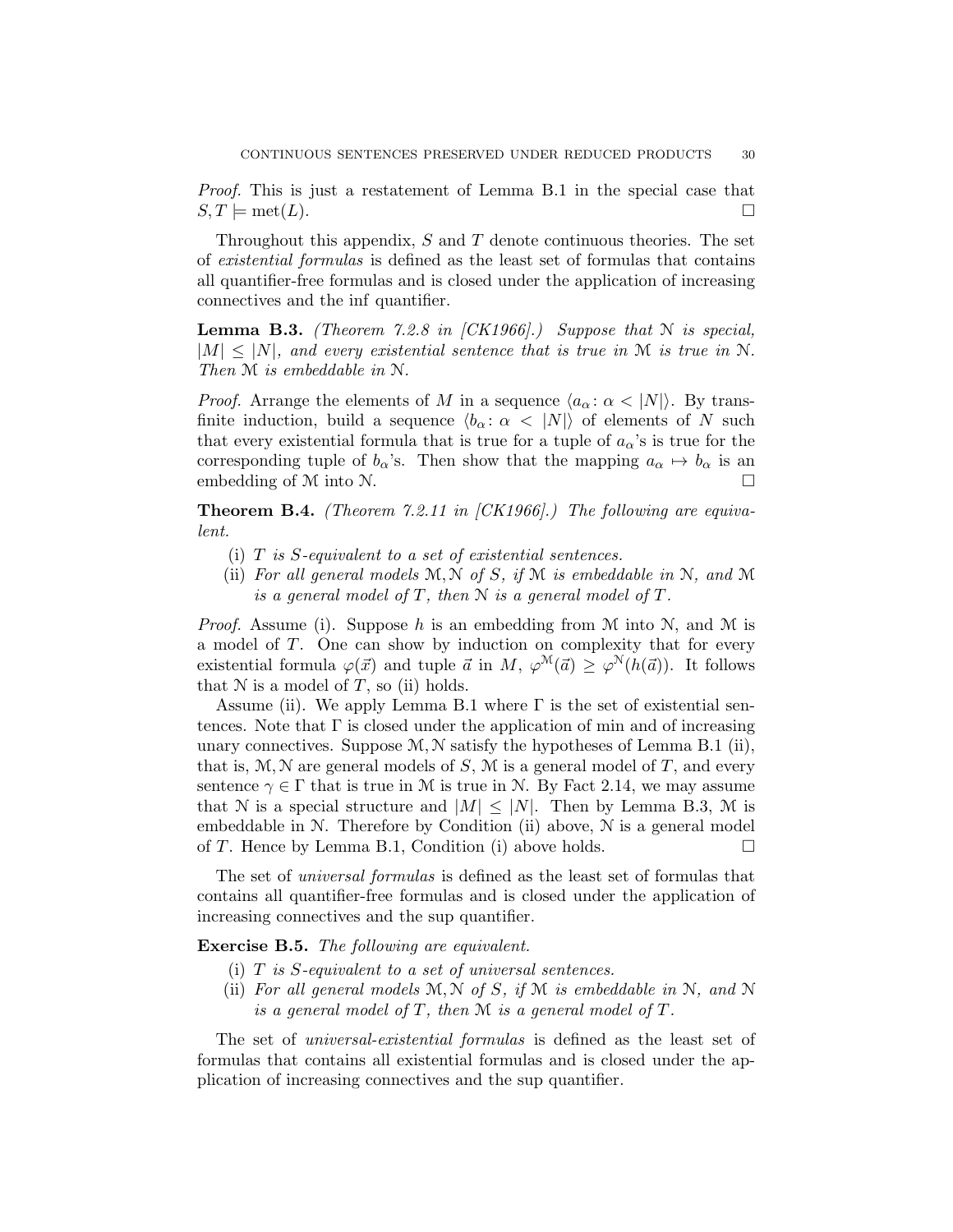*Proof.* This is just a restatement of Lemma B.1 in the special case that $S, T \models \mathrm{met}(L)$. $\square$

Throughout this appendix, $S$ and $T$ denote continuous theories. The set of *existential formulas* is defined as the least set of formulas that contains all quantifier-free formulas and is closed under the application of increasing connectives and the inf quantifier.

**Lemma B.3.** *(Theorem 7.2.8 in [CK1966].) Suppose that $\mathcal{N}$ is special, $|M| \leq |N|$, and every existential sentence that is true in $\mathcal{M}$ is true in $\mathcal{N}$. Then $\mathcal{M}$ is embeddable in $\mathcal{N}$.*

*Proof.* Arrange the elements of $M$ in a sequence $\langle a_\alpha \colon \alpha < |N|\rangle$. By transfinite induction, build a sequence $\langle b_\alpha \colon \alpha < |N|\rangle$ of elements of $N$ such that every existential formula that is true for a tuple of $a_\alpha$'s is true for the corresponding tuple of $b_\alpha$'s. Then show that the mapping $a_\alpha \mapsto b_\alpha$ is an embedding of $\mathcal{M}$ into $\mathcal{N}$. $\square$

**Theorem B.4.** *(Theorem 7.2.11 in [CK1966].) The following are equivalent.*

(i) *$T$ is $S$-equivalent to a set of existential sentences.*
(ii) *For all general models $\mathcal{M}, \mathcal{N}$ of $S$, if $\mathcal{M}$ is embeddable in $\mathcal{N}$, and $\mathcal{M}$ is a general model of $T$, then $\mathcal{N}$ is a general model of $T$.*

*Proof.* Assume (i). Suppose $h$ is an embedding from $\mathcal{M}$ into $\mathcal{N}$, and $\mathcal{M}$ is a model of $T$. One can show by induction on complexity that for every existential formula $\varphi(\vec{x})$ and tuple $\vec{a}$ in $M$, $\varphi^{\mathcal{M}}(\vec{a}) \geq \varphi^{\mathcal{N}}(h(\vec{a}))$. It follows that $\mathcal{N}$ is a model of $T$, so (ii) holds.

Assume (ii). We apply Lemma B.1 where $\Gamma$ is the set of existential sentences. Note that $\Gamma$ is closed under the application of min and of increasing unary connectives. Suppose $\mathcal{M}, \mathcal{N}$ satisfy the hypotheses of Lemma B.1 (ii), that is, $\mathcal{M}, \mathcal{N}$ are general models of $S$, $\mathcal{M}$ is a general model of $T$, and every sentence $\gamma \in \Gamma$ that is true in $\mathcal{M}$ is true in $\mathcal{N}$. By Fact 2.14, we may assume that $\mathcal{N}$ is a special structure and $|M| \leq |N|$. Then by Lemma B.3, $\mathcal{M}$ is embeddable in $\mathcal{N}$. Therefore by Condition (ii) above, $\mathcal{N}$ is a general model of $T$. Hence by Lemma B.1, Condition (i) above holds. $\square$

The set of *universal formulas* is defined as the least set of formulas that contains all quantifier-free formulas and is closed under the application of increasing connectives and the sup quantifier.

**Exercise B.5.** *The following are equivalent.*

(i) *$T$ is $S$-equivalent to a set of universal sentences.*
(ii) *For all general models $\mathcal{M}, \mathcal{N}$ of $S$, if $\mathcal{M}$ is embeddable in $\mathcal{N}$, and $\mathcal{N}$ is a general model of $T$, then $\mathcal{M}$ is a general model of $T$.*

The set of *universal-existential formulas* is defined as the least set of formulas that contains all existential formulas and is closed under the application of increasing connectives and the sup quantifier.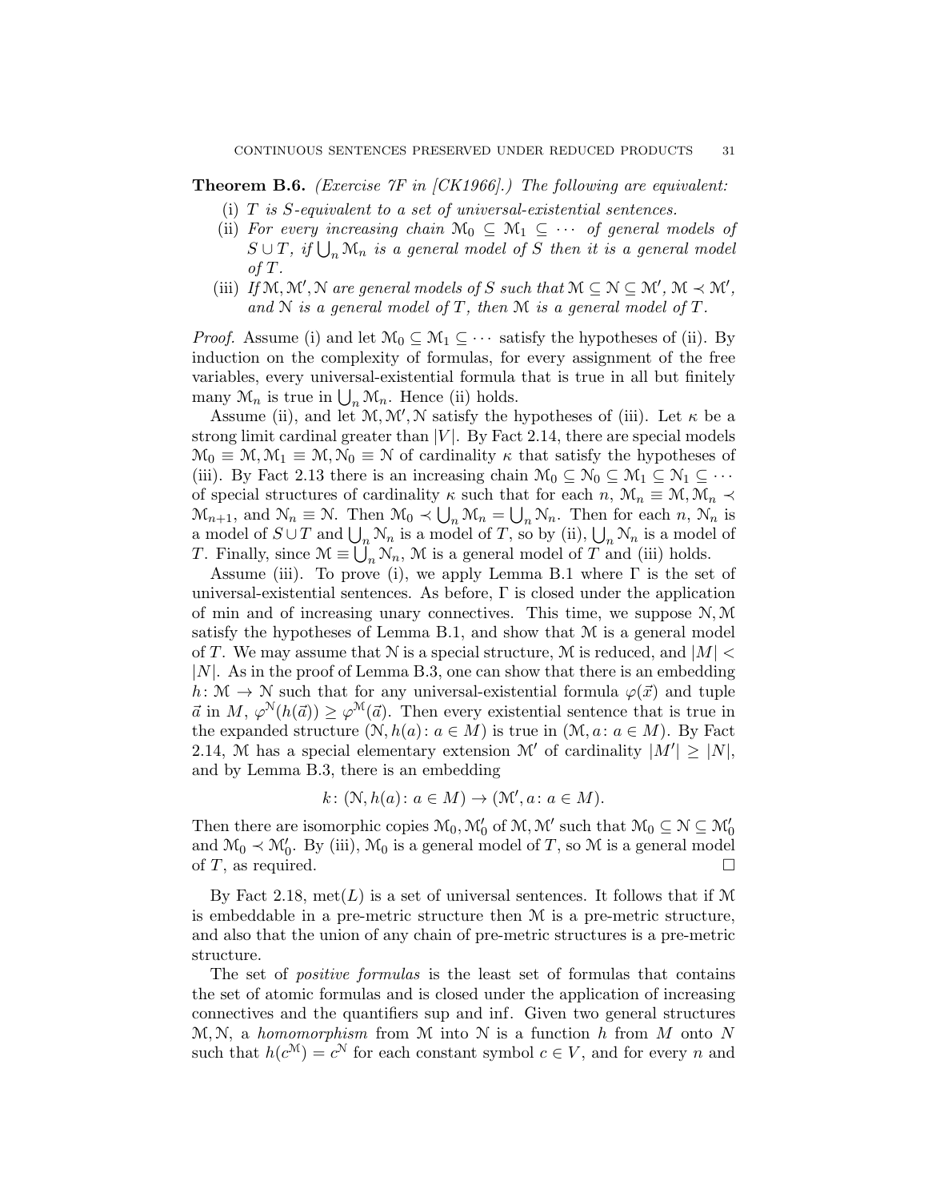**Theorem B.6.** *(Exercise 7F in [CK1966].) The following are equivalent:*

(i) *$T$ is $S$-equivalent to a set of universal-existential sentences.*
(ii) *For every increasing chain $\mathcal{M}_0 \subseteq \mathcal{M}_1 \subseteq \cdots$ of general models of $S \cup T$, if $\bigcup_n \mathcal{M}_n$ is a general model of $S$ then it is a general model of $T$.*
(iii) *If $\mathcal{M}, \mathcal{M}', \mathcal{N}$ are general models of $S$ such that $\mathcal{M} \subseteq \mathcal{N} \subseteq \mathcal{M}'$, $\mathcal{M} \prec \mathcal{M}'$, and $\mathcal{N}$ is a general model of $T$, then $\mathcal{M}$ is a general model of $T$.*

*Proof.* Assume (i) and let $\mathcal{M}_0 \subseteq \mathcal{M}_1 \subseteq \cdots$ satisfy the hypotheses of (ii). By induction on the complexity of formulas, for every assignment of the free variables, every universal-existential formula that is true in all but finitely many $\mathcal{M}_n$ is true in $\bigcup_n \mathcal{M}_n$. Hence (ii) holds.

Assume (ii), and let $\mathcal{M}, \mathcal{M}', \mathcal{N}$ satisfy the hypotheses of (iii). Let $\kappa$ be a strong limit cardinal greater than $|V|$. By Fact 2.14, there are special models $\mathcal{M}_0 \equiv \mathcal{M}, \mathcal{M}_1 \equiv \mathcal{M}, \mathcal{N}_0 \equiv \mathcal{N}$ of cardinality $\kappa$ that satisfy the hypotheses of (iii). By Fact 2.13 there is an increasing chain $\mathcal{M}_0 \subseteq \mathcal{N}_0 \subseteq \mathcal{M}_1 \subseteq \mathcal{N}_1 \subseteq \cdots$ of special structures of cardinality $\kappa$ such that for each $n$, $\mathcal{M}_n \equiv \mathcal{M}, \mathcal{M}_n \prec \mathcal{M}_{n+1}$, and $\mathcal{N}_n \equiv \mathcal{N}$. Then $\mathcal{M}_0 \prec \bigcup_n \mathcal{M}_n = \bigcup_n \mathcal{N}_n$. Then for each $n$, $\mathcal{N}_n$ is a model of $S \cup T$ and $\bigcup_n \mathcal{N}_n$ is a model of $T$, so by (ii), $\bigcup_n \mathcal{N}_n$ is a model of $T$. Finally, since $\mathcal{M} \equiv \bigcup_n \mathcal{N}_n$, $\mathcal{M}$ is a general model of $T$ and (iii) holds.

Assume (iii). To prove (i), we apply Lemma B.1 where $\Gamma$ is the set of universal-existential sentences. As before, $\Gamma$ is closed under the application of min and of increasing unary connectives. This time, we suppose $\mathcal{N}, \mathcal{M}$ satisfy the hypotheses of Lemma B.1, and show that $\mathcal{M}$ is a general model of $T$. We may assume that $\mathcal{N}$ is a special structure, $\mathcal{M}$ is reduced, and $|M| < |N|$. As in the proof of Lemma B.3, one can show that there is an embedding $h \colon \mathcal{M} \to \mathcal{N}$ such that for any universal-existential formula $\varphi(\vec{x})$ and tuple $\vec{a}$ in $M$, $\varphi^{\mathcal{N}}(h(\vec{a})) \geq \varphi^{\mathcal{M}}(\vec{a})$. Then every existential sentence that is true in the expanded structure $(\mathcal{N}, h(a) \colon a \in M)$ is true in $(\mathcal{M}, a \colon a \in M)$. By Fact 2.14, $\mathcal{M}$ has a special elementary extension $\mathcal{M}'$ of cardinality $|M'| \geq |N|$, and by Lemma B.3, there is an embedding

$$k \colon (\mathcal{N}, h(a) \colon a \in M) \to (\mathcal{M}', a \colon a \in M).$$

Then there are isomorphic copies $\mathcal{M}_0, \mathcal{M}_0'$ of $\mathcal{M}, \mathcal{M}'$ such that $\mathcal{M}_0 \subseteq \mathcal{N} \subseteq \mathcal{M}_0'$ and $\mathcal{M}_0 \prec \mathcal{M}_0'$. By (iii), $\mathcal{M}_0$ is a general model of $T$, so $\mathcal{M}$ is a general model of $T$, as required. $\square$

By Fact 2.18, $\mathrm{met}(L)$ is a set of universal sentences. It follows that if $\mathcal{M}$ is embeddable in a pre-metric structure then $\mathcal{M}$ is a pre-metric structure, and also that the union of any chain of pre-metric structures is a pre-metric structure.

The set of *positive formulas* is the least set of formulas that contains the set of atomic formulas and is closed under the application of increasing connectives and the quantifiers sup and inf. Given two general structures $\mathcal{M}, \mathcal{N}$, a *homomorphism* from $\mathcal{M}$ into $\mathcal{N}$ is a function $h$ from $M$ onto $N$ such that $h(c^{\mathcal{M}}) = c^{\mathcal{N}}$ for each constant symbol $c \in V$, and for every $n$ and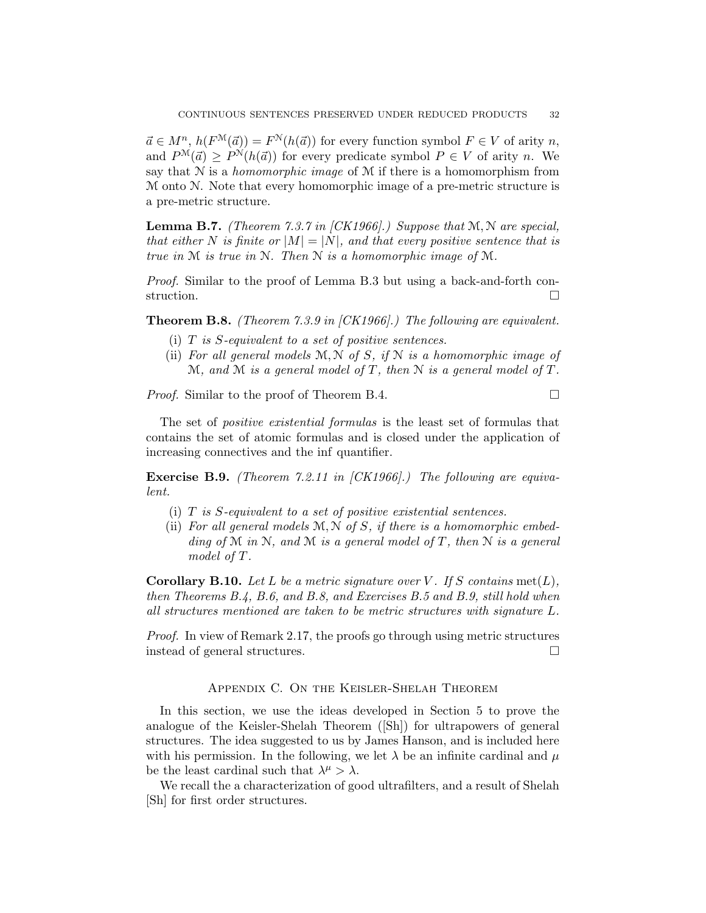$\vec{a} \in M^n$, $h(F^{\mathcal{M}}(\vec{a})) = F^{\mathcal{N}}(h(\vec{a}))$ for every function symbol $F \in V$ of arity $n$, and $P^{\mathcal{M}}(\vec{a}) \geq P^{\mathcal{N}}(h(\vec{a}))$ for every predicate symbol $P \in V$ of arity $n$. We say that $\mathcal{N}$ is a *homomorphic image* of $\mathcal{M}$ if there is a homomorphism from $\mathcal{M}$ onto $\mathcal{N}$. Note that every homomorphic image of a pre-metric structure is a pre-metric structure.

**Lemma B.7.** *(Theorem 7.3.7 in [CK1966].) Suppose that $\mathcal{M}, \mathcal{N}$ are special, that either $N$ is finite or $|M| = |N|$, and that every positive sentence that is true in $\mathcal{M}$ is true in $\mathcal{N}$. Then $\mathcal{N}$ is a homomorphic image of $\mathcal{M}$.*

*Proof.* Similar to the proof of Lemma B.3 but using a back-and-forth construction. □

**Theorem B.8.** *(Theorem 7.3.9 in [CK1966].) The following are equivalent.*

(i) *$T$ is $S$-equivalent to a set of positive sentences.*
(ii) *For all general models $\mathcal{M}, \mathcal{N}$ of $S$, if $\mathcal{N}$ is a homomorphic image of $\mathcal{M}$, and $\mathcal{M}$ is a general model of $T$, then $\mathcal{N}$ is a general model of $T$.*

*Proof.* Similar to the proof of Theorem B.4. □

The set of *positive existential formulas* is the least set of formulas that contains the set of atomic formulas and is closed under the application of increasing connectives and the inf quantifier.

**Exercise B.9.** *(Theorem 7.2.11 in [CK1966].) The following are equivalent.*

(i) *$T$ is $S$-equivalent to a set of positive existential sentences.*
(ii) *For all general models $\mathcal{M}, \mathcal{N}$ of $S$, if there is a homomorphic embedding of $\mathcal{M}$ in $\mathcal{N}$, and $\mathcal{M}$ is a general model of $T$, then $\mathcal{N}$ is a general model of $T$.*

**Corollary B.10.** *Let $L$ be a metric signature over $V$. If $S$ contains $\operatorname{met}(L)$, then Theorems B.4, B.6, and B.8, and Exercises B.5 and B.9, still hold when all structures mentioned are taken to be metric structures with signature $L$.*

*Proof.* In view of Remark 2.17, the proofs go through using metric structures instead of general structures. □

## Appendix C. On the Keisler-Shelah Theorem

In this section, we use the ideas developed in Section 5 to prove the analogue of the Keisler-Shelah Theorem ([Sh]) for ultrapowers of general structures. The idea suggested to us by James Hanson, and is included here with his permission. In the following, we let $\lambda$ be an infinite cardinal and $\mu$ be the least cardinal such that $\lambda^\mu > \lambda$.

We recall the a characterization of good ultrafilters, and a result of Shelah [Sh] for first order structures.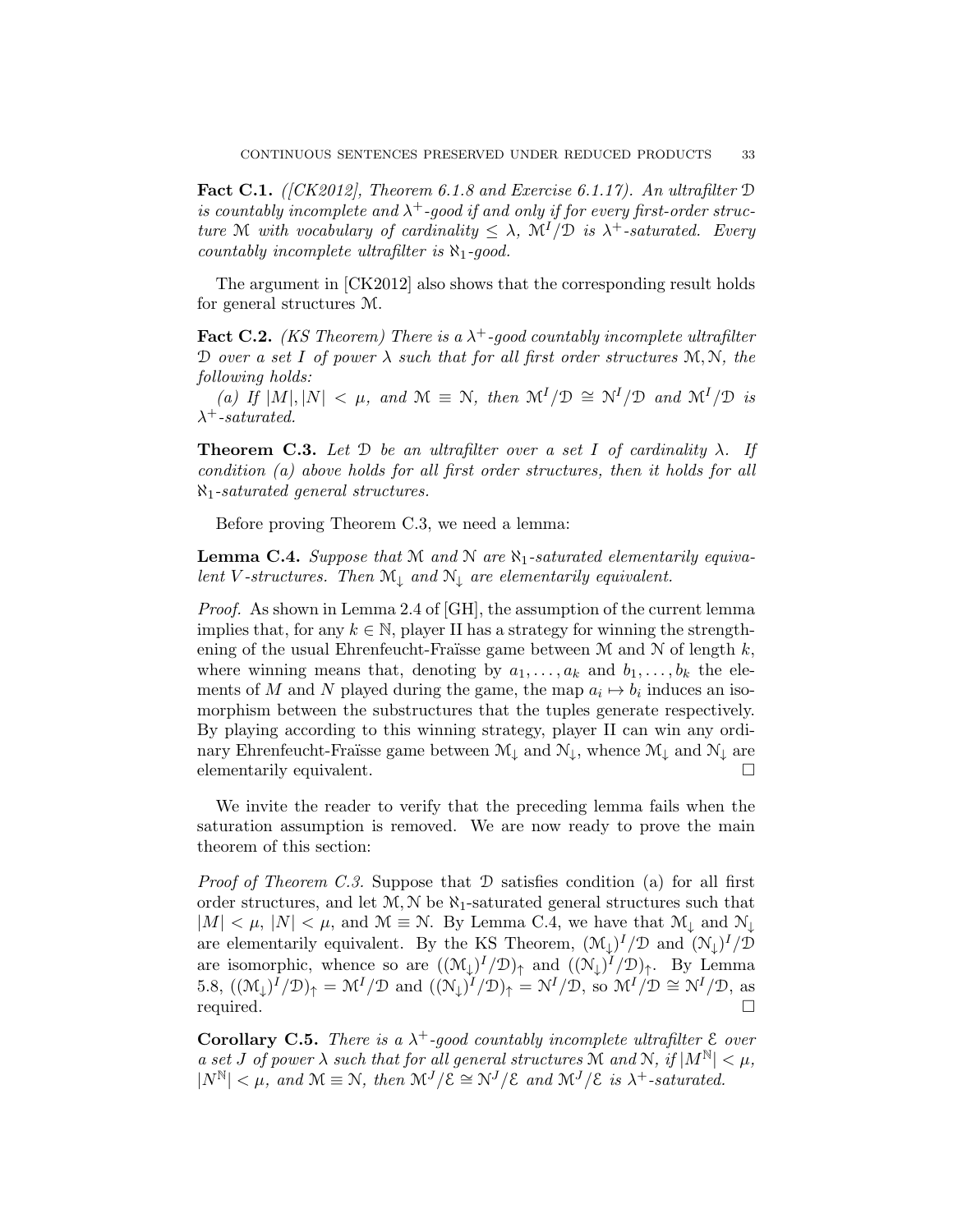**Fact C.1.** *([CK2012], Theorem 6.1.8 and Exercise 6.1.17). An ultrafilter $\mathcal{D}$ is countably incomplete and $\lambda^+$-good if and only if for every first-order structure $\mathcal{M}$ with vocabulary of cardinality $\leq \lambda$, $\mathcal{M}^I/\mathcal{D}$ is $\lambda^+$-saturated. Every countably incomplete ultrafilter is $\aleph_1$-good.*

The argument in [CK2012] also shows that the corresponding result holds for general structures $\mathcal{M}$.

**Fact C.2.** *(KS Theorem) There is a $\lambda^+$-good countably incomplete ultrafilter $\mathcal{D}$ over a set $I$ of power $\lambda$ such that for all first order structures $\mathcal{M}, \mathcal{N}$, the following holds:*

*(a) If $|M|, |N| < \mu$, and $\mathcal{M} \equiv \mathcal{N}$, then $\mathcal{M}^I/\mathcal{D} \cong \mathcal{N}^I/\mathcal{D}$ and $\mathcal{M}^I/\mathcal{D}$ is $\lambda^+$-saturated.*

**Theorem C.3.** *Let $\mathcal{D}$ be an ultrafilter over a set $I$ of cardinality $\lambda$. If condition (a) above holds for all first order structures, then it holds for all $\aleph_1$-saturated general structures.*

Before proving Theorem C.3, we need a lemma:

**Lemma C.4.** *Suppose that $\mathcal{M}$ and $\mathcal{N}$ are $\aleph_1$-saturated elementarily equivalent $V$-structures. Then $\mathcal{M}_\downarrow$ and $\mathcal{N}_\downarrow$ are elementarily equivalent.*

*Proof.* As shown in Lemma 2.4 of [GH], the assumption of the current lemma implies that, for any $k \in \mathbb{N}$, player II has a strategy for winning the strengthening of the usual Ehrenfeucht-Fraïsse game between $\mathcal{M}$ and $\mathcal{N}$ of length $k$, where winning means that, denoting by $a_1, \ldots, a_k$ and $b_1, \ldots, b_k$ the elements of $M$ and $N$ played during the game, the map $a_i \mapsto b_i$ induces an isomorphism between the substructures that the tuples generate respectively. By playing according to this winning strategy, player II can win any ordinary Ehrenfeucht-Fraïsse game between $\mathcal{M}_\downarrow$ and $\mathcal{N}_\downarrow$, whence $\mathcal{M}_\downarrow$ and $\mathcal{N}_\downarrow$ are elementarily equivalent. $\square$

We invite the reader to verify that the preceding lemma fails when the saturation assumption is removed. We are now ready to prove the main theorem of this section:

*Proof of Theorem C.3.* Suppose that $\mathcal{D}$ satisfies condition (a) for all first order structures, and let $\mathcal{M}, \mathcal{N}$ be $\aleph_1$-saturated general structures such that $|M| < \mu$, $|N| < \mu$, and $\mathcal{M} \equiv \mathcal{N}$. By Lemma C.4, we have that $\mathcal{M}_\downarrow$ and $\mathcal{N}_\downarrow$ are elementarily equivalent. By the KS Theorem, $(\mathcal{M}_\downarrow)^I/\mathcal{D}$ and $(\mathcal{N}_\downarrow)^I/\mathcal{D}$ are isomorphic, whence so are $((\mathcal{M}_\downarrow)^I/\mathcal{D})_\uparrow$ and $((\mathcal{N}_\downarrow)^I/\mathcal{D})_\uparrow$. By Lemma 5.8, $((\mathcal{M}_\downarrow)^I/\mathcal{D})_\uparrow = \mathcal{M}^I/\mathcal{D}$ and $((\mathcal{N}_\downarrow)^I/\mathcal{D})_\uparrow = \mathcal{N}^I/\mathcal{D}$, so $\mathcal{M}^I/\mathcal{D} \cong \mathcal{N}^I/\mathcal{D}$, as required. $\square$

**Corollary C.5.** *There is a $\lambda^+$-good countably incomplete ultrafilter $\mathcal{E}$ over a set $J$ of power $\lambda$ such that for all general structures $\mathcal{M}$ and $\mathcal{N}$, if $|M^{\mathbb{N}}| < \mu$, $|N^{\mathbb{N}}| < \mu$, and $\mathcal{M} \equiv \mathcal{N}$, then $\mathcal{M}^J/\mathcal{E} \cong \mathcal{N}^J/\mathcal{E}$ and $\mathcal{M}^J/\mathcal{E}$ is $\lambda^+$-saturated.*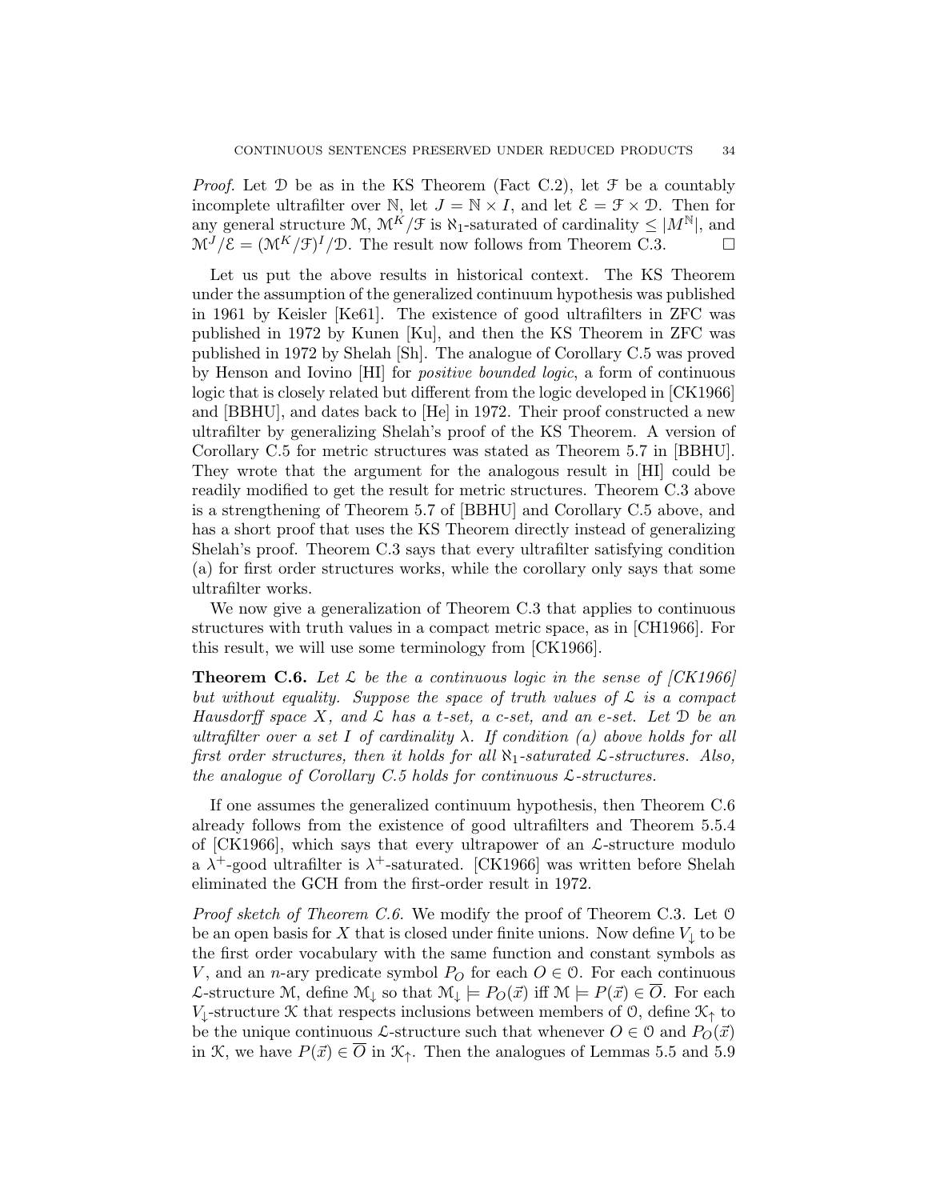*Proof.* Let $\mathcal{D}$ be as in the KS Theorem (Fact C.2), let $\mathcal{F}$ be a countably incomplete ultrafilter over $\mathbb{N}$, let $J = \mathbb{N} \times I$, and let $\mathcal{E} = \mathcal{F} \times \mathcal{D}$. Then for any general structure $\mathcal{M}$, $\mathcal{M}^K/\mathcal{F}$ is $\aleph_1$-saturated of cardinality $\leq |M^{\mathbb{N}}|$, and $\mathcal{M}^J/\mathcal{E} = (\mathcal{M}^K/\mathcal{F})^I/\mathcal{D}$. The result now follows from Theorem C.3. $\square$

Let us put the above results in historical context. The KS Theorem under the assumption of the generalized continuum hypothesis was published in 1961 by Keisler [Ke61]. The existence of good ultrafilters in ZFC was published in 1972 by Kunen [Ku], and then the KS Theorem in ZFC was published in 1972 by Shelah [Sh]. The analogue of Corollary C.5 was proved by Henson and Iovino [HI] for *positive bounded logic*, a form of continuous logic that is closely related but different from the logic developed in [CK1966] and [BBHU], and dates back to [He] in 1972. Their proof constructed a new ultrafilter by generalizing Shelah's proof of the KS Theorem. A version of Corollary C.5 for metric structures was stated as Theorem 5.7 in [BBHU]. They wrote that the argument for the analogous result in [HI] could be readily modified to get the result for metric structures. Theorem C.3 above is a strengthening of Theorem 5.7 of [BBHU] and Corollary C.5 above, and has a short proof that uses the KS Theorem directly instead of generalizing Shelah's proof. Theorem C.3 says that every ultrafilter satisfying condition (a) for first order structures works, while the corollary only says that some ultrafilter works.

We now give a generalization of Theorem C.3 that applies to continuous structures with truth values in a compact metric space, as in [CH1966]. For this result, we will use some terminology from [CK1966].

**Theorem C.6.** *Let $\mathcal{L}$ be the a continuous logic in the sense of [CK1966] but without equality. Suppose the space of truth values of $\mathcal{L}$ is a compact Hausdorff space $X$, and $\mathcal{L}$ has a t-set, a c-set, and an e-set. Let $\mathcal{D}$ be an ultrafilter over a set $I$ of cardinality $\lambda$. If condition (a) above holds for all first order structures, then it holds for all $\aleph_1$-saturated $\mathcal{L}$-structures. Also, the analogue of Corollary C.5 holds for continuous $\mathcal{L}$-structures.*

If one assumes the generalized continuum hypothesis, then Theorem C.6 already follows from the existence of good ultrafilters and Theorem 5.5.4 of [CK1966], which says that every ultrapower of an $\mathcal{L}$-structure modulo a $\lambda^+$-good ultrafilter is $\lambda^+$-saturated. [CK1966] was written before Shelah eliminated the GCH from the first-order result in 1972.

*Proof sketch of Theorem C.6.* We modify the proof of Theorem C.3. Let $\mathcal{O}$ be an open basis for $X$ that is closed under finite unions. Now define $V_\downarrow$ to be the first order vocabulary with the same function and constant symbols as $V$, and an $n$-ary predicate symbol $P_O$ for each $O \in \mathcal{O}$. For each continuous $\mathcal{L}$-structure $\mathcal{M}$, define $\mathcal{M}_\downarrow$ so that $\mathcal{M}_\downarrow \models P_O(\vec{x})$ iff $\mathcal{M} \models P(\vec{x}) \in \overline{O}$. For each $V_\downarrow$-structure $\mathcal{K}$ that respects inclusions between members of $\mathcal{O}$, define $\mathcal{K}_\uparrow$ to be the unique continuous $\mathcal{L}$-structure such that whenever $O \in \mathcal{O}$ and $P_O(\vec{x})$ in $\mathcal{K}$, we have $P(\vec{x}) \in \overline{O}$ in $\mathcal{K}_\uparrow$. Then the analogues of Lemmas 5.5 and 5.9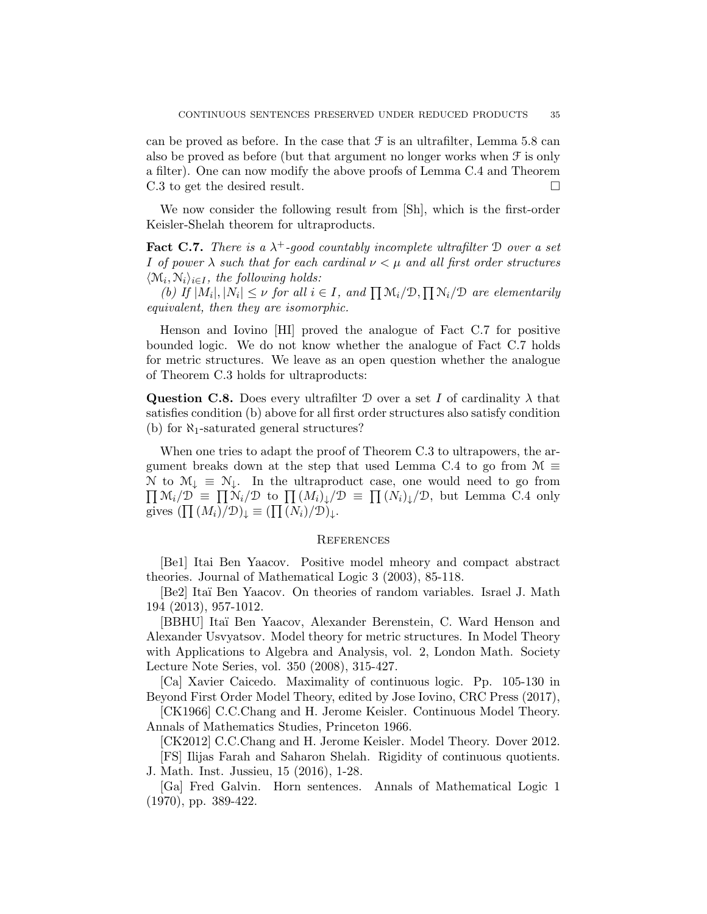can be proved as before. In the case that $\mathcal{F}$ is an ultrafilter, Lemma 5.8 can also be proved as before (but that argument no longer works when $\mathcal{F}$ is only a filter). One can now modify the above proofs of Lemma C.4 and Theorem C.3 to get the desired result. $\square$

We now consider the following result from [Sh], which is the first-order Keisler-Shelah theorem for ultraproducts.

**Fact C.7.** *There is a $\lambda^+$-good countably incomplete ultrafilter $\mathcal{D}$ over a set $I$ of power $\lambda$ such that for each cardinal $\nu < \mu$ and all first order structures $\langle \mathcal{M}_i, \mathcal{N}_i \rangle_{i \in I}$, the following holds:*

*(b) If $|M_i|, |N_i| \leq \nu$ for all $i \in I$, and $\prod \mathcal{M}_i/\mathcal{D}, \prod \mathcal{N}_i/\mathcal{D}$ are elementarily equivalent, then they are isomorphic.*

Henson and Iovino [HI] proved the analogue of Fact C.7 for positive bounded logic. We do not know whether the analogue of Fact C.7 holds for metric structures. We leave as an open question whether the analogue of Theorem C.3 holds for ultraproducts:

**Question C.8.** Does every ultrafilter $\mathcal{D}$ over a set $I$ of cardinality $\lambda$ that satisfies condition (b) above for all first order structures also satisfy condition (b) for $\aleph_1$-saturated general structures?

When one tries to adapt the proof of Theorem C.3 to ultrapowers, the argument breaks down at the step that used Lemma C.4 to go from $\mathcal{M} \equiv \mathcal{N}$ to $\mathcal{M}_\downarrow \equiv \mathcal{N}_\downarrow$. In the ultraproduct case, one would need to go from $\prod \mathcal{M}_i/\mathcal{D} \equiv \prod \mathcal{N}_i/\mathcal{D}$ to $\prod (M_i)_\downarrow/\mathcal{D} \equiv \prod (N_i)_\downarrow/\mathcal{D}$, but Lemma C.4 only gives $(\prod (M_i)/\mathcal{D})_\downarrow \equiv (\prod (N_i)/\mathcal{D})_\downarrow$.

## References

[Be1] Itai Ben Yaacov. Positive model mheory and compact abstract theories. Journal of Mathematical Logic 3 (2003), 85-118.

[Be2] Itaï Ben Yaacov. On theories of random variables. Israel J. Math 194 (2013), 957-1012.

[BBHU] Itaï Ben Yaacov, Alexander Berenstein, C. Ward Henson and Alexander Usvyatsov. Model theory for metric structures. In Model Theory with Applications to Algebra and Analysis, vol. 2, London Math. Society Lecture Note Series, vol. 350 (2008), 315-427.

[Ca] Xavier Caicedo. Maximality of continuous logic. Pp. 105-130 in Beyond First Order Model Theory, edited by Jose Iovino, CRC Press (2017),

[CK1966] C.C.Chang and H. Jerome Keisler. Continuous Model Theory. Annals of Mathematics Studies, Princeton 1966.

[CK2012] C.C.Chang and H. Jerome Keisler. Model Theory. Dover 2012.

[FS] Ilijas Farah and Saharon Shelah. Rigidity of continuous quotients. J. Math. Inst. Jussieu, 15 (2016), 1-28.

[Ga] Fred Galvin. Horn sentences. Annals of Mathematical Logic 1 (1970), pp. 389-422.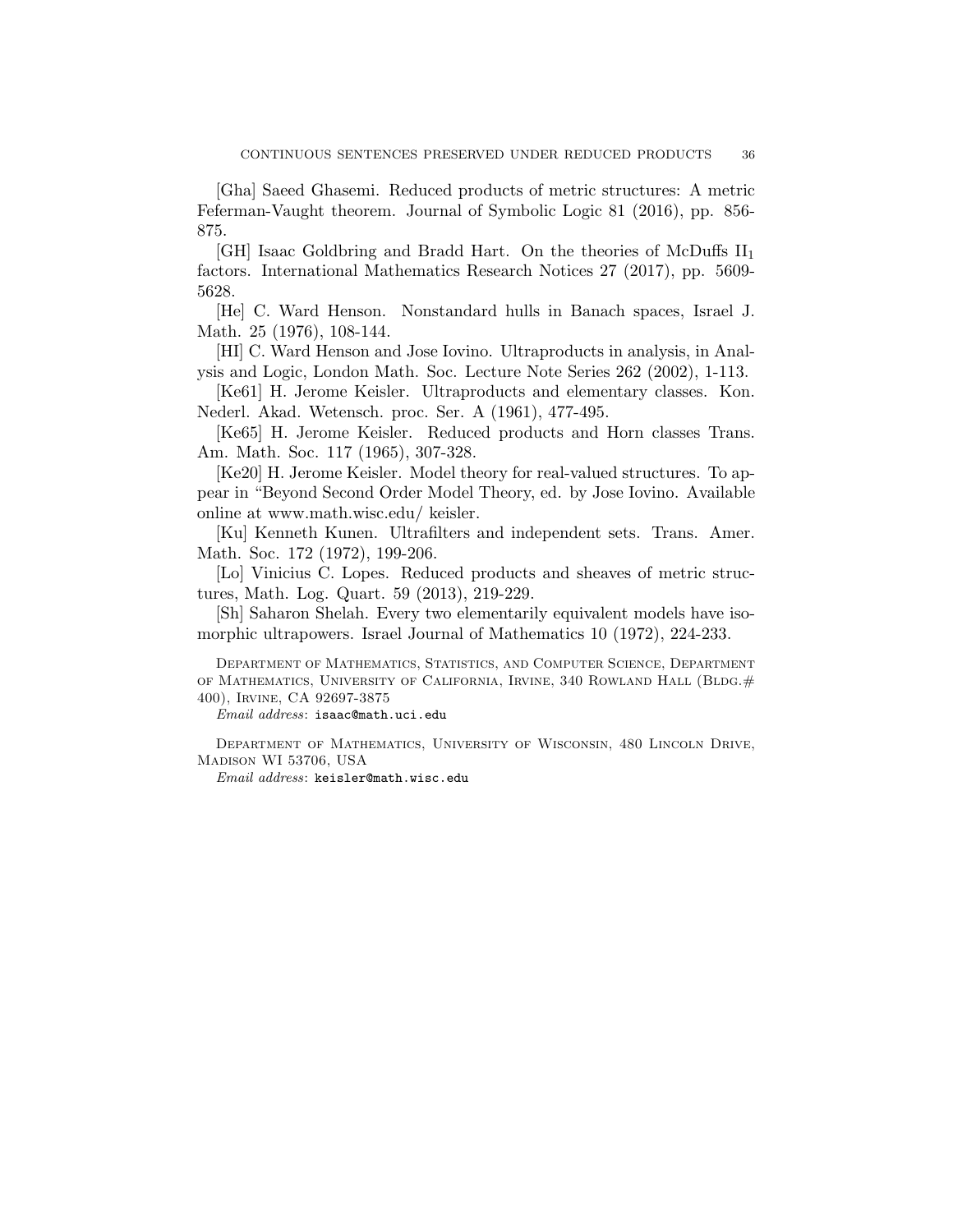[Gha] Saeed Ghasemi. Reduced products of metric structures: A metric Feferman-Vaught theorem. Journal of Symbolic Logic 81 (2016), pp. 856-875.

[GH] Isaac Goldbring and Bradd Hart. On the theories of McDuffs $\mathrm{II}_1$ factors. International Mathematics Research Notices 27 (2017), pp. 5609-5628.

[He] C. Ward Henson. Nonstandard hulls in Banach spaces, Israel J. Math. 25 (1976), 108-144.

[HI] C. Ward Henson and Jose Iovino. Ultraproducts in analysis, in Analysis and Logic, London Math. Soc. Lecture Note Series 262 (2002), 1-113.

[Ke61] H. Jerome Keisler. Ultraproducts and elementary classes. Kon. Nederl. Akad. Wetensch. proc. Ser. A (1961), 477-495.

[Ke65] H. Jerome Keisler. Reduced products and Horn classes Trans. Am. Math. Soc. 117 (1965), 307-328.

[Ke20] H. Jerome Keisler. Model theory for real-valued structures. To appear in "Beyond Second Order Model Theory, ed. by Jose Iovino. Available online at www.math.wisc.edu/ keisler.

[Ku] Kenneth Kunen. Ultrafilters and independent sets. Trans. Amer. Math. Soc. 172 (1972), 199-206.

[Lo] Vinicius C. Lopes. Reduced products and sheaves of metric structures, Math. Log. Quart. 59 (2013), 219-229.

[Sh] Saharon Shelah. Every two elementarily equivalent models have isomorphic ultrapowers. Israel Journal of Mathematics 10 (1972), 224-233.

Department of Mathematics, Statistics, and Computer Science, Department of Mathematics, University of California, Irvine, 340 Rowland Hall (Bldg.# 400), Irvine, CA 92697-3875

*Email address*: isaac@math.uci.edu

Department of Mathematics, University of Wisconsin, 480 Lincoln Drive, Madison WI 53706, USA

*Email address*: keisler@math.wisc.edu